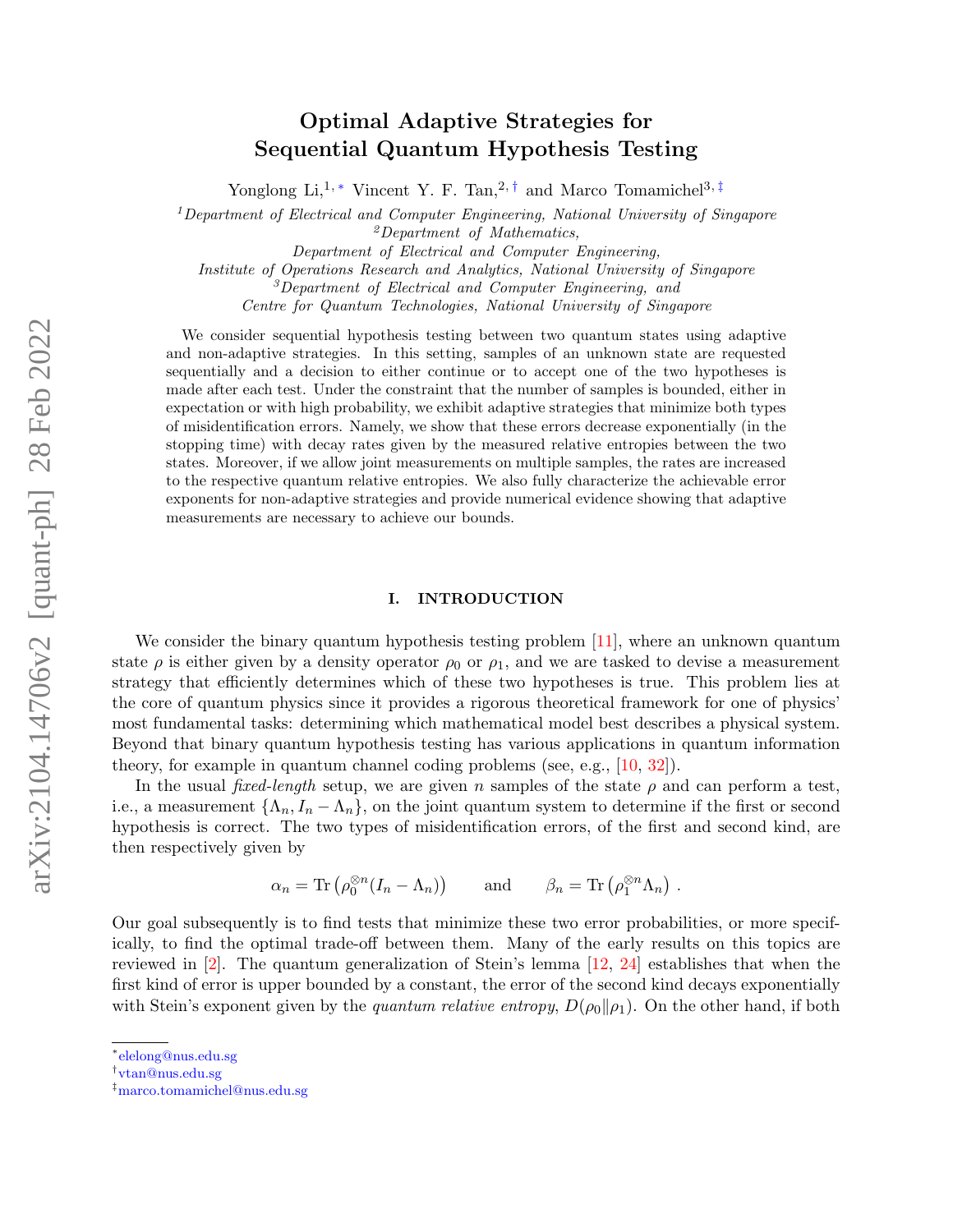# Optimal Adaptive Strategies for Sequential Quantum Hypothesis Testing

Yonglong Li,[1,*] Vincent Y. F. Tan,[2,†] and Marco Tomamichel[3,‡]

[1]*Department of Electrical and Computer Engineering, National University of Singapore*
[2]*Department of Mathematics, Department of Electrical and Computer Engineering, Institute of Operations Research and Analytics, National University of Singapore*
[3]*Department of Electrical and Computer Engineering, and Centre for Quantum Technologies, National University of Singapore*

We consider sequential hypothesis testing between two quantum states using adaptive and non-adaptive strategies. In this setting, samples of an unknown state are requested sequentially and a decision to either continue or to accept one of the two hypotheses is made after each test. Under the constraint that the number of samples is bounded, either in expectation or with high probability, we exhibit adaptive strategies that minimize both types of misidentification errors. Namely, we show that these errors decrease exponentially (in the stopping time) with decay rates given by the measured relative entropies between the two states. Moreover, if we allow joint measurements on multiple samples, the rates are increased to the respective quantum relative entropies. We also fully characterize the achievable error exponents for non-adaptive strategies and provide numerical evidence showing that adaptive measurements are necessary to achieve our bounds.

## I. INTRODUCTION

We consider the binary quantum hypothesis testing problem [11], where an unknown quantum state $\rho$ is either given by a density operator $\rho_0$ or $\rho_1$, and we are tasked to devise a measurement strategy that efficiently determines which of these two hypotheses is true. This problem lies at the core of quantum physics since it provides a rigorous theoretical framework for one of physics' most fundamental tasks: determining which mathematical model best describes a physical system. Beyond that binary quantum hypothesis testing has various applications in quantum information theory, for example in quantum channel coding problems (see, e.g., [10, 32]).

In the usual *fixed-length* setup, we are given $n$ samples of the state $\rho$ and can perform a test, i.e., a measurement $\{\Lambda_n, I_n - \Lambda_n\}$, on the joint quantum system to determine if the first or second hypothesis is correct. The two types of misidentification errors, of the first and second kind, are then respectively given by

$$\alpha_n = \mathrm{Tr}\left(\rho_0^{\otimes n}(I_n - \Lambda_n)\right) \qquad \text{and} \qquad \beta_n = \mathrm{Tr}\left(\rho_1^{\otimes n}\Lambda_n\right) .$$

Our goal subsequently is to find tests that minimize these two error probabilities, or more specifically, to find the optimal trade-off between them. Many of the early results on this topics are reviewed in [2]. The quantum generalization of Stein's lemma [12, 24] establishes that when the first kind of error is upper bounded by a constant, the error of the second kind decays exponentially with Stein's exponent given by the *quantum relative entropy*, $D(\rho_0\|\rho_1)$. On the other hand, if both

[*] elelong@nus.edu.sg
[†] vtan@nus.edu.sg
[‡] marco.tomamichel@nus.edu.sg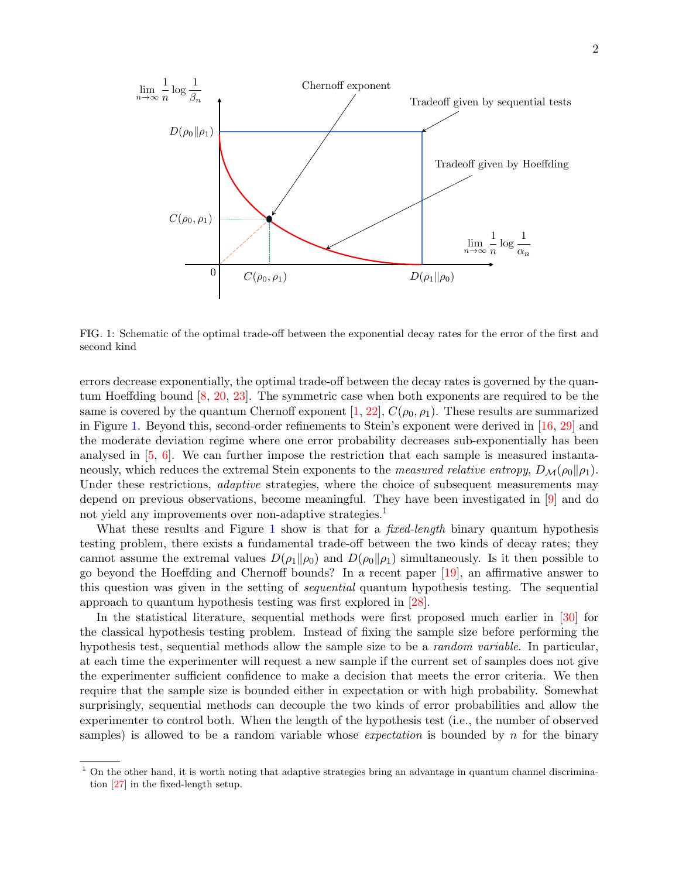FIG. 1: Schematic of the optimal trade-off between the exponential decay rates for the error of the first and second kind

errors decrease exponentially, the optimal trade-off between the decay rates is governed by the quantum Hoeffding bound [8, 20, 23]. The symmetric case when both exponents are required to be the same is covered by the quantum Chernoff exponent [1, 22], $C(\rho_0, \rho_1)$. These results are summarized in Figure 1. Beyond this, second-order refinements to Stein's exponent were derived in [16, 29] and the moderate deviation regime where one error probability decreases sub-exponentially has been analysed in [5, 6]. We can further impose the restriction that each sample is measured instantaneously, which reduces the extremal Stein exponents to the *measured relative entropy*, $D_{\mathcal{M}}(\rho_0\|\rho_1)$. Under these restrictions, *adaptive* strategies, where the choice of subsequent measurements may depend on previous observations, become meaningful. They have been investigated in [9] and do not yield any improvements over non-adaptive strategies.[1]

What these results and Figure 1 show is that for a *fixed-length* binary quantum hypothesis testing problem, there exists a fundamental trade-off between the two kinds of decay rates; they cannot assume the extremal values $D(\rho_1\|\rho_0)$ and $D(\rho_0\|\rho_1)$ simultaneously. Is it then possible to go beyond the Hoeffding and Chernoff bounds? In a recent paper [19], an affirmative answer to this question was given in the setting of *sequential* quantum hypothesis testing. The sequential approach to quantum hypothesis testing was first explored in [28].

In the statistical literature, sequential methods were first proposed much earlier in [30] for the classical hypothesis testing problem. Instead of fixing the sample size before performing the hypothesis test, sequential methods allow the sample size to be a *random variable*. In particular, at each time the experimenter will request a new sample if the current set of samples does not give the experimenter sufficient confidence to make a decision that meets the error criteria. We then require that the sample size is bounded either in expectation or with high probability. Somewhat surprisingly, sequential methods can decouple the two kinds of error probabilities and allow the experimenter to control both. When the length of the hypothesis test (i.e., the number of observed samples) is allowed to be a random variable whose *expectation* is bounded by $n$ for the binary

[1] On the other hand, it is worth noting that adaptive strategies bring an advantage in quantum channel discrimination [27] in the fixed-length setup.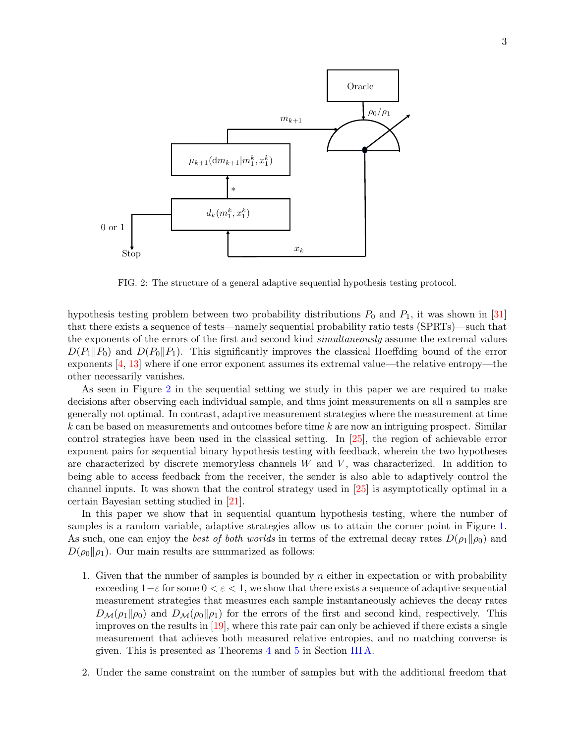FIG. 2: The structure of a general adaptive sequential hypothesis testing protocol.

hypothesis testing problem between two probability distributions $P_0$ and $P_1$, it was shown in [31] that there exists a sequence of tests—namely sequential probability ratio tests (SPRTs)—such that the exponents of the errors of the first and second kind *simultaneously* assume the extremal values $D(P_1\|P_0)$ and $D(P_0\|P_1)$. This significantly improves the classical Hoeffding bound of the error exponents [4, 13] where if one error exponent assumes its extremal value—the relative entropy—the other necessarily vanishes.

As seen in Figure 2 in the sequential setting we study in this paper we are required to make decisions after observing each individual sample, and thus joint measurements on all $n$ samples are generally not optimal. In contrast, adaptive measurement strategies where the measurement at time $k$ can be based on measurements and outcomes before time $k$ are now an intriguing prospect. Similar control strategies have been used in the classical setting. In [25], the region of achievable error exponent pairs for sequential binary hypothesis testing with feedback, wherein the two hypotheses are characterized by discrete memoryless channels $W$ and $V$, was characterized. In addition to being able to access feedback from the receiver, the sender is also able to adaptively control the channel inputs. It was shown that the control strategy used in [25] is asymptotically optimal in a certain Bayesian setting studied in [21].

In this paper we show that in sequential quantum hypothesis testing, where the number of samples is a random variable, adaptive strategies allow us to attain the corner point in Figure 1. As such, one can enjoy the *best of both worlds* in terms of the extremal decay rates $D(\rho_1\|\rho_0)$ and $D(\rho_0\|\rho_1)$. Our main results are summarized as follows:

1. Given that the number of samples is bounded by $n$ either in expectation or with probability exceeding $1-\varepsilon$ for some $0 < \varepsilon < 1$, we show that there exists a sequence of adaptive sequential measurement strategies that measures each sample instantaneously achieves the decay rates $D_{\mathcal{M}}(\rho_1\|\rho_0)$ and $D_{\mathcal{M}}(\rho_0\|\rho_1)$ for the errors of the first and second kind, respectively. This improves on the results in [19], where this rate pair can only be achieved if there exists a single measurement that achieves both measured relative entropies, and no matching converse is given. This is presented as Theorems 4 and 5 in Section III A.

2. Under the same constraint on the number of samples but with the additional freedom that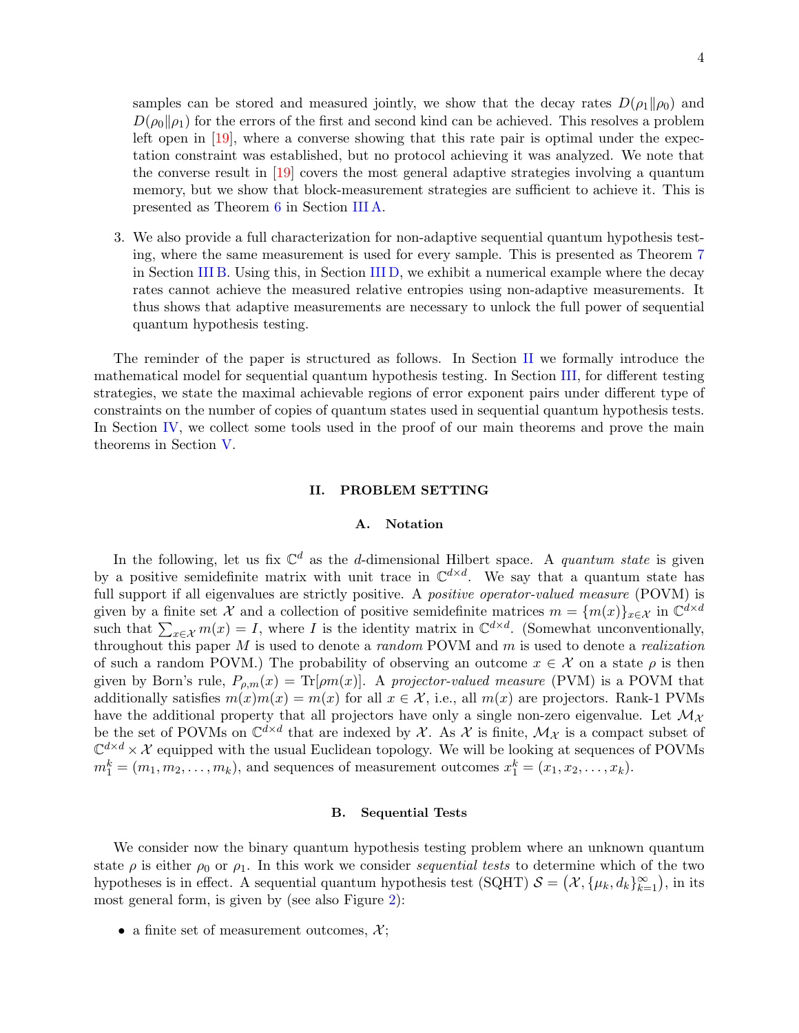samples can be stored and measured jointly, we show that the decay rates $D(\rho_1\|\rho_0)$ and $D(\rho_0\|\rho_1)$ for the errors of the first and second kind can be achieved. This resolves a problem left open in [19], where a converse showing that this rate pair is optimal under the expectation constraint was established, but no protocol achieving it was analyzed. We note that the converse result in [19] covers the most general adaptive strategies involving a quantum memory, but we show that block-measurement strategies are sufficient to achieve it. This is presented as Theorem 6 in Section III A.

3. We also provide a full characterization for non-adaptive sequential quantum hypothesis testing, where the same measurement is used for every sample. This is presented as Theorem 7 in Section III B. Using this, in Section III D, we exhibit a numerical example where the decay rates cannot achieve the measured relative entropies using non-adaptive measurements. It thus shows that adaptive measurements are necessary to unlock the full power of sequential quantum hypothesis testing.

The reminder of the paper is structured as follows. In Section II we formally introduce the mathematical model for sequential quantum hypothesis testing. In Section III, for different testing strategies, we state the maximal achievable regions of error exponent pairs under different type of constraints on the number of copies of quantum states used in sequential quantum hypothesis tests. In Section IV, we collect some tools used in the proof of our main theorems and prove the main theorems in Section V.

## II. PROBLEM SETTING

### A. Notation

In the following, let us fix $\mathbb{C}^d$ as the $d$-dimensional Hilbert space. A *quantum state* is given by a positive semidefinite matrix with unit trace in $\mathbb{C}^{d\times d}$. We say that a quantum state has full support if all eigenvalues are strictly positive. A *positive operator-valued measure* (POVM) is given by a finite set $\mathcal{X}$ and a collection of positive semidefinite matrices $m = \{m(x)\}_{x\in\mathcal{X}}$ in $\mathbb{C}^{d\times d}$ such that $\sum_{x\in\mathcal{X}} m(x) = I$, where $I$ is the identity matrix in $\mathbb{C}^{d\times d}$. (Somewhat unconventionally, throughout this paper $M$ is used to denote a *random* POVM and $m$ is used to denote a *realization* of such a random POVM.) The probability of observing an outcome $x \in \mathcal{X}$ on a state $\rho$ is then given by Born's rule, $P_{\rho,m}(x) = \mathrm{Tr}[\rho m(x)]$. A *projector-valued measure* (PVM) is a POVM that additionally satisfies $m(x)m(x) = m(x)$ for all $x \in \mathcal{X}$, i.e., all $m(x)$ are projectors. Rank-1 PVMs have the additional property that all projectors have only a single non-zero eigenvalue. Let $\mathcal{M}_\mathcal{X}$ be the set of POVMs on $\mathbb{C}^{d\times d}$ that are indexed by $\mathcal{X}$. As $\mathcal{X}$ is finite, $\mathcal{M}_\mathcal{X}$ is a compact subset of $\mathbb{C}^{d\times d} \times \mathcal{X}$ equipped with the usual Euclidean topology. We will be looking at sequences of POVMs $m_1^k = (m_1, m_2, \ldots, m_k)$, and sequences of measurement outcomes $x_1^k = (x_1, x_2, \ldots, x_k)$.

### B. Sequential Tests

We consider now the binary quantum hypothesis testing problem where an unknown quantum state $\rho$ is either $\rho_0$ or $\rho_1$. In this work we consider *sequential tests* to determine which of the two hypotheses is in effect. A sequential quantum hypothesis test (SQHT) $\mathcal{S} = \left(\mathcal{X}, \{\mu_k, d_k\}_{k=1}^{\infty}\right)$, in its most general form, is given by (see also Figure 2):

- a finite set of measurement outcomes, $\mathcal{X}$;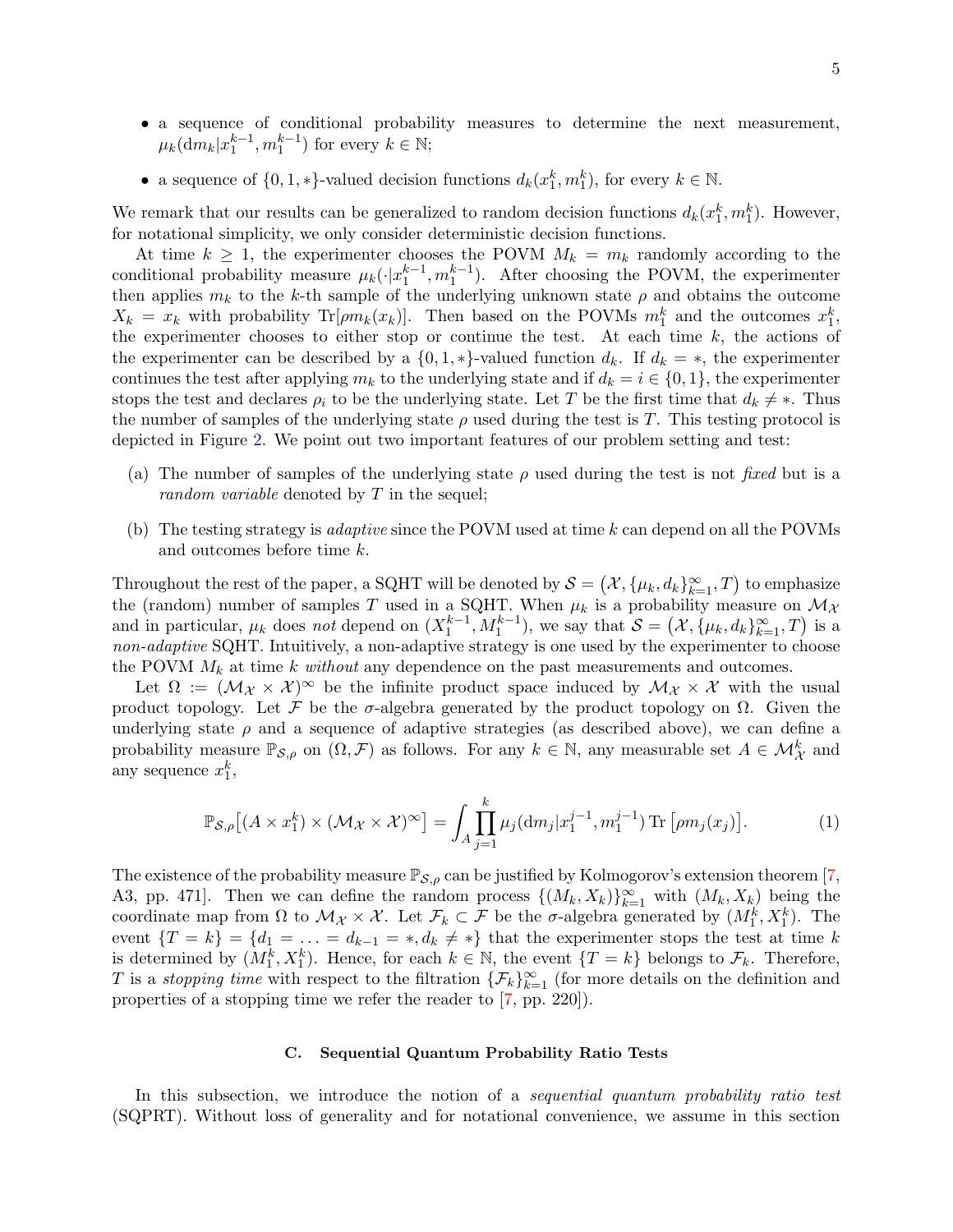- a sequence of conditional probability measures to determine the next measurement, $\mu_k(\mathrm{d}m_k|x_1^{k-1}, m_1^{k-1})$ for every $k \in \mathbb{N}$;
- a sequence of $\{0, 1, *\}$-valued decision functions $d_k(x_1^k, m_1^k)$, for every $k \in \mathbb{N}$.

We remark that our results can be generalized to random decision functions $d_k(x_1^k, m_1^k)$. However, for notational simplicity, we only consider deterministic decision functions.

At time $k \geq 1$, the experimenter chooses the POVM $M_k = m_k$ randomly according to the conditional probability measure $\mu_k(\cdot|x_1^{k-1}, m_1^{k-1})$. After choosing the POVM, the experimenter then applies $m_k$ to the $k$-th sample of the underlying unknown state $\rho$ and obtains the outcome $X_k = x_k$ with probability $\mathrm{Tr}[\rho m_k(x_k)]$. Then based on the POVMs $m_1^k$ and the outcomes $x_1^k$, the experimenter chooses to either stop or continue the test. At each time $k$, the actions of the experimenter can be described by a $\{0, 1, *\}$-valued function $d_k$. If $d_k = *$, the experimenter continues the test after applying $m_k$ to the underlying state and if $d_k = i \in \{0, 1\}$, the experimenter stops the test and declares $\rho_i$ to be the underlying state. Let $T$ be the first time that $d_k \neq *$. Thus the number of samples of the underlying state $\rho$ used during the test is $T$. This testing protocol is depicted in Figure 2. We point out two important features of our problem setting and test:

(a) The number of samples of the underlying state $\rho$ used during the test is not *fixed* but is a *random variable* denoted by $T$ in the sequel;

(b) The testing strategy is *adaptive* since the POVM used at time $k$ can depend on all the POVMs and outcomes before time $k$.

Throughout the rest of the paper, a SQHT will be denoted by $\mathcal{S} = \left(\mathcal{X}, \{\mu_k, d_k\}_{k=1}^{\infty}, T\right)$ to emphasize the (random) number of samples $T$ used in a SQHT. When $\mu_k$ is a probability measure on $\mathcal{M}_{\mathcal{X}}$ and in particular, $\mu_k$ does *not* depend on $(X_1^{k-1}, M_1^{k-1})$, we say that $\mathcal{S} = \left(\mathcal{X}, \{\mu_k, d_k\}_{k=1}^{\infty}, T\right)$ is a *non-adaptive* SQHT. Intuitively, a non-adaptive strategy is one used by the experimenter to choose the POVM $M_k$ at time $k$ *without* any dependence on the past measurements and outcomes.

Let $\Omega := (\mathcal{M}_{\mathcal{X}} \times \mathcal{X})^{\infty}$ be the infinite product space induced by $\mathcal{M}_{\mathcal{X}} \times \mathcal{X}$ with the usual product topology. Let $\mathcal{F}$ be the $\sigma$-algebra generated by the product topology on $\Omega$. Given the underlying state $\rho$ and a sequence of adaptive strategies (as described above), we can define a probability measure $\mathbb{P}_{\mathcal{S},\rho}$ on $(\Omega, \mathcal{F})$ as follows. For any $k \in \mathbb{N}$, any measurable set $A \in \mathcal{M}_{\mathcal{X}}^k$ and any sequence $x_1^k$,

$$\mathbb{P}_{\mathcal{S},\rho}\big[(A \times x_1^k) \times (\mathcal{M}_{\mathcal{X}} \times \mathcal{X})^{\infty}\big] = \int_A \prod_{j=1}^{k} \mu_j(\mathrm{d}m_j|x_1^{j-1}, m_1^{j-1}) \,\mathrm{Tr}\left[\rho m_j(x_j)\right]. \tag{1}$$

The existence of the probability measure $\mathbb{P}_{\mathcal{S},\rho}$ can be justified by Kolmogorov's extension theorem [7, A3, pp. 471]. Then we can define the random process $\{(M_k, X_k)\}_{k=1}^{\infty}$ with $(M_k, X_k)$ being the coordinate map from $\Omega$ to $\mathcal{M}_{\mathcal{X}} \times \mathcal{X}$. Let $\mathcal{F}_k \subset \mathcal{F}$ be the $\sigma$-algebra generated by $(M_1^k, X_1^k)$. The event $\{T = k\} = \{d_1 = \ldots = d_{k-1} = *, d_k \neq *\}$ that the experimenter stops the test at time $k$ is determined by $(M_1^k, X_1^k)$. Hence, for each $k \in \mathbb{N}$, the event $\{T = k\}$ belongs to $\mathcal{F}_k$. Therefore, $T$ is a *stopping time* with respect to the filtration $\{\mathcal{F}_k\}_{k=1}^{\infty}$ (for more details on the definition and properties of a stopping time we refer the reader to [7, pp. 220]).

### C. Sequential Quantum Probability Ratio Tests

In this subsection, we introduce the notion of a *sequential quantum probability ratio test* (SQPRT). Without loss of generality and for notational convenience, we assume in this section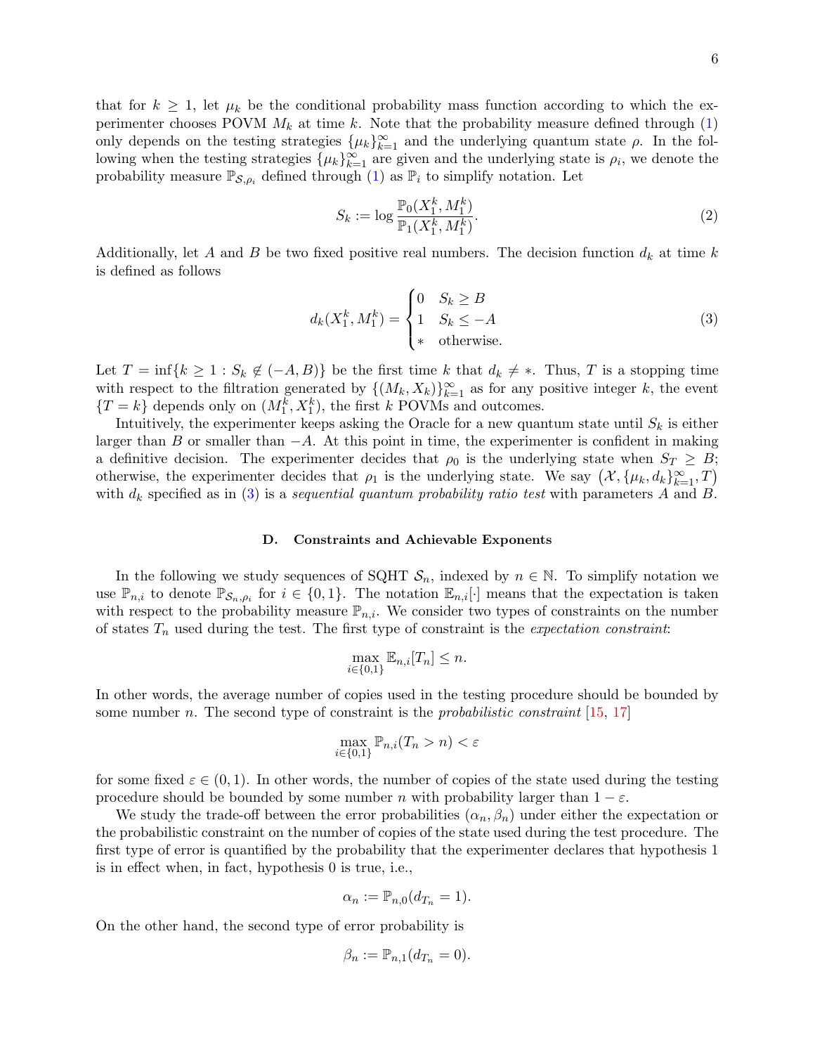that for $k \geq 1$, let $\mu_k$ be the conditional probability mass function according to which the experimenter chooses POVM $M_k$ at time $k$. Note that the probability measure defined through (1) only depends on the testing strategies $\{\mu_k\}_{k=1}^{\infty}$ and the underlying quantum state $\rho$. In the following when the testing strategies $\{\mu_k\}_{k=1}^{\infty}$ are given and the underlying state is $\rho_i$, we denote the probability measure $\mathbb{P}_{\mathcal{S},\rho_i}$ defined through (1) as $\mathbb{P}_i$ to simplify notation. Let

$$S_k := \log \frac{\mathbb{P}_0(X_1^k, M_1^k)}{\mathbb{P}_1(X_1^k, M_1^k)}. \tag{2}$$

Additionally, let $A$ and $B$ be two fixed positive real numbers. The decision function $d_k$ at time $k$ is defined as follows

$$d_k(X_1^k, M_1^k) = \begin{cases} 0 & S_k \geq B \\ 1 & S_k \leq -A \\ * & \text{otherwise.} \end{cases} \tag{3}$$

Let $T = \inf\{k \geq 1 : S_k \notin (-A, B)\}$ be the first time $k$ that $d_k \neq *$. Thus, $T$ is a stopping time with respect to the filtration generated by $\{(M_k, X_k)\}_{k=1}^{\infty}$ as for any positive integer $k$, the event $\{T = k\}$ depends only on $(M_1^k, X_1^k)$, the first $k$ POVMs and outcomes.

Intuitively, the experimenter keeps asking the Oracle for a new quantum state until $S_k$ is either larger than $B$ or smaller than $-A$. At this point in time, the experimenter is confident in making a definitive decision. The experimenter decides that $\rho_0$ is the underlying state when $S_T \geq B$; otherwise, the experimenter decides that $\rho_1$ is the underlying state. We say $\left(\mathcal{X}, \{\mu_k, d_k\}_{k=1}^{\infty}, T\right)$ with $d_k$ specified as in (3) is a *sequential quantum probability ratio test* with parameters $A$ and $B$.

### D. Constraints and Achievable Exponents

In the following we study sequences of SQHT $\mathcal{S}_n$, indexed by $n \in \mathbb{N}$. To simplify notation we use $\mathbb{P}_{n,i}$ to denote $\mathbb{P}_{\mathcal{S}_n,\rho_i}$ for $i \in \{0,1\}$. The notation $\mathbb{E}_{n,i}[\cdot]$ means that the expectation is taken with respect to the probability measure $\mathbb{P}_{n,i}$. We consider two types of constraints on the number of states $T_n$ used during the test. The first type of constraint is the *expectation constraint*:

$$\max_{i \in \{0,1\}} \mathbb{E}_{n,i}[T_n] \leq n.$$

In other words, the average number of copies used in the testing procedure should be bounded by some number $n$. The second type of constraint is the *probabilistic constraint* [15, 17]

$$\max_{i \in \{0,1\}} \mathbb{P}_{n,i}(T_n > n) < \varepsilon$$

for some fixed $\varepsilon \in (0,1)$. In other words, the number of copies of the state used during the testing procedure should be bounded by some number $n$ with probability larger than $1 - \varepsilon$.

We study the trade-off between the error probabilities $(\alpha_n, \beta_n)$ under either the expectation or the probabilistic constraint on the number of copies of the state used during the test procedure. The first type of error is quantified by the probability that the experimenter declares that hypothesis 1 is in effect when, in fact, hypothesis 0 is true, i.e.,

$$\alpha_n := \mathbb{P}_{n,0}(d_{T_n} = 1).$$

On the other hand, the second type of error probability is

$$\beta_n := \mathbb{P}_{n,1}(d_{T_n} = 0).$$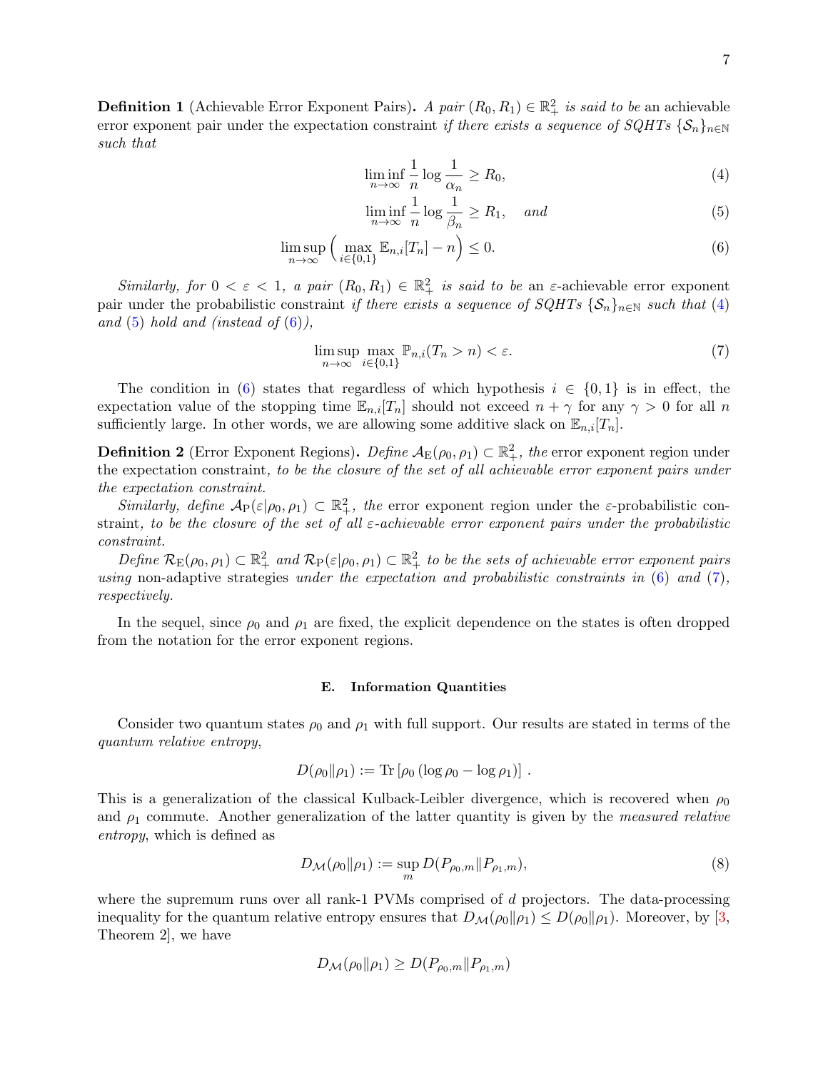**Definition 1** (Achievable Error Exponent Pairs)**.** *A pair* $(R_0, R_1) \in \mathbb{R}_+^2$ *is said to be* an achievable error exponent pair under the expectation constraint *if there exists a sequence of SQHTs* $\{\mathcal{S}_n\}_{n\in\mathbb{N}}$ *such that*

$$\liminf_{n\to\infty} \frac{1}{n} \log \frac{1}{\alpha_n} \geq R_0, \tag{4}$$

$$\liminf_{n\to\infty} \frac{1}{n} \log \frac{1}{\beta_n} \geq R_1, \quad \text{and} \tag{5}$$

$$\limsup_{n\to\infty} \Big( \max_{i\in\{0,1\}} \mathbb{E}_{n,i}[T_n] - n \Big) \leq 0. \tag{6}$$

*Similarly, for* $0 < \varepsilon < 1$*, a pair* $(R_0, R_1) \in \mathbb{R}_+^2$ *is said to be* an $\varepsilon$-achievable error exponent pair under the probabilistic constraint *if there exists a sequence of SQHTs* $\{\mathcal{S}_n\}_{n\in\mathbb{N}}$ *such that* (4) *and* (5) *hold and (instead of* (6)*),*

$$\limsup_{n\to\infty} \max_{i\in\{0,1\}} \mathbb{P}_{n,i}(T_n > n) < \varepsilon. \tag{7}$$

The condition in (6) states that regardless of which hypothesis $i \in \{0, 1\}$ is in effect, the expectation value of the stopping time $\mathbb{E}_{n,i}[T_n]$ should not exceed $n + \gamma$ for any $\gamma > 0$ for all $n$ sufficiently large. In other words, we are allowing some additive slack on $\mathbb{E}_{n,i}[T_n]$.

**Definition 2** (Error Exponent Regions)**.** *Define* $\mathcal{A}_{\mathrm{E}}(\rho_0, \rho_1) \subset \mathbb{R}_+^2$*, the* error exponent region under the expectation constraint*, to be the closure of the set of all achievable error exponent pairs under the expectation constraint.*

*Similarly, define* $\mathcal{A}_{\mathrm{P}}(\varepsilon|\rho_0, \rho_1) \subset \mathbb{R}_+^2$*, the* error exponent region under the $\varepsilon$-probabilistic constraint*, to be the closure of the set of all* $\varepsilon$*-achievable error exponent pairs under the probabilistic constraint.*

*Define* $\mathcal{R}_{\mathrm{E}}(\rho_0, \rho_1) \subset \mathbb{R}_+^2$ *and* $\mathcal{R}_{\mathrm{P}}(\varepsilon|\rho_0, \rho_1) \subset \mathbb{R}_+^2$ *to be the sets of achievable error exponent pairs using* non-adaptive strategies *under the expectation and probabilistic constraints in* (6) *and* (7)*, respectively.*

In the sequel, since $\rho_0$ and $\rho_1$ are fixed, the explicit dependence on the states is often dropped from the notation for the error exponent regions.

### E. Information Quantities

Consider two quantum states $\rho_0$ and $\rho_1$ with full support. Our results are stated in terms of the *quantum relative entropy*,

$$D(\rho_0\|\rho_1) := \mathrm{Tr}\left[\rho_0\left(\log\rho_0 - \log\rho_1\right)\right] .$$

This is a generalization of the classical Kullback-Leibler divergence, which is recovered when $\rho_0$ and $\rho_1$ commute. Another generalization of the latter quantity is given by the *measured relative entropy*, which is defined as

$$D_{\mathcal{M}}(\rho_0\|\rho_1) := \sup_{m} D(P_{\rho_0,m}\|P_{\rho_1,m}), \tag{8}$$

where the supremum runs over all rank-1 PVMs comprised of $d$ projectors. The data-processing inequality for the quantum relative entropy ensures that $D_{\mathcal{M}}(\rho_0\|\rho_1) \leq D(\rho_0\|\rho_1)$. Moreover, by [3, Theorem 2], we have

$$D_{\mathcal{M}}(\rho_0\|\rho_1) \geq D(P_{\rho_0,m}\|P_{\rho_1,m})$$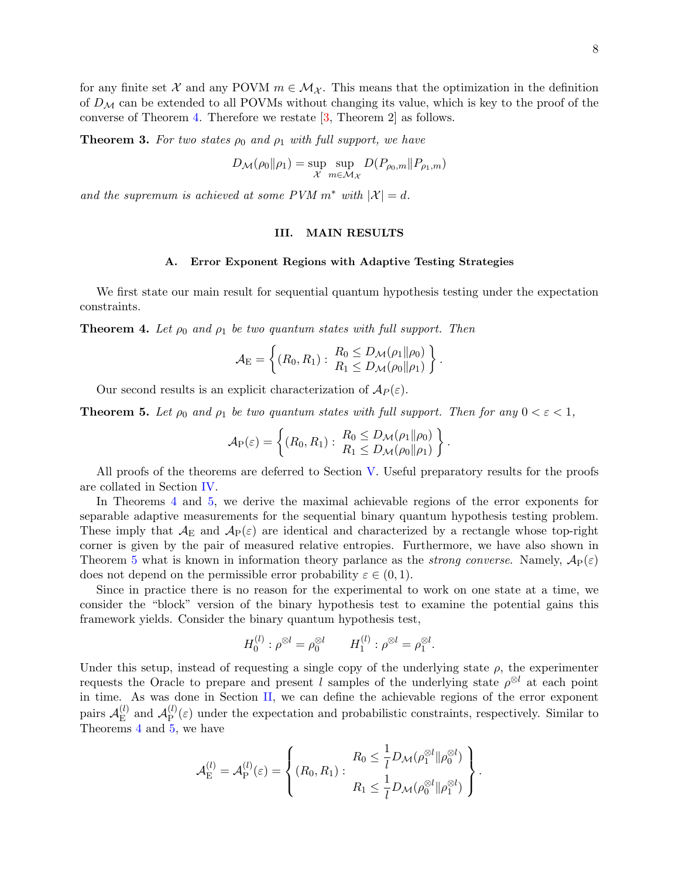for any finite set $\mathcal{X}$ and any POVM $m \in \mathcal{M}_{\mathcal{X}}$. This means that the optimization in the definition of $D_{\mathcal{M}}$ can be extended to all POVMs without changing its value, which is key to the proof of the converse of Theorem 4. Therefore we restate [3, Theorem 2] as follows.

**Theorem 3.** *For two states $\rho_0$ and $\rho_1$ with full support, we have*

$$D_{\mathcal{M}}(\rho_0\|\rho_1) = \sup_{\mathcal{X}} \sup_{m\in\mathcal{M}_{\mathcal{X}}} D(P_{\rho_0,m}\|P_{\rho_1,m})$$

*and the supremum is achieved at some PVM $m^*$ with $|\mathcal{X}| = d$.*

## III. MAIN RESULTS

### A. Error Exponent Regions with Adaptive Testing Strategies

We first state our main result for sequential quantum hypothesis testing under the expectation constraints.

**Theorem 4.** *Let $\rho_0$ and $\rho_1$ be two quantum states with full support. Then*

$$\mathcal{A}_{\mathrm{E}} = \left\{ (R_0, R_1) : \begin{array}{l} R_0 \leq D_{\mathcal{M}}(\rho_1\|\rho_0) \\ R_1 \leq D_{\mathcal{M}}(\rho_0\|\rho_1) \end{array} \right\}.$$

Our second results is an explicit characterization of $\mathcal{A}_P(\varepsilon)$.

**Theorem 5.** *Let $\rho_0$ and $\rho_1$ be two quantum states with full support. Then for any $0 < \varepsilon < 1$,*

$$\mathcal{A}_{\mathrm{P}}(\varepsilon) = \left\{ (R_0, R_1) : \begin{array}{l} R_0 \leq D_{\mathcal{M}}(\rho_1\|\rho_0) \\ R_1 \leq D_{\mathcal{M}}(\rho_0\|\rho_1) \end{array} \right\}.$$

All proofs of the theorems are deferred to Section V. Useful preparatory results for the proofs are collated in Section IV.

In Theorems 4 and 5, we derive the maximal achievable regions of the error exponents for separable adaptive measurements for the sequential binary quantum hypothesis testing problem. These imply that $\mathcal{A}_{\mathrm{E}}$ and $\mathcal{A}_{\mathrm{P}}(\varepsilon)$ are identical and characterized by a rectangle whose top-right corner is given by the pair of measured relative entropies. Furthermore, we have also shown in Theorem 5 what is known in information theory parlance as the *strong converse*. Namely, $\mathcal{A}_{\mathrm{P}}(\varepsilon)$ does not depend on the permissible error probability $\varepsilon \in (0, 1)$.

Since in practice there is no reason for the experimental to work on one state at a time, we consider the "block" version of the binary hypothesis test to examine the potential gains this framework yields. Consider the binary quantum hypothesis test,

$$H_0^{(l)} : \rho^{\otimes l} = \rho_0^{\otimes l} \qquad H_1^{(l)} : \rho^{\otimes l} = \rho_1^{\otimes l}.$$

Under this setup, instead of requesting a single copy of the underlying state $\rho$, the experimenter requests the Oracle to prepare and present $l$ samples of the underlying state $\rho^{\otimes l}$ at each point in time. As was done in Section II, we can define the achievable regions of the error exponent pairs $\mathcal{A}_{\mathrm{E}}^{(l)}$ and $\mathcal{A}_{\mathrm{P}}^{(l)}(\varepsilon)$ under the expectation and probabilistic constraints, respectively. Similar to Theorems 4 and 5, we have

$$\mathcal{A}_{\mathrm{E}}^{(l)} = \mathcal{A}_{\mathrm{P}}^{(l)}(\varepsilon) = \left\{ (R_0, R_1) : \begin{array}{l} R_0 \leq \dfrac{1}{l} D_{\mathcal{M}}(\rho_1^{\otimes l}\|\rho_0^{\otimes l}) \\ R_1 \leq \dfrac{1}{l} D_{\mathcal{M}}(\rho_0^{\otimes l}\|\rho_1^{\otimes l}) \end{array} \right\}.$$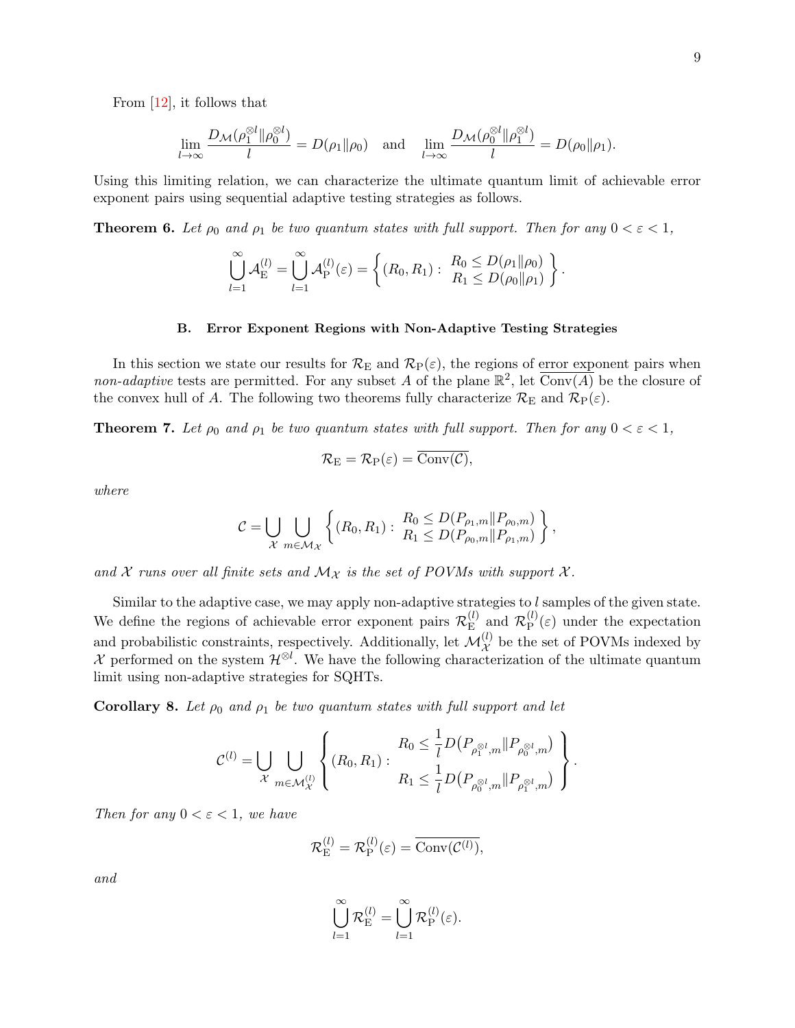From [12], it follows that

$$\lim_{l\to\infty} \frac{D_{\mathcal{M}}(\rho_1^{\otimes l}\|\rho_0^{\otimes l})}{l} = D(\rho_1\|\rho_0) \quad \text{and} \quad \lim_{l\to\infty} \frac{D_{\mathcal{M}}(\rho_0^{\otimes l}\|\rho_1^{\otimes l})}{l} = D(\rho_0\|\rho_1).$$

Using this limiting relation, we can characterize the ultimate quantum limit of achievable error exponent pairs using sequential adaptive testing strategies as follows.

**Theorem 6.** *Let $\rho_0$ and $\rho_1$ be two quantum states with full support. Then for any $0 < \varepsilon < 1$,*

$$\bigcup_{l=1}^{\infty} \mathcal{A}_{\mathrm{E}}^{(l)} = \bigcup_{l=1}^{\infty} \mathcal{A}_{\mathrm{P}}^{(l)}(\varepsilon) = \left\{ (R_0, R_1) : \begin{array}{c} R_0 \le D(\rho_1\|\rho_0) \\ R_1 \le D(\rho_0\|\rho_1) \end{array} \right\}.$$

### B. Error Exponent Regions with Non-Adaptive Testing Strategies

In this section we state our results for $\mathcal{R}_{\mathrm{E}}$ and $\mathcal{R}_{\mathrm{P}}(\varepsilon)$, the regions of error exponent pairs when *non-adaptive* tests are permitted. For any subset $A$ of the plane $\mathbb{R}^2$, let $\overline{\mathrm{Conv}(A)}$ be the closure of the convex hull of $A$. The following two theorems fully characterize $\mathcal{R}_{\mathrm{E}}$ and $\mathcal{R}_{\mathrm{P}}(\varepsilon)$.

**Theorem 7.** *Let $\rho_0$ and $\rho_1$ be two quantum states with full support. Then for any $0 < \varepsilon < 1$,*

$$\mathcal{R}_{\mathrm{E}} = \mathcal{R}_{\mathrm{P}}(\varepsilon) = \overline{\mathrm{Conv}(\mathcal{C})},$$

*where*

$$\mathcal{C} = \bigcup_{\mathcal{X}} \bigcup_{m\in\mathcal{M}_{\mathcal{X}}} \left\{ (R_0, R_1) : \begin{array}{c} R_0 \le D(P_{\rho_1,m}\|P_{\rho_0,m}) \\ R_1 \le D(P_{\rho_0,m}\|P_{\rho_1,m}) \end{array} \right\},$$

*and $\mathcal{X}$ runs over all finite sets and $\mathcal{M}_{\mathcal{X}}$ is the set of POVMs with support $\mathcal{X}$.*

Similar to the adaptive case, we may apply non-adaptive strategies to $l$ samples of the given state. We define the regions of achievable error exponent pairs $\mathcal{R}_{\mathrm{E}}^{(l)}$ and $\mathcal{R}_{\mathrm{P}}^{(l)}(\varepsilon)$ under the expectation and probabilistic constraints, respectively. Additionally, let $\mathcal{M}_{\mathcal{X}}^{(l)}$ be the set of POVMs indexed by $\mathcal{X}$ performed on the system $\mathcal{H}^{\otimes l}$. We have the following characterization of the ultimate quantum limit using non-adaptive strategies for SQHTs.

**Corollary 8.** *Let $\rho_0$ and $\rho_1$ be two quantum states with full support and let*

$$\mathcal{C}^{(l)} = \bigcup_{\mathcal{X}} \bigcup_{m\in\mathcal{M}_{\mathcal{X}}^{(l)}} \left\{ (R_0, R_1) : \begin{array}{c} R_0 \le \dfrac{1}{l} D\big(P_{\rho_1^{\otimes l},m}\|P_{\rho_0^{\otimes l},m}\big) \\ R_1 \le \dfrac{1}{l} D\big(P_{\rho_0^{\otimes l},m}\|P_{\rho_1^{\otimes l},m}\big) \end{array} \right\}.$$

*Then for any $0 < \varepsilon < 1$, we have*

$$\mathcal{R}_{\mathrm{E}}^{(l)} = \mathcal{R}_{\mathrm{P}}^{(l)}(\varepsilon) = \overline{\mathrm{Conv}(\mathcal{C}^{(l)})},$$

*and*

$$\bigcup_{l=1}^{\infty} \mathcal{R}_{\mathrm{E}}^{(l)} = \bigcup_{l=1}^{\infty} \mathcal{R}_{\mathrm{P}}^{(l)}(\varepsilon).$$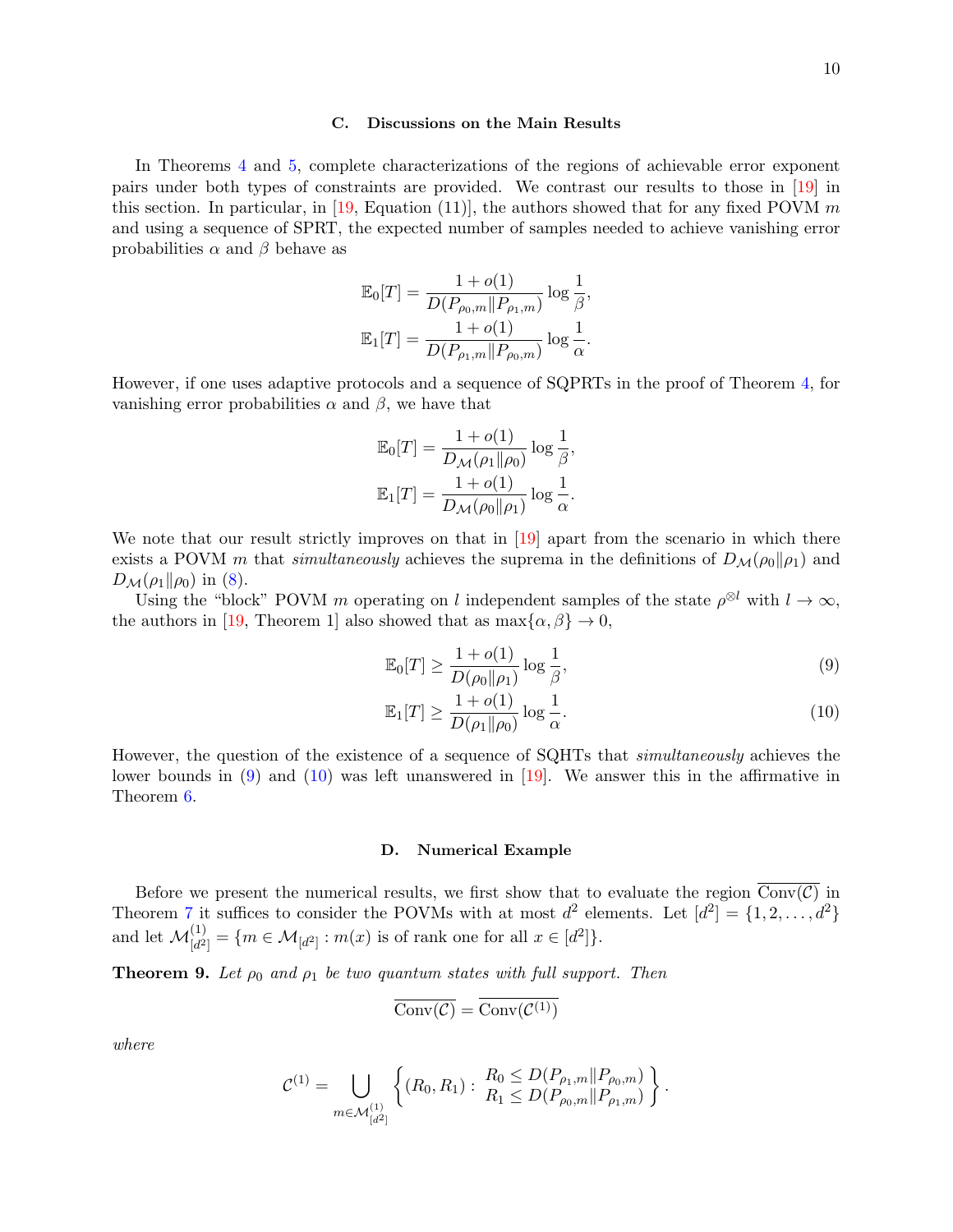### C. Discussions on the Main Results

In Theorems 4 and 5, complete characterizations of the regions of achievable error exponent pairs under both types of constraints are provided. We contrast our results to those in [19] in this section. In particular, in [19, Equation (11)], the authors showed that for any fixed POVM $m$ and using a sequence of SPRT, the expected number of samples needed to achieve vanishing error probabilities $\alpha$ and $\beta$ behave as

$$\mathbb{E}_0[T] = \frac{1+o(1)}{D(P_{\rho_0,m}\|P_{\rho_1,m})} \log\frac{1}{\beta},$$
$$\mathbb{E}_1[T] = \frac{1+o(1)}{D(P_{\rho_1,m}\|P_{\rho_0,m})} \log\frac{1}{\alpha}.$$

However, if one uses adaptive protocols and a sequence of SQPRTs in the proof of Theorem 4, for vanishing error probabilities $\alpha$ and $\beta$, we have that

$$\mathbb{E}_0[T] = \frac{1+o(1)}{D_{\mathcal{M}}(\rho_1\|\rho_0)} \log\frac{1}{\beta},$$
$$\mathbb{E}_1[T] = \frac{1+o(1)}{D_{\mathcal{M}}(\rho_0\|\rho_1)} \log\frac{1}{\alpha}.$$

We note that our result strictly improves on that in [19] apart from the scenario in which there exists a POVM $m$ that *simultaneously* achieves the suprema in the definitions of $D_{\mathcal{M}}(\rho_0\|\rho_1)$ and $D_{\mathcal{M}}(\rho_1\|\rho_0)$ in (8).

Using the "block" POVM $m$ operating on $l$ independent samples of the state $\rho^{\otimes l}$ with $l\to\infty$, the authors in [19, Theorem 1] also showed that as $\max\{\alpha,\beta\}\to 0$,

$$\mathbb{E}_0[T] \geq \frac{1+o(1)}{D(\rho_0\|\rho_1)} \log\frac{1}{\beta}, \tag{9}$$
$$\mathbb{E}_1[T] \geq \frac{1+o(1)}{D(\rho_1\|\rho_0)} \log\frac{1}{\alpha}. \tag{10}$$

However, the question of the existence of a sequence of SQHTs that *simultaneously* achieves the lower bounds in (9) and (10) was left unanswered in [19]. We answer this in the affirmative in Theorem 6.

### D. Numerical Example

Before we present the numerical results, we first show that to evaluate the region $\overline{\mathrm{Conv}(\mathcal{C})}$ in Theorem 7 it suffices to consider the POVMs with at most $d^2$ elements. Let $[d^2]=\{1,2,\ldots,d^2\}$ and let $\mathcal{M}^{(1)}_{[d^2]} = \{m\in\mathcal{M}_{[d^2]} : m(x) \text{ is of rank one for all } x\in[d^2]\}$.

**Theorem 9.** *Let $\rho_0$ and $\rho_1$ be two quantum states with full support. Then*

$$\overline{\mathrm{Conv}(\mathcal{C})} = \overline{\mathrm{Conv}(\mathcal{C}^{(1)})}$$

*where*

$$\mathcal{C}^{(1)} = \bigcup_{m\in\mathcal{M}^{(1)}_{[d^2]}} \left\{(R_0,R_1) : \begin{array}{l} R_0 \leq D(P_{\rho_1,m}\|P_{\rho_0,m}) \\ R_1 \leq D(P_{\rho_0,m}\|P_{\rho_1,m}) \end{array}\right\}.$$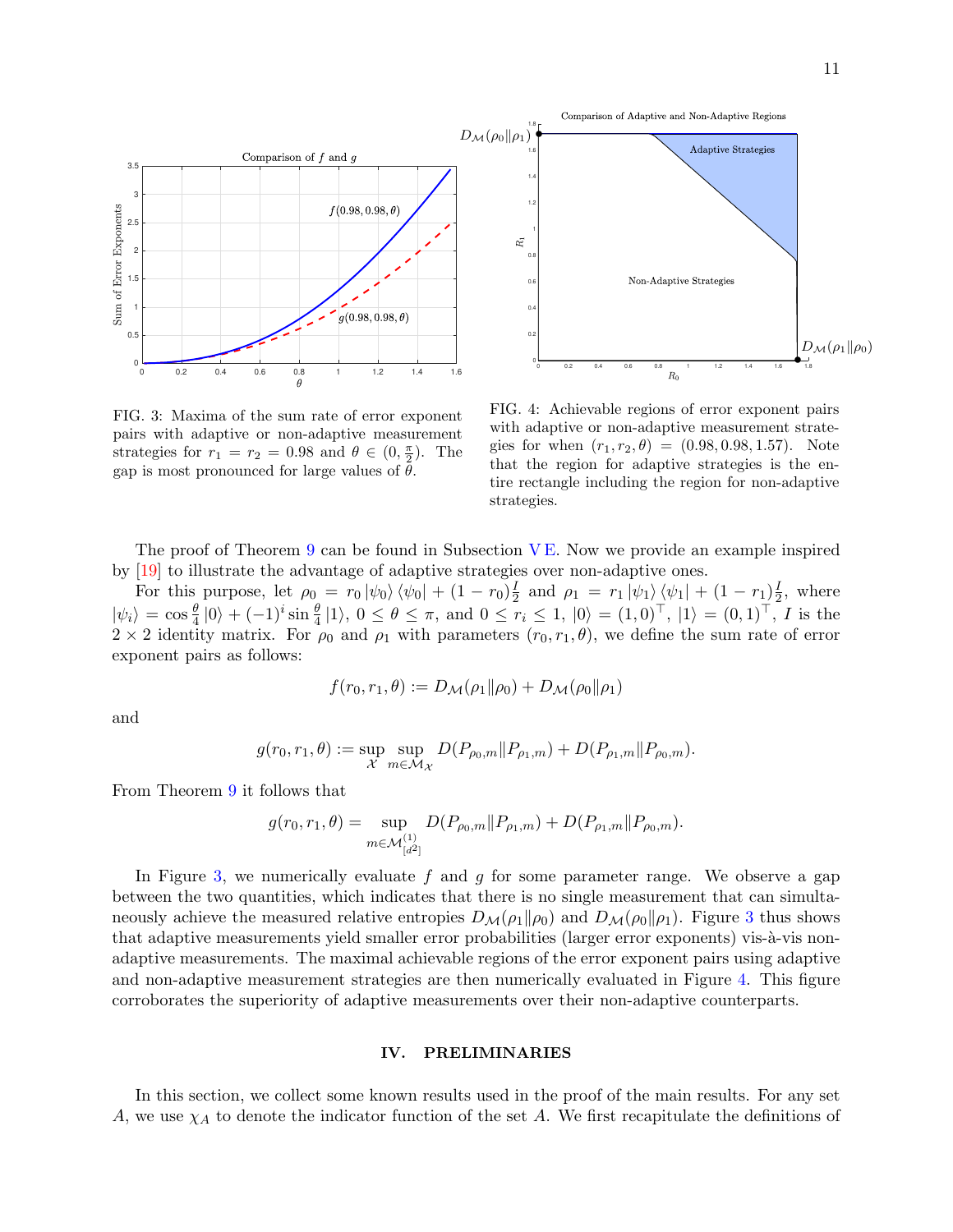FIG. 3: Maxima of the sum rate of error exponent pairs with adaptive or non-adaptive measurement strategies for $r_1 = r_2 = 0.98$ and $\theta \in (0, \frac{\pi}{2})$. The gap is most pronounced for large values of $\theta$.

FIG. 4: Achievable regions of error exponent pairs with adaptive or non-adaptive measurement strategies for when $(r_1, r_2, \theta) = (0.98, 0.98, 1.57)$. Note that the region for adaptive strategies is the entire rectangle including the region for non-adaptive strategies.

The proof of Theorem 9 can be found in Subsection V E. Now we provide an example inspired by [19] to illustrate the advantage of adaptive strategies over non-adaptive ones.

For this purpose, let $\rho_0 = r_0 |\psi_0\rangle\langle\psi_0| + (1 - r_0)\frac{I}{2}$ and $\rho_1 = r_1 |\psi_1\rangle\langle\psi_1| + (1 - r_1)\frac{I}{2}$, where $|\psi_i\rangle = \cos\frac{\theta}{4}|0\rangle + (-1)^i \sin\frac{\theta}{4}|1\rangle$, $0 \leq \theta \leq \pi$, and $0 \leq r_i \leq 1$, $|0\rangle = (1, 0)^\top$, $|1\rangle = (0, 1)^\top$, $I$ is the $2 \times 2$ identity matrix. For $\rho_0$ and $\rho_1$ with parameters $(r_0, r_1, \theta)$, we define the sum rate of error exponent pairs as follows:

$$f(r_0, r_1, \theta) := D_{\mathcal{M}}(\rho_1 \| \rho_0) + D_{\mathcal{M}}(\rho_0 \| \rho_1)$$

and

$$g(r_0, r_1, \theta) := \sup_{\mathcal{X}} \sup_{m \in \mathcal{M}_{\mathcal{X}}} D(P_{\rho_0, m} \| P_{\rho_1, m}) + D(P_{\rho_1, m} \| P_{\rho_0, m}).$$

From Theorem 9 it follows that

$$g(r_0, r_1, \theta) = \sup_{m \in \mathcal{M}^{(1)}_{[d^2]}} D(P_{\rho_0, m} \| P_{\rho_1, m}) + D(P_{\rho_1, m} \| P_{\rho_0, m}).$$

In Figure 3, we numerically evaluate $f$ and $g$ for some parameter range. We observe a gap between the two quantities, which indicates that there is no single measurement that can simultaneously achieve the measured relative entropies $D_{\mathcal{M}}(\rho_1 \| \rho_0)$ and $D_{\mathcal{M}}(\rho_0 \| \rho_1)$. Figure 3 thus shows that adaptive measurements yield smaller error probabilities (larger error exponents) vis-à-vis non-adaptive measurements. The maximal achievable regions of the error exponent pairs using adaptive and non-adaptive measurement strategies are then numerically evaluated in Figure 4. This figure corroborates the superiority of adaptive measurements over their non-adaptive counterparts.

## IV. PRELIMINARIES

In this section, we collect some known results used in the proof of the main results. For any set $A$, we use $\chi_A$ to denote the indicator function of the set $A$. We first recapitulate the definitions of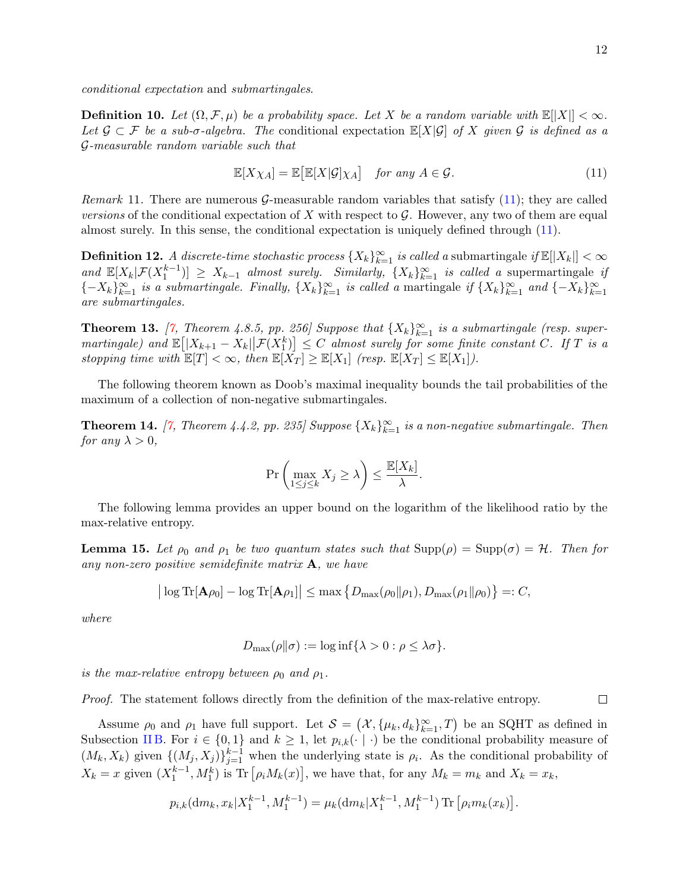*conditional expectation* and *submartingales*.

**Definition 10.** *Let $(\Omega, \mathcal{F}, \mu)$ be a probability space. Let $X$ be a random variable with $\mathbb{E}[|X|] < \infty$. Let $\mathcal{G} \subset \mathcal{F}$ be a sub-$\sigma$-algebra. The* conditional expectation $\mathbb{E}[X|\mathcal{G}]$ *of $X$ given $\mathcal{G}$ is defined as a $\mathcal{G}$-measurable random variable such that*

$$\mathbb{E}[X\chi_A] = \mathbb{E}\big[\mathbb{E}[X|\mathcal{G}]\chi_A\big] \quad \text{for any } A \in \mathcal{G}. \tag{11}$$

*Remark* 11. There are numerous $\mathcal{G}$-measurable random variables that satisfy (11); they are called *versions* of the conditional expectation of $X$ with respect to $\mathcal{G}$. However, any two of them are equal almost surely. In this sense, the conditional expectation is uniquely defined through (11).

**Definition 12.** *A discrete-time stochastic process $\{X_k\}_{k=1}^{\infty}$ is called a* submartingale *if $\mathbb{E}[|X_k|] < \infty$ and $\mathbb{E}[X_k|\mathcal{F}(X_1^{k-1})] \geq X_{k-1}$ almost surely. Similarly, $\{X_k\}_{k=1}^{\infty}$ is called a* supermartingale *if $\{-X_k\}_{k=1}^{\infty}$ is a submartingale. Finally, $\{X_k\}_{k=1}^{\infty}$ is called a* martingale *if $\{X_k\}_{k=1}^{\infty}$ and $\{-X_k\}_{k=1}^{\infty}$ are submartingales.*

**Theorem 13.** *[7, Theorem 4.8.5, pp. 256] Suppose that $\{X_k\}_{k=1}^{\infty}$ is a submartingale (resp. supermartingale) and $\mathbb{E}\big[|X_{k+1} - X_k|\big|\mathcal{F}(X_1^k)\big] \leq C$ almost surely for some finite constant $C$. If $T$ is a stopping time with $\mathbb{E}[T] < \infty$, then $\mathbb{E}[X_T] \geq \mathbb{E}[X_1]$ (resp. $\mathbb{E}[X_T] \leq \mathbb{E}[X_1]$).*

The following theorem known as Doob's maximal inequality bounds the tail probabilities of the maximum of a collection of non-negative submartingales.

**Theorem 14.** *[7, Theorem 4.4.2, pp. 235] Suppose $\{X_k\}_{k=1}^{\infty}$ is a non-negative submartingale. Then for any $\lambda > 0$,*

$$\Pr\left(\max_{1 \leq j \leq k} X_j \geq \lambda\right) \leq \frac{\mathbb{E}[X_k]}{\lambda}.$$

The following lemma provides an upper bound on the logarithm of the likelihood ratio by the max-relative entropy.

**Lemma 15.** *Let $\rho_0$ and $\rho_1$ be two quantum states such that $\mathrm{Supp}(\rho) = \mathrm{Supp}(\sigma) = \mathcal{H}$. Then for any non-zero positive semidefinite matrix $\mathbf{A}$, we have*

$$\big|\log \mathrm{Tr}[\mathbf{A}\rho_0] - \log \mathrm{Tr}[\mathbf{A}\rho_1]\big| \leq \max\big\{D_{\max}(\rho_0\|\rho_1), D_{\max}(\rho_1\|\rho_0)\big\} =: C,$$

*where*

$$D_{\max}(\rho\|\sigma) := \log \inf\{\lambda > 0 : \rho \leq \lambda\sigma\}.$$

*is the max-relative entropy between $\rho_0$ and $\rho_1$.*

*Proof.* The statement follows directly from the definition of the max-relative entropy. $\square$

Assume $\rho_0$ and $\rho_1$ have full support. Let $\mathcal{S} = \big(\mathcal{X}, \{\mu_k, d_k\}_{k=1}^{\infty}, T\big)$ be an SQHT as defined in Subsection II B. For $i \in \{0, 1\}$ and $k \geq 1$, let $p_{i,k}(\cdot \mid \cdot)$ be the conditional probability measure of $(M_k, X_k)$ given $\{(M_j, X_j)\}_{j=1}^{k-1}$ when the underlying state is $\rho_i$. As the conditional probability of $X_k = x$ given $(X_1^{k-1}, M_1^k)$ is $\mathrm{Tr}\left[\rho_i M_k(x)\right]$, we have that, for any $M_k = m_k$ and $X_k = x_k$,

$$p_{i,k}(\mathrm{d}m_k, x_k|X_1^{k-1}, M_1^{k-1}) = \mu_k(\mathrm{d}m_k|X_1^{k-1}, M_1^{k-1})\, \mathrm{Tr}\left[\rho_i m_k(x_k)\right].$$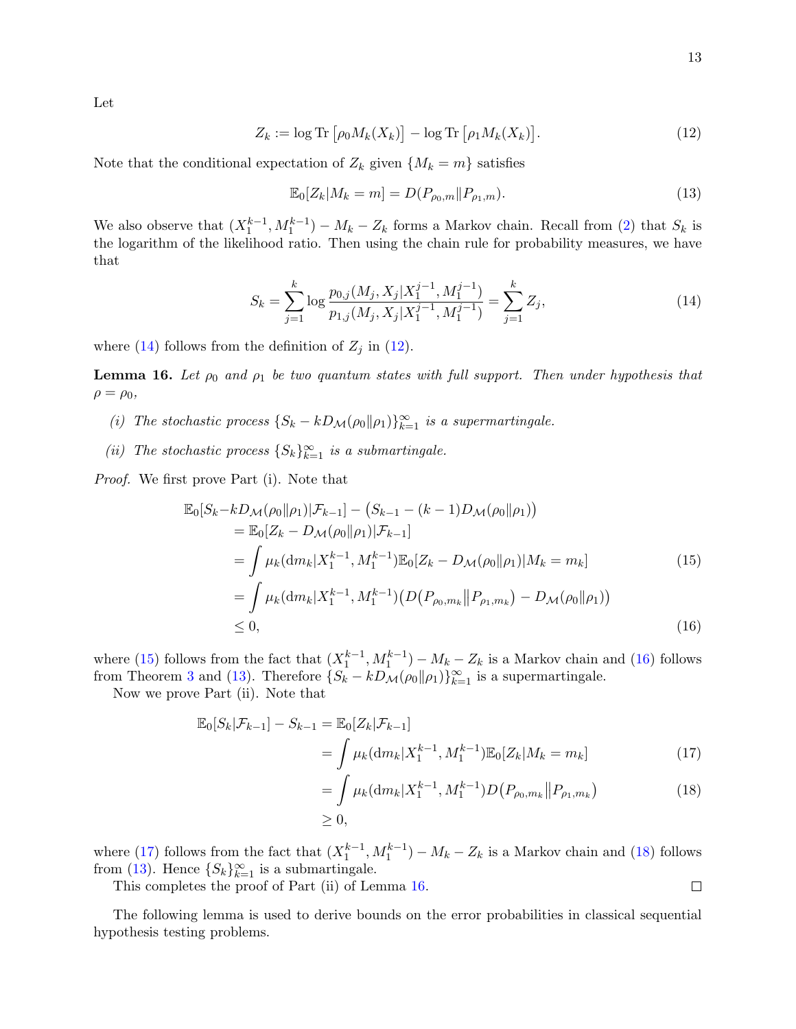Let

$$Z_k := \log \operatorname{Tr}\left[\rho_0 M_k(X_k)\right] - \log \operatorname{Tr}\left[\rho_1 M_k(X_k)\right]. \tag{12}$$

Note that the conditional expectation of $Z_k$ given $\{M_k = m\}$ satisfies

$$\mathbb{E}_0[Z_k | M_k = m] = D(P_{\rho_0,m} \| P_{\rho_1,m}). \tag{13}$$

We also observe that $(X_1^{k-1}, M_1^{k-1}) - M_k - Z_k$ forms a Markov chain. Recall from (2) that $S_k$ is the logarithm of the likelihood ratio. Then using the chain rule for probability measures, we have that

$$S_k = \sum_{j=1}^{k} \log \frac{p_{0,j}(M_j, X_j | X_1^{j-1}, M_1^{j-1})}{p_{1,j}(M_j, X_j | X_1^{j-1}, M_1^{j-1})} = \sum_{j=1}^{k} Z_j, \tag{14}$$

where (14) follows from the definition of $Z_j$ in (12).

**Lemma 16.** *Let $\rho_0$ and $\rho_1$ be two quantum states with full support. Then under hypothesis that $\rho = \rho_0$,*

*(i) The stochastic process $\{S_k - kD_{\mathcal{M}}(\rho_0\|\rho_1)\}_{k=1}^{\infty}$ is a supermartingale.*

*(ii) The stochastic process $\{S_k\}_{k=1}^{\infty}$ is a submartingale.*

*Proof.* We first prove Part (i). Note that

$$\begin{aligned}
\mathbb{E}_0[S_k - & kD_{\mathcal{M}}(\rho_0\|\rho_1) | \mathcal{F}_{k-1}] - \big(S_{k-1} - (k-1)D_{\mathcal{M}}(\rho_0\|\rho_1)\big) \\
&= \mathbb{E}_0[Z_k - D_{\mathcal{M}}(\rho_0\|\rho_1) | \mathcal{F}_{k-1}] \\
&= \int \mu_k(\mathrm{d}m_k | X_1^{k-1}, M_1^{k-1}) \mathbb{E}_0[Z_k - D_{\mathcal{M}}(\rho_0\|\rho_1) | M_k = m_k] \qquad (15) \\
&= \int \mu_k(\mathrm{d}m_k | X_1^{k-1}, M_1^{k-1}) \big(D\big(P_{\rho_0,m_k} \big\| P_{\rho_1,m_k}\big) - D_{\mathcal{M}}(\rho_0\|\rho_1)\big) \\
&\leq 0, \qquad (16)
\end{aligned}$$

where (15) follows from the fact that $(X_1^{k-1}, M_1^{k-1}) - M_k - Z_k$ is a Markov chain and (16) follows from Theorem 3 and (13). Therefore $\{S_k - kD_{\mathcal{M}}(\rho_0\|\rho_1)\}_{k=1}^{\infty}$ is a supermartingale.

Now we prove Part (ii). Note that

$$\begin{aligned}
\mathbb{E}_0[S_k | \mathcal{F}_{k-1}] - S_{k-1} &= \mathbb{E}_0[Z_k | \mathcal{F}_{k-1}] \\
&= \int \mu_k(\mathrm{d}m_k | X_1^{k-1}, M_1^{k-1}) \mathbb{E}_0[Z_k | M_k = m_k] \qquad (17) \\
&= \int \mu_k(\mathrm{d}m_k | X_1^{k-1}, M_1^{k-1}) D\big(P_{\rho_0,m_k} \big\| P_{\rho_1,m_k}\big) \qquad (18) \\
&\geq 0,
\end{aligned}$$

where (17) follows from the fact that $(X_1^{k-1}, M_1^{k-1}) - M_k - Z_k$ is a Markov chain and (18) follows from (13). Hence $\{S_k\}_{k=1}^{\infty}$ is a submartingale.

This completes the proof of Part (ii) of Lemma 16. ∎

The following lemma is used to derive bounds on the error probabilities in classical sequential hypothesis testing problems.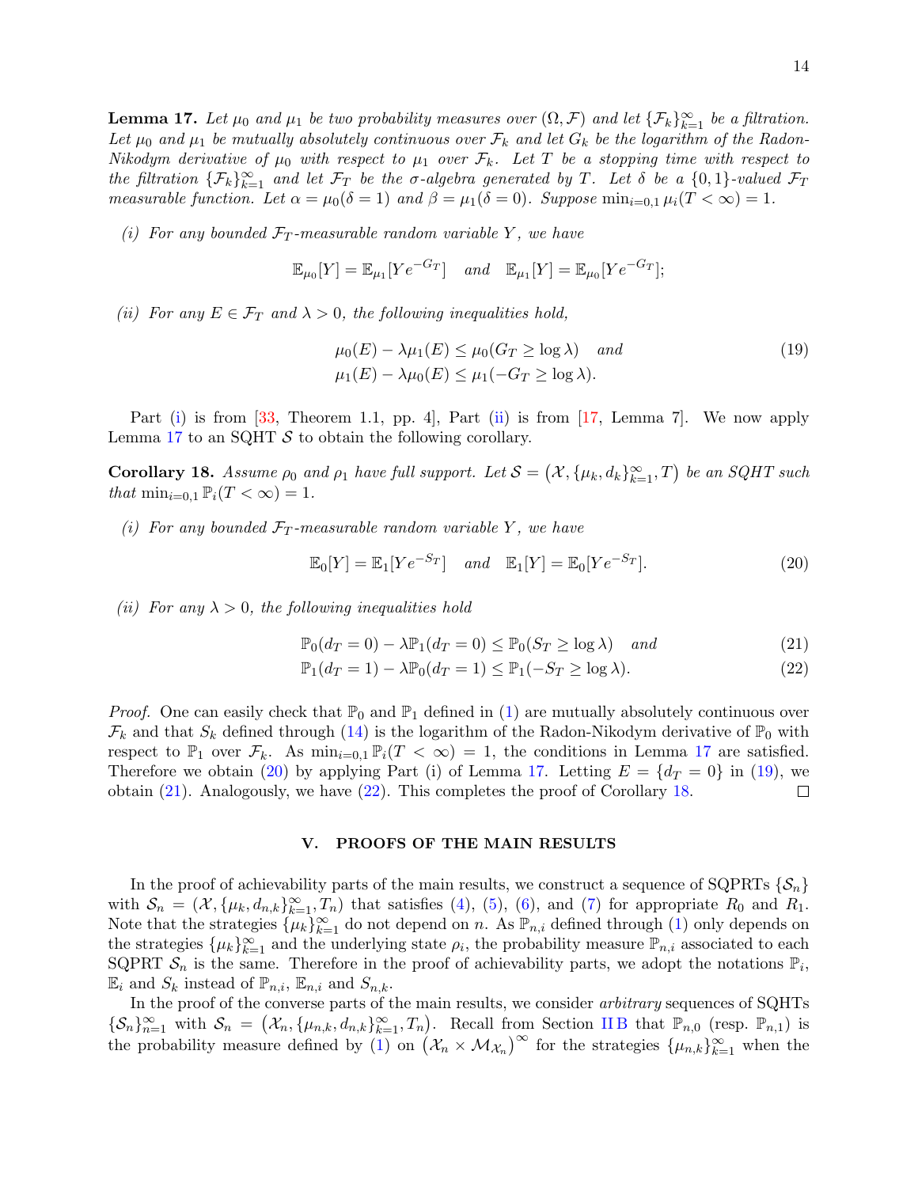**Lemma 17.** *Let $\mu_0$ and $\mu_1$ be two probability measures over $(\Omega, \mathcal{F})$ and let $\{\mathcal{F}_k\}_{k=1}^{\infty}$ be a filtration. Let $\mu_0$ and $\mu_1$ be mutually absolutely continuous over $\mathcal{F}_k$ and let $G_k$ be the logarithm of the Radon-Nikodym derivative of $\mu_0$ with respect to $\mu_1$ over $\mathcal{F}_k$. Let $T$ be a stopping time with respect to the filtration $\{\mathcal{F}_k\}_{k=1}^{\infty}$ and let $\mathcal{F}_T$ be the $\sigma$-algebra generated by $T$. Let $\delta$ be a $\{0,1\}$-valued $\mathcal{F}_T$ measurable function. Let $\alpha = \mu_0(\delta = 1)$ and $\beta = \mu_1(\delta = 0)$. Suppose $\min_{i=0,1} \mu_i(T < \infty) = 1$.*

*(i) For any bounded $\mathcal{F}_T$-measurable random variable $Y$, we have*

$$\mathbb{E}_{\mu_0}[Y] = \mathbb{E}_{\mu_1}[Ye^{-G_T}] \quad \text{and} \quad \mathbb{E}_{\mu_1}[Y] = \mathbb{E}_{\mu_0}[Ye^{-G_T}];$$

*(ii) For any $E \in \mathcal{F}_T$ and $\lambda > 0$, the following inequalities hold,*

$$\begin{aligned} &\mu_0(E) - \lambda\mu_1(E) \le \mu_0(G_T \ge \log\lambda) \quad \text{and} \\ &\mu_1(E) - \lambda\mu_0(E) \le \mu_1(-G_T \ge \log\lambda). \end{aligned} \tag{19}$$

Part (i) is from [33, Theorem 1.1, pp. 4], Part (ii) is from [17, Lemma 7]. We now apply Lemma 17 to an SQHT $\mathcal{S}$ to obtain the following corollary.

**Corollary 18.** *Assume $\rho_0$ and $\rho_1$ have full support. Let $\mathcal{S} = \big(\mathcal{X}, \{\mu_k, d_k\}_{k=1}^{\infty}, T\big)$ be an SQHT such that $\min_{i=0,1} \mathbb{P}_i(T < \infty) = 1$.*

*(i) For any bounded $\mathcal{F}_T$-measurable random variable $Y$, we have*

$$\mathbb{E}_0[Y] = \mathbb{E}_1[Ye^{-S_T}] \quad \text{and} \quad \mathbb{E}_1[Y] = \mathbb{E}_0[Ye^{-S_T}]. \tag{20}$$

*(ii) For any $\lambda > 0$, the following inequalities hold*

$$\mathbb{P}_0(d_T = 0) - \lambda\mathbb{P}_1(d_T = 0) \le \mathbb{P}_0(S_T \ge \log\lambda) \quad \text{and} \tag{21}$$

$$\mathbb{P}_1(d_T = 1) - \lambda\mathbb{P}_0(d_T = 1) \le \mathbb{P}_1(-S_T \ge \log\lambda). \tag{22}$$

*Proof.* One can easily check that $\mathbb{P}_0$ and $\mathbb{P}_1$ defined in (1) are mutually absolutely continuous over $\mathcal{F}_k$ and that $S_k$ defined through (14) is the logarithm of the Radon-Nikodym derivative of $\mathbb{P}_0$ with respect to $\mathbb{P}_1$ over $\mathcal{F}_k$. As $\min_{i=0,1} \mathbb{P}_i(T < \infty) = 1$, the conditions in Lemma 17 are satisfied. Therefore we obtain (20) by applying Part (i) of Lemma 17. Letting $E = \{d_T = 0\}$ in (19), we obtain (21). Analogously, we have (22). This completes the proof of Corollary 18. $\square$

## V. PROOFS OF THE MAIN RESULTS

In the proof of achievability parts of the main results, we construct a sequence of SQPRTs $\{\mathcal{S}_n\}$ with $\mathcal{S}_n = (\mathcal{X}, \{\mu_k, d_{n,k}\}_{k=1}^{\infty}, T_n)$ that satisfies (4), (5), (6), and (7) for appropriate $R_0$ and $R_1$. Note that the strategies $\{\mu_k\}_{k=1}^{\infty}$ do not depend on $n$. As $\mathbb{P}_{n,i}$ defined through (1) only depends on the strategies $\{\mu_k\}_{k=1}^{\infty}$ and the underlying state $\rho_i$, the probability measure $\mathbb{P}_{n,i}$ associated to each SQPRT $\mathcal{S}_n$ is the same. Therefore in the proof of achievability parts, we adopt the notations $\mathbb{P}_i$, $\mathbb{E}_i$ and $S_k$ instead of $\mathbb{P}_{n,i}$, $\mathbb{E}_{n,i}$ and $S_{n,k}$.

In the proof of the converse parts of the main results, we consider *arbitrary* sequences of SQHTs $\{\mathcal{S}_n\}_{n=1}^{\infty}$ with $\mathcal{S}_n = \big(\mathcal{X}_n, \{\mu_{n,k}, d_{n,k}\}_{k=1}^{\infty}, T_n\big)$. Recall from Section II B that $\mathbb{P}_{n,0}$ (resp. $\mathbb{P}_{n,1}$) is the probability measure defined by (1) on $\big(\mathcal{X}_n \times \mathcal{M}_{\mathcal{X}_n}\big)^{\infty}$ for the strategies $\{\mu_{n,k}\}_{k=1}^{\infty}$ when the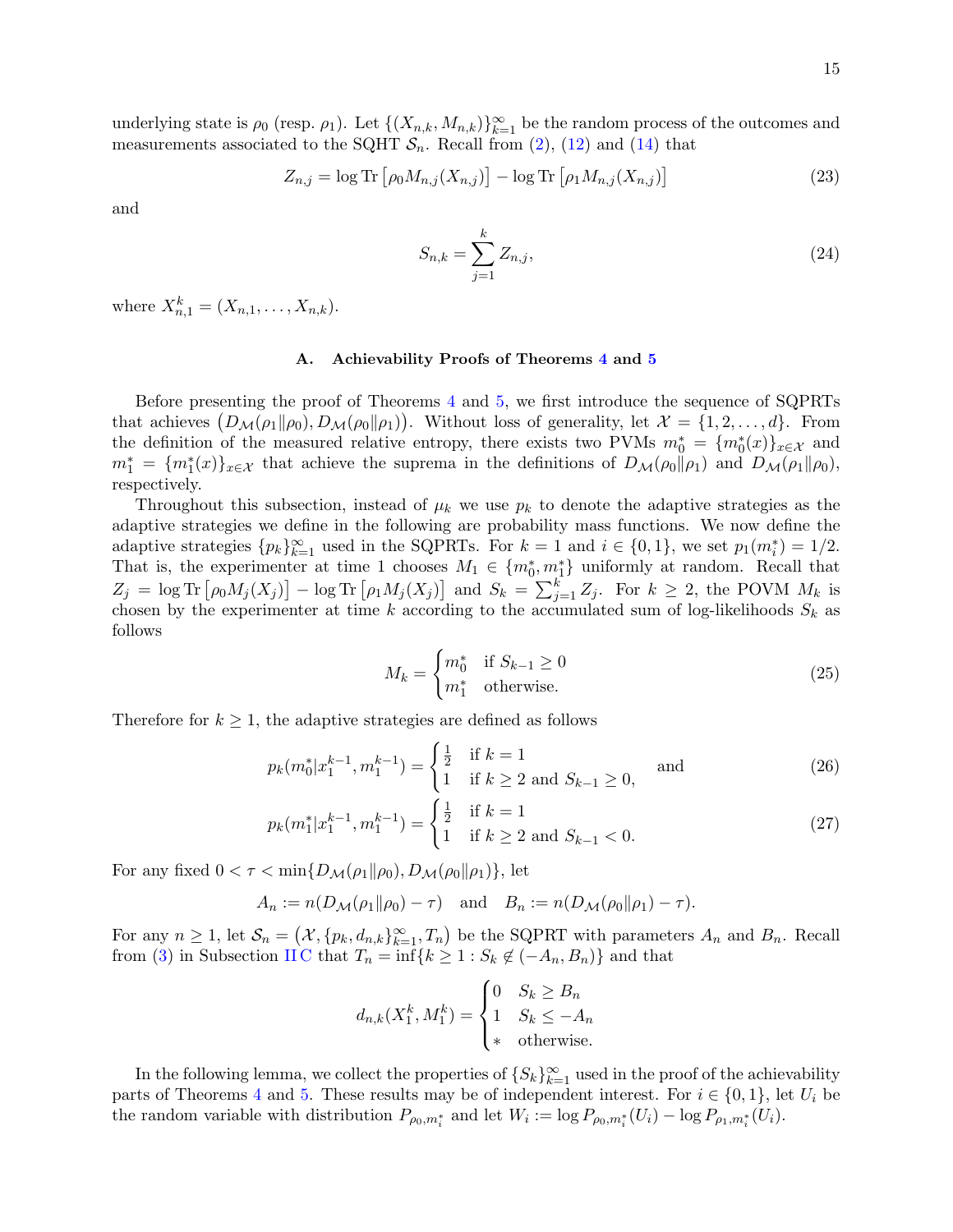underlying state is $\rho_0$ (resp. $\rho_1$). Let $\{(X_{n,k}, M_{n,k})\}_{k=1}^{\infty}$ be the random process of the outcomes and measurements associated to the SQHT $\mathcal{S}_n$. Recall from (2), (12) and (14) that

$$Z_{n,j} = \log \operatorname{Tr}\left[\rho_0 M_{n,j}(X_{n,j})\right] - \log \operatorname{Tr}\left[\rho_1 M_{n,j}(X_{n,j})\right] \tag{23}$$

and

$$S_{n,k} = \sum_{j=1}^{k} Z_{n,j}, \tag{24}$$

where $X_{n,1}^k = (X_{n,1}, \ldots, X_{n,k})$.

### A. Achievability Proofs of Theorems 4 and 5

Before presenting the proof of Theorems 4 and 5, we first introduce the sequence of SQPRTs that achieves $\big(D_{\mathcal{M}}(\rho_1\|\rho_0), D_{\mathcal{M}}(\rho_0\|\rho_1)\big)$. Without loss of generality, let $\mathcal{X} = \{1, 2, \ldots, d\}$. From the definition of the measured relative entropy, there exists two PVMs $m_0^* = \{m_0^*(x)\}_{x\in\mathcal{X}}$ and $m_1^* = \{m_1^*(x)\}_{x\in\mathcal{X}}$ that achieve the suprema in the definitions of $D_{\mathcal{M}}(\rho_0\|\rho_1)$ and $D_{\mathcal{M}}(\rho_1\|\rho_0)$, respectively.

Throughout this subsection, instead of $\mu_k$ we use $p_k$ to denote the adaptive strategies as the adaptive strategies we define in the following are probability mass functions. We now define the adaptive strategies $\{p_k\}_{k=1}^{\infty}$ used in the SQPRTs. For $k = 1$ and $i \in \{0, 1\}$, we set $p_1(m_i^*) = 1/2$. That is, the experimenter at time 1 chooses $M_1 \in \{m_0^*, m_1^*\}$ uniformly at random. Recall that $Z_j = \log \operatorname{Tr}\left[\rho_0 M_j(X_j)\right] - \log \operatorname{Tr}\left[\rho_1 M_j(X_j)\right]$ and $S_k = \sum_{j=1}^{k} Z_j$. For $k \geq 2$, the POVM $M_k$ is chosen by the experimenter at time $k$ according to the accumulated sum of log-likelihoods $S_k$ as follows

$$M_k = \begin{cases} m_0^* & \text{if } S_{k-1} \geq 0 \\ m_1^* & \text{otherwise.} \end{cases} \tag{25}$$

Therefore for $k \geq 1$, the adaptive strategies are defined as follows

$$p_k(m_0^*|x_1^{k-1}, m_1^{k-1}) = \begin{cases} \frac{1}{2} & \text{if } k = 1 \\ 1 & \text{if } k \geq 2 \text{ and } S_{k-1} \geq 0, \end{cases} \quad \text{and} \tag{26}$$

$$p_k(m_1^*|x_1^{k-1}, m_1^{k-1}) = \begin{cases} \frac{1}{2} & \text{if } k = 1 \\ 1 & \text{if } k \geq 2 \text{ and } S_{k-1} < 0. \end{cases} \tag{27}$$

For any fixed $0 < \tau < \min\{D_{\mathcal{M}}(\rho_1\|\rho_0), D_{\mathcal{M}}(\rho_0\|\rho_1)\}$, let

$$A_n := n(D_{\mathcal{M}}(\rho_1\|\rho_0) - \tau) \quad \text{and} \quad B_n := n(D_{\mathcal{M}}(\rho_0\|\rho_1) - \tau).$$

For any $n \geq 1$, let $\mathcal{S}_n = \big(\mathcal{X}, \{p_k, d_{n,k}\}_{k=1}^{\infty}, T_n\big)$ be the SQPRT with parameters $A_n$ and $B_n$. Recall from (3) in Subsection II C that $T_n = \inf\{k \geq 1 : S_k \notin (-A_n, B_n)\}$ and that

$$d_{n,k}(X_1^k, M_1^k) = \begin{cases} 0 & S_k \geq B_n \\ 1 & S_k \leq -A_n \\ * & \text{otherwise.} \end{cases}$$

In the following lemma, we collect the properties of $\{S_k\}_{k=1}^{\infty}$ used in the proof of the achievability parts of Theorems 4 and 5. These results may be of independent interest. For $i \in \{0, 1\}$, let $U_i$ be the random variable with distribution $P_{\rho_0, m_i^*}$ and let $W_i := \log P_{\rho_0, m_i^*}(U_i) - \log P_{\rho_1, m_i^*}(U_i)$.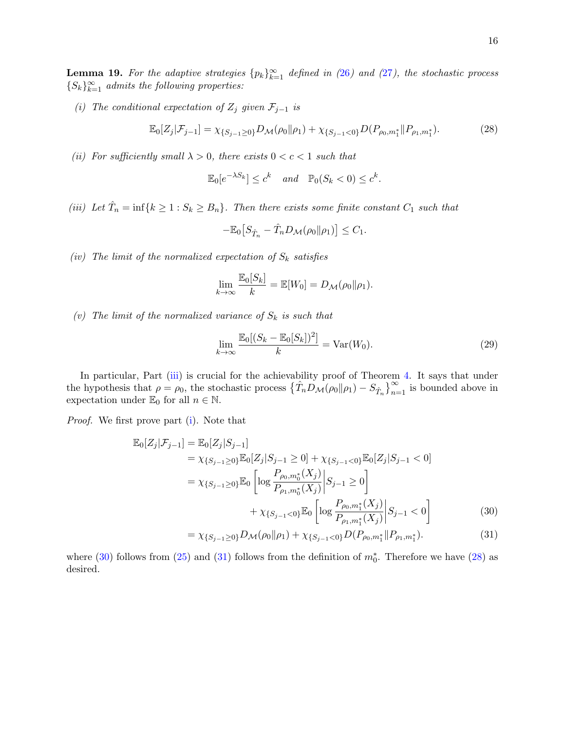**Lemma 19.** *For the adaptive strategies $\{p_k\}_{k=1}^{\infty}$ defined in (26) and (27), the stochastic process $\{S_k\}_{k=1}^{\infty}$ admits the following properties:*

*(i) The conditional expectation of $Z_j$ given $\mathcal{F}_{j-1}$ is*

$$\mathbb{E}_0[Z_j|\mathcal{F}_{j-1}] = \chi_{\{S_{j-1}\geq 0\}} D_{\mathcal{M}}(\rho_0\|\rho_1) + \chi_{\{S_{j-1}<0\}} D(P_{\rho_0,m_1^*}\|P_{\rho_1,m_1^*}). \tag{28}$$

*(ii) For sufficiently small $\lambda > 0$, there exists $0 < c < 1$ such that*

$$\mathbb{E}_0[e^{-\lambda S_k}] \leq c^k \quad \text{and} \quad \mathbb{P}_0(S_k < 0) \leq c^k.$$

*(iii) Let $\hat{T}_n = \inf\{k \geq 1 : S_k \geq B_n\}$. Then there exists some finite constant $C_1$ such that*

$$-\mathbb{E}_0\big[S_{\hat{T}_n} - \hat{T}_n D_{\mathcal{M}}(\rho_0\|\rho_1)\big] \leq C_1.$$

*(iv) The limit of the normalized expectation of $S_k$ satisfies*

$$\lim_{k\to\infty} \frac{\mathbb{E}_0[S_k]}{k} = \mathbb{E}[W_0] = D_{\mathcal{M}}(\rho_0\|\rho_1).$$

*(v) The limit of the normalized variance of $S_k$ is such that*

$$\lim_{k\to\infty} \frac{\mathbb{E}_0[(S_k - \mathbb{E}_0[S_k])^2]}{k} = \mathrm{Var}(W_0). \tag{29}$$

In particular, Part (iii) is crucial for the achievability proof of Theorem 4. It says that under the hypothesis that $\rho = \rho_0$, the stochastic process $\big\{\hat{T}_n D_{\mathcal{M}}(\rho_0\|\rho_1) - S_{\hat{T}_n}\big\}_{n=1}^{\infty}$ is bounded above in expectation under $\mathbb{E}_0$ for all $n \in \mathbb{N}$.

*Proof.* We first prove part (i). Note that

$$\begin{aligned}
\mathbb{E}_0[Z_j|\mathcal{F}_{j-1}] &= \mathbb{E}_0[Z_j|S_{j-1}] \\
&= \chi_{\{S_{j-1}\geq 0\}}\mathbb{E}_0[Z_j|S_{j-1}\geq 0] + \chi_{\{S_{j-1}<0\}}\mathbb{E}_0[Z_j|S_{j-1}<0] \\
&= \chi_{\{S_{j-1}\geq 0\}}\mathbb{E}_0\left[\log\frac{P_{\rho_0,m_0^*}(X_j)}{P_{\rho_1,m_0^*}(X_j)}\middle| S_{j-1}\geq 0\right] \\
&\qquad + \chi_{\{S_{j-1}<0\}}\mathbb{E}_0\left[\log\frac{P_{\rho_0,m_1^*}(X_j)}{P_{\rho_1,m_1^*}(X_j)}\middle| S_{j-1}< 0\right] \qquad (30) \\
&= \chi_{\{S_{j-1}\geq 0\}} D_{\mathcal{M}}(\rho_0\|\rho_1) + \chi_{\{S_{j-1}<0\}} D(P_{\rho_0,m_1^*}\|P_{\rho_1,m_1^*}). \qquad (31)
\end{aligned}$$

where (30) follows from (25) and (31) follows from the definition of $m_0^*$. Therefore we have (28) as desired.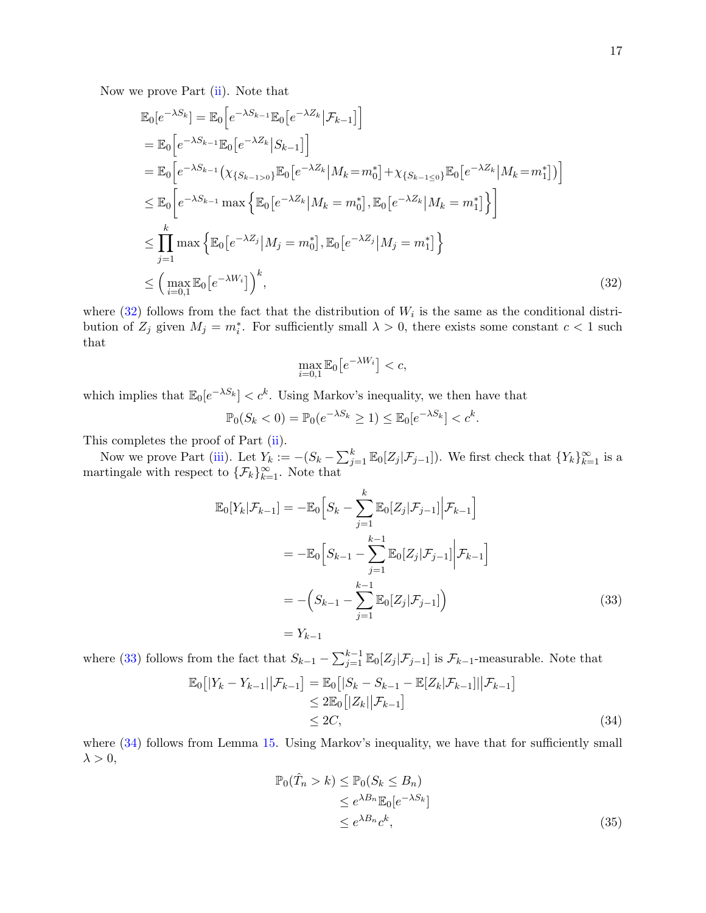Now we prove Part (ii). Note that

$$
\begin{aligned}
\mathbb{E}_0[e^{-\lambda S_k}] &= \mathbb{E}_0\Big[e^{-\lambda S_{k-1}}\mathbb{E}_0\big[e^{-\lambda Z_k}\big|\mathcal{F}_{k-1}\big]\Big] \\
&= \mathbb{E}_0\Big[e^{-\lambda S_{k-1}}\mathbb{E}_0\big[e^{-\lambda Z_k}\big|S_{k-1}\big]\Big] \\
&= \mathbb{E}_0\Big[e^{-\lambda S_{k-1}}\big(\chi_{\{S_{k-1}>0\}}\mathbb{E}_0\big[e^{-\lambda Z_k}\big|M_k=m_0^*\big]+\chi_{\{S_{k-1}\le 0\}}\mathbb{E}_0\big[e^{-\lambda Z_k}\big|M_k=m_1^*\big]\big)\Big] \\
&\le \mathbb{E}_0\Big[e^{-\lambda S_{k-1}}\max\Big\{\mathbb{E}_0\big[e^{-\lambda Z_k}\big|M_k=m_0^*\big],\mathbb{E}_0\big[e^{-\lambda Z_k}\big|M_k=m_1^*\big]\Big\}\Big] \\
&\le \prod_{j=1}^{k}\max\Big\{\mathbb{E}_0\big[e^{-\lambda Z_j}\big|M_j=m_0^*\big],\mathbb{E}_0\big[e^{-\lambda Z_j}\big|M_j=m_1^*\big]\Big\} \\
&\le \Big(\max_{i=0,1}\mathbb{E}_0\big[e^{-\lambda W_i}\big]\Big)^k,
\end{aligned}
\tag{32}
$$

where (32) follows from the fact that the distribution of $W_i$ is the same as the conditional distribution of $Z_j$ given $M_j = m_i^*$. For sufficiently small $\lambda > 0$, there exists some constant $c < 1$ such that

$$
\max_{i=0,1}\mathbb{E}_0\big[e^{-\lambda W_i}\big] < c,
$$

which implies that $\mathbb{E}_0[e^{-\lambda S_k}] < c^k$. Using Markov's inequality, we then have that

$$
\mathbb{P}_0(S_k < 0) = \mathbb{P}_0(e^{-\lambda S_k} \ge 1) \le \mathbb{E}_0[e^{-\lambda S_k}] < c^k.
$$

This completes the proof of Part (ii).

Now we prove Part (iii). Let $Y_k := -(S_k - \sum_{j=1}^k \mathbb{E}_0[Z_j|\mathcal{F}_{j-1}])$. We first check that $\{Y_k\}_{k=1}^\infty$ is a martingale with respect to $\{\mathcal{F}_k\}_{k=1}^\infty$. Note that

$$
\begin{aligned}
\mathbb{E}_0[Y_k|\mathcal{F}_{k-1}] &= -\mathbb{E}_0\Big[S_k - \sum_{j=1}^{k}\mathbb{E}_0[Z_j|\mathcal{F}_{j-1}]\Big|\mathcal{F}_{k-1}\Big] \\
&= -\mathbb{E}_0\Big[S_{k-1} - \sum_{j=1}^{k-1}\mathbb{E}_0[Z_j|\mathcal{F}_{j-1}]\Big|\mathcal{F}_{k-1}\Big] \\
&= -\Big(S_{k-1} - \sum_{j=1}^{k-1}\mathbb{E}_0[Z_j|\mathcal{F}_{j-1}]\Big) \\
&= Y_{k-1}
\end{aligned}
\tag{33}
$$

where (33) follows from the fact that $S_{k-1} - \sum_{j=1}^{k-1}\mathbb{E}_0[Z_j|\mathcal{F}_{j-1}]$ is $\mathcal{F}_{k-1}$-measurable. Note that

$$
\begin{aligned}
\mathbb{E}_0\big[|Y_k - Y_{k-1}|\big|\mathcal{F}_{k-1}\big] &= \mathbb{E}_0\big[|S_k - S_{k-1} - \mathbb{E}[Z_k|\mathcal{F}_{k-1}]|\big|\mathcal{F}_{k-1}\big] \\
&\le 2\mathbb{E}_0\big[|Z_k|\big|\mathcal{F}_{k-1}\big] \\
&\le 2C,
\end{aligned}
\tag{34}
$$

where (34) follows from Lemma 15. Using Markov's inequality, we have that for sufficiently small $\lambda > 0$,

$$
\begin{aligned}
\mathbb{P}_0(\hat{T}_n > k) &\le \mathbb{P}_0(S_k \le B_n) \\
&\le e^{\lambda B_n}\mathbb{E}_0[e^{-\lambda S_k}] \\
&\le e^{\lambda B_n}c^k,
\end{aligned}
\tag{35}
$$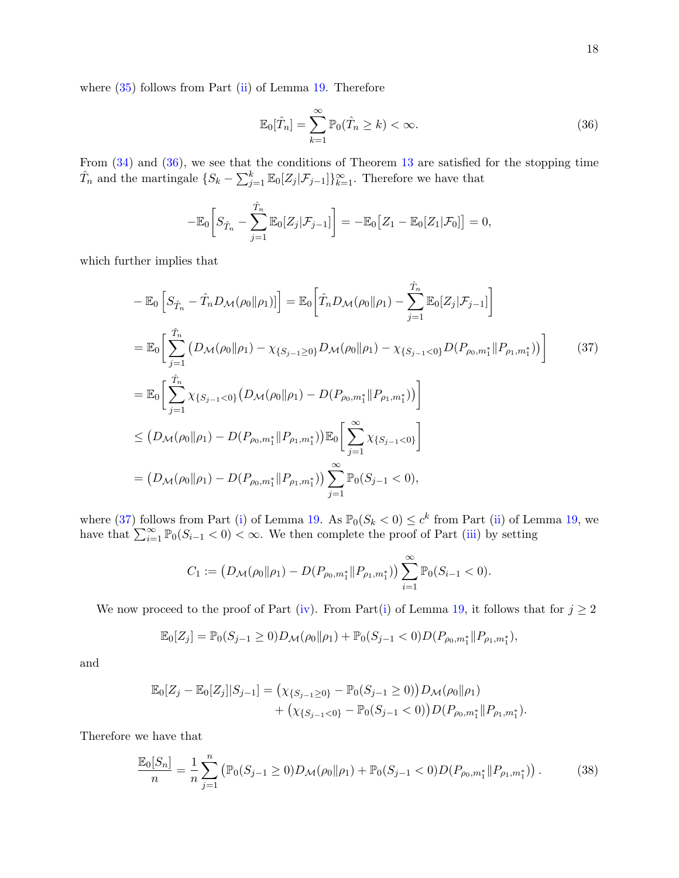where (35) follows from Part (ii) of Lemma 19. Therefore

$$\mathbb{E}_0[\hat{T}_n] = \sum_{k=1}^{\infty} \mathbb{P}_0(\hat{T}_n \geq k) < \infty. \tag{36}$$

From (34) and (36), we see that the conditions of Theorem 13 are satisfied for the stopping time $\hat{T}_n$ and the martingale $\{S_k - \sum_{j=1}^{k} \mathbb{E}_0[Z_j|\mathcal{F}_{j-1}]\}_{k=1}^{\infty}$. Therefore we have that

$$-\mathbb{E}_0\bigg[S_{\hat{T}_n} - \sum_{j=1}^{\hat{T}_n} \mathbb{E}_0[Z_j|\mathcal{F}_{j-1}]\bigg] = -\mathbb{E}_0\big[Z_1 - \mathbb{E}_0[Z_1|\mathcal{F}_0]\big] = 0,$$

which further implies that

$$\begin{aligned}
&-\mathbb{E}_0\left[S_{\hat{T}_n} - \hat{T}_n D_{\mathcal{M}}(\rho_0\|\rho_1)\right] = \mathbb{E}_0\bigg[\hat{T}_n D_{\mathcal{M}}(\rho_0\|\rho_1) - \sum_{j=1}^{\hat{T}_n} \mathbb{E}_0[Z_j|\mathcal{F}_{j-1}]\bigg] \\
&= \mathbb{E}_0\bigg[\sum_{j=1}^{\hat{T}_n} \big(D_{\mathcal{M}}(\rho_0\|\rho_1) - \chi_{\{S_{j-1}\geq 0\}} D_{\mathcal{M}}(\rho_0\|\rho_1) - \chi_{\{S_{j-1}<0\}} D(P_{\rho_0,m_1^*}\|P_{\rho_1,m_1^*})\big)\bigg] \qquad (37) \\
&= \mathbb{E}_0\bigg[\sum_{j=1}^{\hat{T}_n} \chi_{\{S_{j-1}<0\}} \big(D_{\mathcal{M}}(\rho_0\|\rho_1) - D(P_{\rho_0,m_1^*}\|P_{\rho_1,m_1^*})\big)\bigg] \\
&\leq \big(D_{\mathcal{M}}(\rho_0\|\rho_1) - D(P_{\rho_0,m_1^*}\|P_{\rho_1,m_1^*})\big)\mathbb{E}_0\bigg[\sum_{j=1}^{\infty} \chi_{\{S_{j-1}<0\}}\bigg] \\
&= \big(D_{\mathcal{M}}(\rho_0\|\rho_1) - D(P_{\rho_0,m_1^*}\|P_{\rho_1,m_1^*})\big) \sum_{j=1}^{\infty} \mathbb{P}_0(S_{j-1} < 0),
\end{aligned}$$

where (37) follows from Part (i) of Lemma 19. As $\mathbb{P}_0(S_k < 0) \leq c^k$ from Part (ii) of Lemma 19, we have that $\sum_{i=1}^{\infty} \mathbb{P}_0(S_{i-1} < 0) < \infty$. We then complete the proof of Part (iii) by setting

$$C_1 := \big(D_{\mathcal{M}}(\rho_0\|\rho_1) - D(P_{\rho_0,m_1^*}\|P_{\rho_1,m_1^*})\big) \sum_{i=1}^{\infty} \mathbb{P}_0(S_{i-1} < 0).$$

We now proceed to the proof of Part (iv). From Part(i) of Lemma 19, it follows that for $j \geq 2$

$$\mathbb{E}_0[Z_j] = \mathbb{P}_0(S_{j-1} \geq 0) D_{\mathcal{M}}(\rho_0\|\rho_1) + \mathbb{P}_0(S_{j-1} < 0) D(P_{\rho_0,m_1^*}\|P_{\rho_1,m_1^*}),$$

and

$$\begin{aligned}
\mathbb{E}_0[Z_j - \mathbb{E}_0[Z_j]|S_{j-1}] = &\big(\chi_{\{S_{j-1}\geq 0\}} - \mathbb{P}_0(S_{j-1} \geq 0)\big) D_{\mathcal{M}}(\rho_0\|\rho_1) \\
&+ \big(\chi_{\{S_{j-1}<0\}} - \mathbb{P}_0(S_{j-1} < 0)\big) D(P_{\rho_0,m_1^*}\|P_{\rho_1,m_1^*}).
\end{aligned}$$

Therefore we have that

$$\frac{\mathbb{E}_0[S_n]}{n} = \frac{1}{n} \sum_{j=1}^{n} \big(\mathbb{P}_0(S_{j-1} \geq 0) D_{\mathcal{M}}(\rho_0\|\rho_1) + \mathbb{P}_0(S_{j-1} < 0) D(P_{\rho_0,m_1^*}\|P_{\rho_1,m_1^*})\big). \tag{38}$$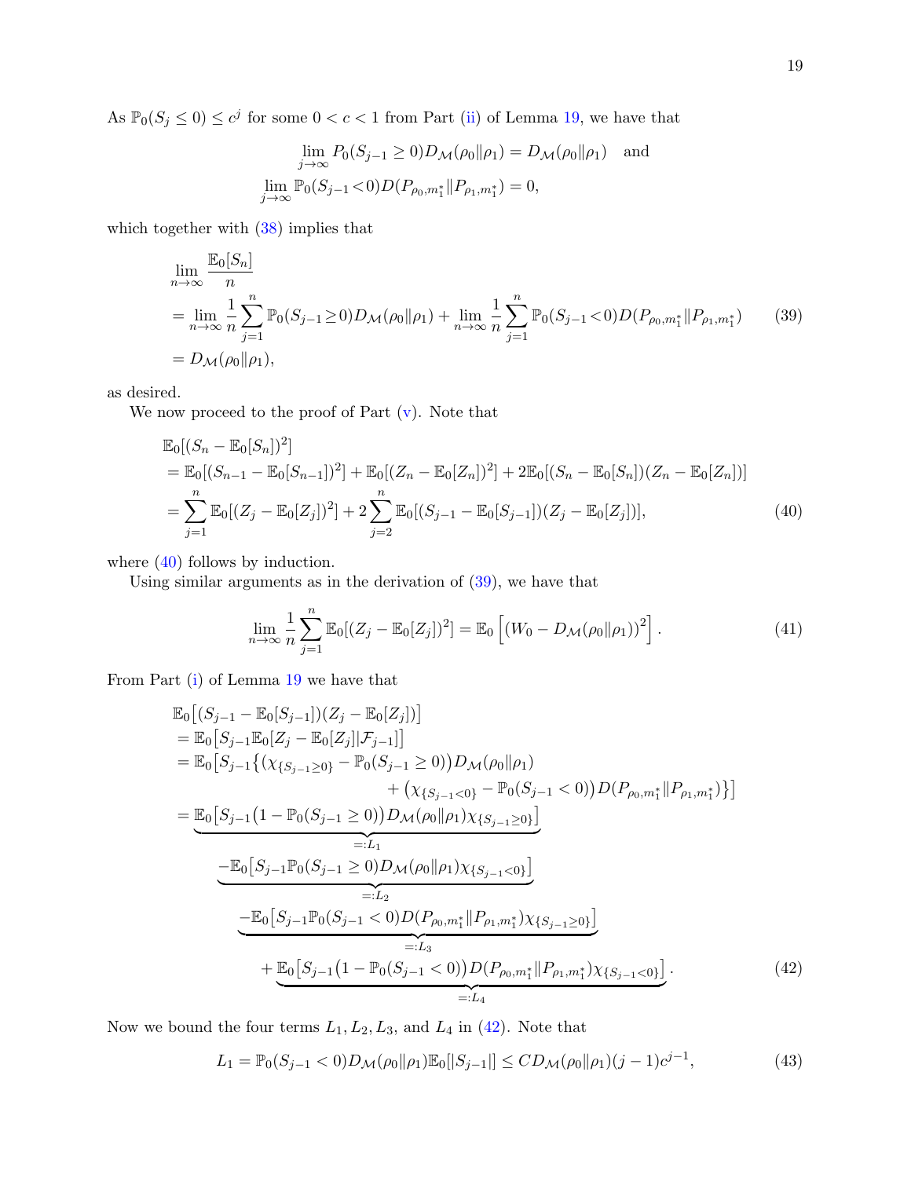As $\mathbb{P}_0(S_j \le 0) \le c^j$ for some $0 < c < 1$ from Part (ii) of Lemma 19, we have that

$$
\lim_{j\to\infty} P_0(S_{j-1} \ge 0) D_{\mathcal{M}}(\rho_0 \| \rho_1) = D_{\mathcal{M}}(\rho_0 \| \rho_1) \quad \text{and}
$$
$$
\lim_{j\to\infty} \mathbb{P}_0(S_{j-1} < 0) D(P_{\rho_0, m_1^*} \| P_{\rho_1, m_1^*}) = 0,
$$

which together with (38) implies that

$$
\begin{aligned}
&\lim_{n\to\infty} \frac{\mathbb{E}_0[S_n]}{n} \\
&= \lim_{n\to\infty} \frac{1}{n} \sum_{j=1}^{n} \mathbb{P}_0(S_{j-1} \ge 0) D_{\mathcal{M}}(\rho_0 \| \rho_1) + \lim_{n\to\infty} \frac{1}{n} \sum_{j=1}^{n} \mathbb{P}_0(S_{j-1} < 0) D(P_{\rho_0, m_1^*} \| P_{\rho_1, m_1^*}) \qquad (39) \\
&= D_{\mathcal{M}}(\rho_0 \| \rho_1),
\end{aligned}
$$

as desired.

We now proceed to the proof of Part (v). Note that

$$
\begin{aligned}
&\mathbb{E}_0[(S_n - \mathbb{E}_0[S_n])^2] \\
&= \mathbb{E}_0[(S_{n-1} - \mathbb{E}_0[S_{n-1}])^2] + \mathbb{E}_0[(Z_n - \mathbb{E}_0[Z_n])^2] + 2\mathbb{E}_0[(S_n - \mathbb{E}_0[S_n])(Z_n - \mathbb{E}_0[Z_n])] \\
&= \sum_{j=1}^{n} \mathbb{E}_0[(Z_j - \mathbb{E}_0[Z_j])^2] + 2 \sum_{j=2}^{n} \mathbb{E}_0[(S_{j-1} - \mathbb{E}_0[S_{j-1}])(Z_j - \mathbb{E}_0[Z_j])], \qquad (40)
\end{aligned}
$$

where (40) follows by induction.

Using similar arguments as in the derivation of (39), we have that

$$
\lim_{n\to\infty} \frac{1}{n} \sum_{j=1}^{n} \mathbb{E}_0[(Z_j - \mathbb{E}_0[Z_j])^2] = \mathbb{E}_0\left[ (W_0 - D_{\mathcal{M}}(\rho_0 \| \rho_1))^2 \right]. \qquad (41)
$$

From Part (i) of Lemma 19 we have that

$$
\begin{aligned}
&\mathbb{E}_0\big[(S_{j-1} - \mathbb{E}_0[S_{j-1}])(Z_j - \mathbb{E}_0[Z_j])\big] \\
&= \mathbb{E}_0\big[S_{j-1} \mathbb{E}_0[Z_j - \mathbb{E}_0[Z_j] | \mathcal{F}_{j-1}]\big] \\
&= \mathbb{E}_0\big[S_{j-1}\big\{(\chi_{\{S_{j-1} \ge 0\}} - \mathbb{P}_0(S_{j-1} \ge 0)) D_{\mathcal{M}}(\rho_0 \| \rho_1) \\
&\qquad\qquad + \big(\chi_{\{S_{j-1} < 0\}} - \mathbb{P}_0(S_{j-1} < 0)\big) D(P_{\rho_0, m_1^*} \| P_{\rho_1, m_1^*})\big\}\big] \\
&= \underbrace{\mathbb{E}_0\big[S_{j-1}\big(1 - \mathbb{P}_0(S_{j-1} \ge 0)\big) D_{\mathcal{M}}(\rho_0 \| \rho_1) \chi_{\{S_{j-1} \ge 0\}}\big]}_{=:L_1} \\
&\qquad \underbrace{- \mathbb{E}_0\big[S_{j-1} \mathbb{P}_0(S_{j-1} \ge 0) D_{\mathcal{M}}(\rho_0 \| \rho_1) \chi_{\{S_{j-1} < 0\}}\big]}_{=:L_2} \\
&\qquad \underbrace{- \mathbb{E}_0\big[S_{j-1} \mathbb{P}_0(S_{j-1} < 0) D(P_{\rho_0, m_1^*} \| P_{\rho_1, m_1^*}) \chi_{\{S_{j-1} \ge 0\}}\big]}_{=:L_3} \\
&\qquad + \underbrace{\mathbb{E}_0\big[S_{j-1}\big(1 - \mathbb{P}_0(S_{j-1} < 0)\big) D(P_{\rho_0, m_1^*} \| P_{\rho_1, m_1^*}) \chi_{\{S_{j-1} < 0\}}\big]}_{=:L_4}. \qquad (42)
\end{aligned}
$$

Now we bound the four terms $L_1, L_2, L_3$, and $L_4$ in (42). Note that

$$
L_1 = \mathbb{P}_0(S_{j-1} < 0) D_{\mathcal{M}}(\rho_0 \| \rho_1) \mathbb{E}_0[|S_{j-1}|] \le C D_{\mathcal{M}}(\rho_0 \| \rho_1)(j-1)c^{j-1}, \qquad (43)
$$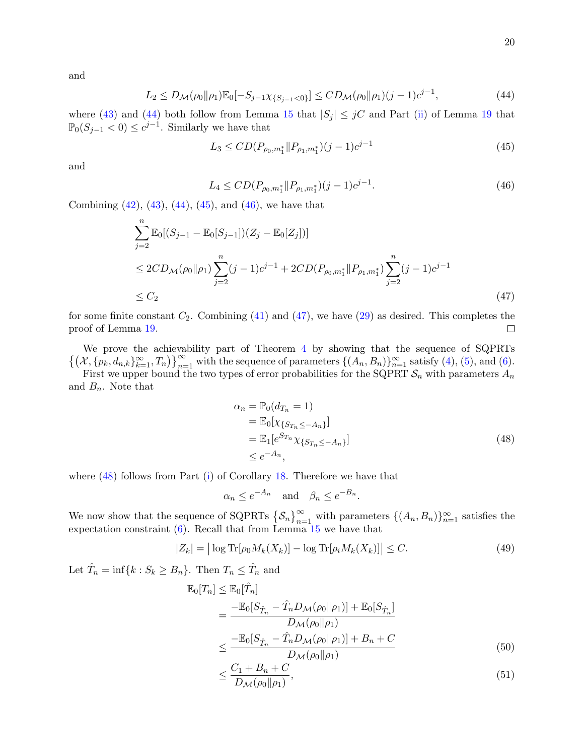and

$$L_2 \le D_{\mathcal{M}}(\rho_0\|\rho_1)\mathbb{E}_0[-S_{j-1}\chi_{\{S_{j-1}<0\}}] \le CD_{\mathcal{M}}(\rho_0\|\rho_1)(j-1)c^{j-1}, \tag{44}$$

where (43) and (44) both follow from Lemma 15 that $|S_j| \le jC$ and Part (ii) of Lemma 19 that $\mathbb{P}_0(S_{j-1} < 0) \le c^{j-1}$. Similarly we have that

$$L_3 \le CD(P_{\rho_0,m_1^*}\|P_{\rho_1,m_1^*})(j-1)c^{j-1} \tag{45}$$

and

$$L_4 \le CD(P_{\rho_0,m_1^*}\|P_{\rho_1,m_1^*})(j-1)c^{j-1}. \tag{46}$$

Combining (42), (43), (44), (45), and (46), we have that

$$\begin{aligned}
&\sum_{j=2}^{n}\mathbb{E}_0[(S_{j-1}-\mathbb{E}_0[S_{j-1}])(Z_j-\mathbb{E}_0[Z_j])] \\
&\le 2CD_{\mathcal{M}}(\rho_0\|\rho_1)\sum_{j=2}^{n}(j-1)c^{j-1} + 2CD(P_{\rho_0,m_1^*}\|P_{\rho_1,m_1^*})\sum_{j=2}^{n}(j-1)c^{j-1} \\
&\le C_2
\end{aligned} \tag{47}$$

for some finite constant $C_2$. Combining (41) and (47), we have (29) as desired. This completes the proof of Lemma 19. ∎

We prove the achievability part of Theorem 4 by showing that the sequence of SQPRTs $\left\{\left(\mathcal{X}, \{p_k, d_{n,k}\}_{k=1}^{\infty}, T_n\right)\right\}_{n=1}^{\infty}$ with the sequence of parameters $\{(A_n, B_n)\}_{n=1}^{\infty}$ satisfy (4), (5), and (6).

First we upper bound the two types of error probabilities for the SQPRT $\mathcal{S}_n$ with parameters $A_n$ and $B_n$. Note that

$$\begin{aligned}
\alpha_n &= \mathbb{P}_0(d_{T_n} = 1) \\
&= \mathbb{E}_0[\chi_{\{S_{T_n} \le -A_n\}}] \\
&= \mathbb{E}_1[e^{S_{T_n}}\chi_{\{S_{T_n} \le -A_n\}}] \\
&\le e^{-A_n},
\end{aligned} \tag{48}$$

where (48) follows from Part (i) of Corollary 18. Therefore we have that

$$\alpha_n \le e^{-A_n} \quad \text{and} \quad \beta_n \le e^{-B_n}.$$

We now show that the sequence of SQPRTs $\left\{\mathcal{S}_n\right\}_{n=1}^{\infty}$ with parameters $\{(A_n, B_n)\}_{n=1}^{\infty}$ satisfies the expectation constraint (6). Recall that from Lemma 15 we have that

$$|Z_k| = \left|\log \mathrm{Tr}[\rho_0 M_k(X_k)] - \log \mathrm{Tr}[\rho_i M_k(X_k)]\right| \le C. \tag{49}$$

Let $\hat{T}_n = \inf\{k : S_k \ge B_n\}$. Then $T_n \le \hat{T}_n$ and

$$\begin{aligned}
\mathbb{E}_0[T_n] &\le \mathbb{E}_0[\hat{T}_n] \\
&= \frac{-\mathbb{E}_0[S_{\hat{T}_n} - \hat{T}_n D_{\mathcal{M}}(\rho_0\|\rho_1)] + \mathbb{E}_0[S_{\hat{T}_n}]}{D_{\mathcal{M}}(\rho_0\|\rho_1)} \\
&\le \frac{-\mathbb{E}_0[S_{\hat{T}_n} - \hat{T}_n D_{\mathcal{M}}(\rho_0\|\rho_1)] + B_n + C}{D_{\mathcal{M}}(\rho_0\|\rho_1)} \qquad (50) \\
&\le \frac{C_1 + B_n + C}{D_{\mathcal{M}}(\rho_0\|\rho_1)}, \qquad (51)
\end{aligned}$$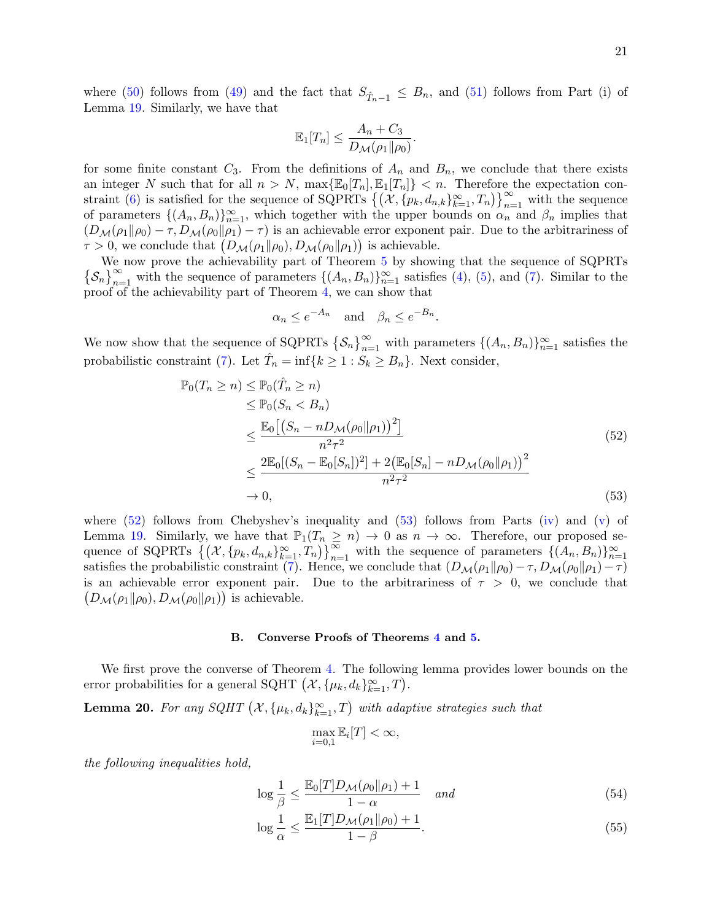where (50) follows from (49) and the fact that $S_{\hat{T}_n - 1} \leq B_n$, and (51) follows from Part (i) of Lemma 19. Similarly, we have that

$$\mathbb{E}_1[T_n] \leq \frac{A_n + C_3}{D_{\mathcal{M}}(\rho_1 \| \rho_0)}.$$

for some finite constant $C_3$. From the definitions of $A_n$ and $B_n$, we conclude that there exists an integer $N$ such that for all $n > N$, $\max\{\mathbb{E}_0[T_n], \mathbb{E}_1[T_n]\} < n$. Therefore the expectation constraint (6) is satisfied for the sequence of SQPRTs $\big\{\big(\mathcal{X}, \{p_k, d_{n,k}\}_{k=1}^{\infty}, T_n\big)\big\}_{n=1}^{\infty}$ with the sequence of parameters $\{(A_n, B_n)\}_{n=1}^{\infty}$, which together with the upper bounds on $\alpha_n$ and $\beta_n$ implies that $(D_{\mathcal{M}}(\rho_1\|\rho_0) - \tau, D_{\mathcal{M}}(\rho_0\|\rho_1) - \tau)$ is an achievable error exponent pair. Due to the arbitrariness of $\tau > 0$, we conclude that $\big(D_{\mathcal{M}}(\rho_1\|\rho_0), D_{\mathcal{M}}(\rho_0\|\rho_1)\big)$ is achievable.

We now prove the achievability part of Theorem 5 by showing that the sequence of SQPRTs $\big\{\mathcal{S}_n\big\}_{n=1}^{\infty}$ with the sequence of parameters $\{(A_n, B_n)\}_{n=1}^{\infty}$ satisfies (4), (5), and (7). Similar to the proof of the achievability part of Theorem 4, we can show that

$$\alpha_n \leq e^{-A_n} \quad \text{and} \quad \beta_n \leq e^{-B_n}.$$

We now show that the sequence of SQPRTs $\big\{\mathcal{S}_n\big\}_{n=1}^{\infty}$ with parameters $\{(A_n, B_n)\}_{n=1}^{\infty}$ satisfies the probabilistic constraint (7). Let $\hat{T}_n = \inf\{k \geq 1 : S_k \geq B_n\}$. Next consider,

$$\begin{aligned}
\mathbb{P}_0(T_n \geq n) &\leq \mathbb{P}_0(\hat{T}_n \geq n) \\
&\leq \mathbb{P}_0(S_n < B_n) \\
&\leq \frac{\mathbb{E}_0\big[\big(S_n - nD_{\mathcal{M}}(\rho_0\|\rho_1)\big)^2\big]}{n^2\tau^2} &(52)\\
&\leq \frac{2\mathbb{E}_0[(S_n - \mathbb{E}_0[S_n])^2] + 2\big(\mathbb{E}_0[S_n] - nD_{\mathcal{M}}(\rho_0\|\rho_1)\big)^2}{n^2\tau^2} \\
&\to 0, &(53)
\end{aligned}$$

where (52) follows from Chebyshev's inequality and (53) follows from Parts (iv) and (v) of Lemma 19. Similarly, we have that $\mathbb{P}_1(T_n \geq n) \to 0$ as $n \to \infty$. Therefore, our proposed sequence of SQPRTs $\big\{\big(\mathcal{X}, \{p_k, d_{n,k}\}_{k=1}^{\infty}, T_n\big)\big\}_{n=1}^{\infty}$ with the sequence of parameters $\{(A_n, B_n)\}_{n=1}^{\infty}$ satisfies the probabilistic constraint (7). Hence, we conclude that $(D_{\mathcal{M}}(\rho_1\|\rho_0) - \tau, D_{\mathcal{M}}(\rho_0\|\rho_1) - \tau)$ is an achievable error exponent pair. Due to the arbitrariness of $\tau > 0$, we conclude that $\big(D_{\mathcal{M}}(\rho_1\|\rho_0), D_{\mathcal{M}}(\rho_0\|\rho_1)\big)$ is achievable.

### B. Converse Proofs of Theorems 4 and 5.

We first prove the converse of Theorem 4. The following lemma provides lower bounds on the error probabilities for a general SQHT $\big(\mathcal{X}, \{\mu_k, d_k\}_{k=1}^{\infty}, T\big)$.

**Lemma 20.** *For any SQHT $\big(\mathcal{X}, \{\mu_k, d_k\}_{k=1}^{\infty}, T\big)$ with adaptive strategies such that*

$$\max_{i=0,1} \mathbb{E}_i[T] < \infty,$$

*the following inequalities hold,*

$$\log\frac{1}{\beta} \leq \frac{\mathbb{E}_0[T]D_{\mathcal{M}}(\rho_0\|\rho_1) + 1}{1 - \alpha} \quad \text{and} \tag{54}$$

$$\log\frac{1}{\alpha} \leq \frac{\mathbb{E}_1[T]D_{\mathcal{M}}(\rho_1\|\rho_0) + 1}{1 - \beta}. \tag{55}$$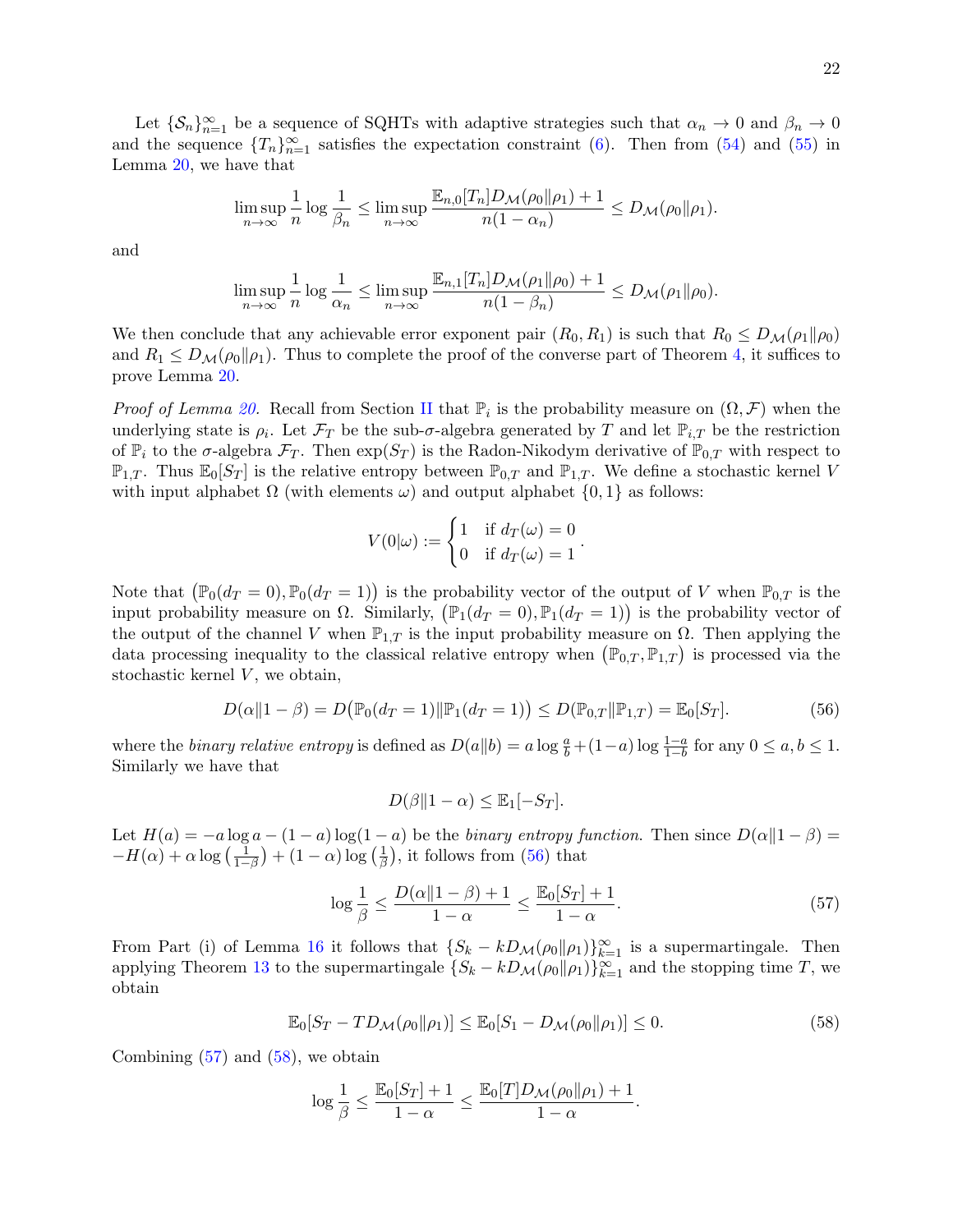Let $\{\mathcal{S}_n\}_{n=1}^\infty$ be a sequence of SQHTs with adaptive strategies such that $\alpha_n \to 0$ and $\beta_n \to 0$ and the sequence $\{T_n\}_{n=1}^\infty$ satisfies the expectation constraint (6). Then from (54) and (55) in Lemma 20, we have that

$$\limsup_{n\to\infty} \frac{1}{n} \log \frac{1}{\beta_n} \leq \limsup_{n\to\infty} \frac{\mathbb{E}_{n,0}[T_n] D_{\mathcal{M}}(\rho_0\|\rho_1) + 1}{n(1-\alpha_n)} \leq D_{\mathcal{M}}(\rho_0\|\rho_1).$$

and

$$\limsup_{n\to\infty} \frac{1}{n} \log \frac{1}{\alpha_n} \leq \limsup_{n\to\infty} \frac{\mathbb{E}_{n,1}[T_n] D_{\mathcal{M}}(\rho_1\|\rho_0) + 1}{n(1-\beta_n)} \leq D_{\mathcal{M}}(\rho_1\|\rho_0).$$

We then conclude that any achievable error exponent pair $(R_0, R_1)$ is such that $R_0 \leq D_{\mathcal{M}}(\rho_1\|\rho_0)$ and $R_1 \leq D_{\mathcal{M}}(\rho_0\|\rho_1)$. Thus to complete the proof of the converse part of Theorem 4, it suffices to prove Lemma 20.

*Proof of Lemma 20.* Recall from Section II that $\mathbb{P}_i$ is the probability measure on $(\Omega, \mathcal{F})$ when the underlying state is $\rho_i$. Let $\mathcal{F}_T$ be the sub-$\sigma$-algebra generated by $T$ and let $\mathbb{P}_{i,T}$ be the restriction of $\mathbb{P}_i$ to the $\sigma$-algebra $\mathcal{F}_T$. Then $\exp(S_T)$ is the Radon-Nikodym derivative of $\mathbb{P}_{0,T}$ with respect to $\mathbb{P}_{1,T}$. Thus $\mathbb{E}_0[S_T]$ is the relative entropy between $\mathbb{P}_{0,T}$ and $\mathbb{P}_{1,T}$. We define a stochastic kernel $V$ with input alphabet $\Omega$ (with elements $\omega$) and output alphabet $\{0,1\}$ as follows:

$$V(0|\omega) := \begin{cases} 1 & \text{if } d_T(\omega) = 0 \\ 0 & \text{if } d_T(\omega) = 1 \end{cases}.$$

Note that $\big(\mathbb{P}_0(d_T = 0), \mathbb{P}_0(d_T = 1)\big)$ is the probability vector of the output of $V$ when $\mathbb{P}_{0,T}$ is the input probability measure on $\Omega$. Similarly, $\big(\mathbb{P}_1(d_T = 0), \mathbb{P}_1(d_T = 1)\big)$ is the probability vector of the output of the channel $V$ when $\mathbb{P}_{1,T}$ is the input probability measure on $\Omega$. Then applying the data processing inequality to the classical relative entropy when $\big(\mathbb{P}_{0,T}, \mathbb{P}_{1,T}\big)$ is processed via the stochastic kernel $V$, we obtain,

$$D(\alpha\|1-\beta) = D\big(\mathbb{P}_0(d_T = 1)\|\mathbb{P}_1(d_T = 1)\big) \leq D(\mathbb{P}_{0,T}\|\mathbb{P}_{1,T}) = \mathbb{E}_0[S_T]. \tag{56}$$

where the *binary relative entropy* is defined as $D(a\|b) = a \log \frac{a}{b} + (1-a)\log\frac{1-a}{1-b}$ for any $0 \leq a, b \leq 1$. Similarly we have that

$$D(\beta\|1-\alpha) \leq \mathbb{E}_1[-S_T].$$

Let $H(a) = -a\log a - (1-a)\log(1-a)$ be the *binary entropy function*. Then since $D(\alpha\|1-\beta) = -H(\alpha) + \alpha \log\left(\frac{1}{1-\beta}\right) + (1-\alpha)\log\left(\frac{1}{\beta}\right)$, it follows from (56) that

$$\log\frac{1}{\beta} \leq \frac{D(\alpha\|1-\beta) + 1}{1-\alpha} \leq \frac{\mathbb{E}_0[S_T] + 1}{1-\alpha}. \tag{57}$$

From Part (i) of Lemma 16 it follows that $\{S_k - kD_{\mathcal{M}}(\rho_0\|\rho_1)\}_{k=1}^\infty$ is a supermartingale. Then applying Theorem 13 to the supermartingale $\{S_k - kD_{\mathcal{M}}(\rho_0\|\rho_1)\}_{k=1}^\infty$ and the stopping time $T$, we obtain

$$\mathbb{E}_0[S_T - TD_{\mathcal{M}}(\rho_0\|\rho_1)] \leq \mathbb{E}_0[S_1 - D_{\mathcal{M}}(\rho_0\|\rho_1)] \leq 0. \tag{58}$$

Combining (57) and (58), we obtain

$$\log\frac{1}{\beta} \leq \frac{\mathbb{E}_0[S_T] + 1}{1-\alpha} \leq \frac{\mathbb{E}_0[T] D_{\mathcal{M}}(\rho_0\|\rho_1) + 1}{1-\alpha}.$$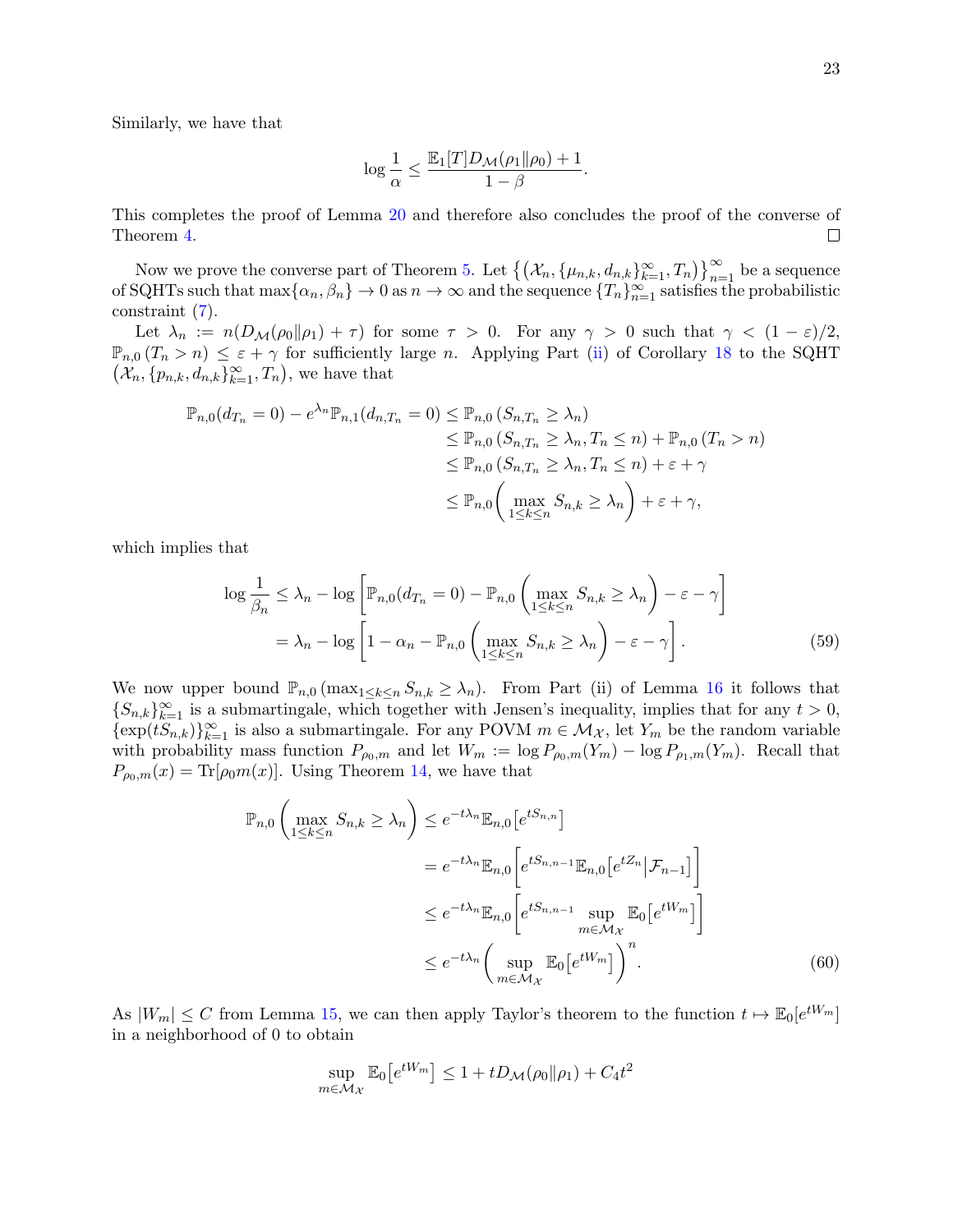Similarly, we have that

$$\log \frac{1}{\alpha} \leq \frac{\mathbb{E}_1[T] D_{\mathcal{M}}(\rho_1 \| \rho_0) + 1}{1 - \beta}.$$

This completes the proof of Lemma 20 and therefore also concludes the proof of the converse of Theorem 4. $\square$

Now we prove the converse part of Theorem 5. Let $\left\{\left(\mathcal{X}_n, \{\mu_{n,k}, d_{n,k}\}_{k=1}^{\infty}, T_n\right)\right\}_{n=1}^{\infty}$ be a sequence of SQHTs such that $\max\{\alpha_n, \beta_n\} \to 0$ as $n \to \infty$ and the sequence $\{T_n\}_{n=1}^{\infty}$ satisfies the probabilistic constraint (7).

Let $\lambda_n := n(D_{\mathcal{M}}(\rho_0 \| \rho_1) + \tau)$ for some $\tau > 0$. For any $\gamma > 0$ such that $\gamma < (1-\varepsilon)/2$, $\mathbb{P}_{n,0}(T_n > n) \leq \varepsilon + \gamma$ for sufficiently large $n$. Applying Part (ii) of Corollary 18 to the SQHT $\left(\mathcal{X}_n, \{p_{n,k}, d_{n,k}\}_{k=1}^{\infty}, T_n\right)$, we have that

$$\begin{aligned}
\mathbb{P}_{n,0}(d_{T_n} = 0) - e^{\lambda_n} \mathbb{P}_{n,1}(d_{n,T_n} = 0) &\leq \mathbb{P}_{n,0}\left(S_{n,T_n} \geq \lambda_n\right) \\
&\leq \mathbb{P}_{n,0}\left(S_{n,T_n} \geq \lambda_n, T_n \leq n\right) + \mathbb{P}_{n,0}\left(T_n > n\right) \\
&\leq \mathbb{P}_{n,0}\left(S_{n,T_n} \geq \lambda_n, T_n \leq n\right) + \varepsilon + \gamma \\
&\leq \mathbb{P}_{n,0}\left(\max_{1 \leq k \leq n} S_{n,k} \geq \lambda_n\right) + \varepsilon + \gamma,
\end{aligned}$$

which implies that

$$\begin{aligned}
\log \frac{1}{\beta_n} &\leq \lambda_n - \log\left[\mathbb{P}_{n,0}(d_{T_n} = 0) - \mathbb{P}_{n,0}\left(\max_{1 \leq k \leq n} S_{n,k} \geq \lambda_n\right) - \varepsilon - \gamma\right] \\
&= \lambda_n - \log\left[1 - \alpha_n - \mathbb{P}_{n,0}\left(\max_{1 \leq k \leq n} S_{n,k} \geq \lambda_n\right) - \varepsilon - \gamma\right]. \qquad (59)
\end{aligned}$$

We now upper bound $\mathbb{P}_{n,0}\left(\max_{1 \leq k \leq n} S_{n,k} \geq \lambda_n\right)$. From Part (ii) of Lemma 16 it follows that $\{S_{n,k}\}_{k=1}^{\infty}$ is a submartingale, which together with Jensen's inequality, implies that for any $t > 0$, $\{\exp(tS_{n,k})\}_{k=1}^{\infty}$ is also a submartingale. For any POVM $m \in \mathcal{M}_{\mathcal{X}}$, let $Y_m$ be the random variable with probability mass function $P_{\rho_0,m}$ and let $W_m := \log P_{\rho_0,m}(Y_m) - \log P_{\rho_1,m}(Y_m)$. Recall that $P_{\rho_0,m}(x) = \mathrm{Tr}[\rho_0 m(x)]$. Using Theorem 14, we have that

$$\begin{aligned}
\mathbb{P}_{n,0}\left(\max_{1 \leq k \leq n} S_{n,k} \geq \lambda_n\right) &\leq e^{-t\lambda_n} \mathbb{E}_{n,0}\left[e^{tS_{n,n}}\right] \\
&= e^{-t\lambda_n} \mathbb{E}_{n,0}\left[e^{tS_{n,n-1}} \mathbb{E}_{n,0}\left[e^{tZ_n} \middle| \mathcal{F}_{n-1}\right]\right] \\
&\leq e^{-t\lambda_n} \mathbb{E}_{n,0}\left[e^{tS_{n,n-1}} \sup_{m \in \mathcal{M}_{\mathcal{X}}} \mathbb{E}_0\left[e^{tW_m}\right]\right] \\
&\leq e^{-t\lambda_n} \left(\sup_{m \in \mathcal{M}_{\mathcal{X}}} \mathbb{E}_0\left[e^{tW_m}\right]\right)^n. \qquad (60)
\end{aligned}$$

As $|W_m| \leq C$ from Lemma 15, we can then apply Taylor's theorem to the function $t \mapsto \mathbb{E}_0[e^{tW_m}]$ in a neighborhood of 0 to obtain

$$\sup_{m \in \mathcal{M}_{\mathcal{X}}} \mathbb{E}_0\left[e^{tW_m}\right] \leq 1 + tD_{\mathcal{M}}(\rho_0 \| \rho_1) + C_4 t^2$$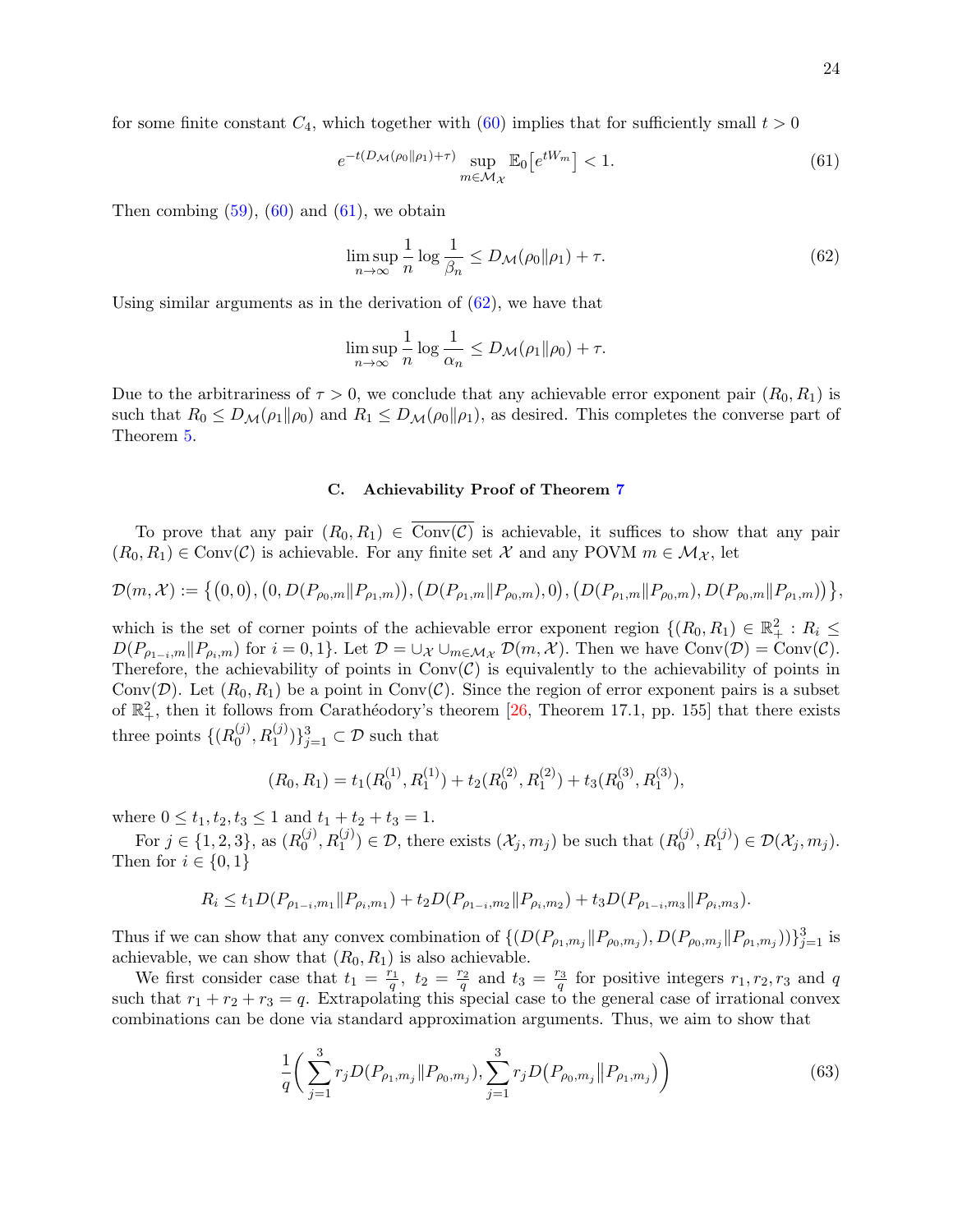for some finite constant $C_4$, which together with (60) implies that for sufficiently small $t > 0$

$$e^{-t(D_{\mathcal{M}}(\rho_0\|\rho_1)+\tau)} \sup_{m\in\mathcal{M}_{\mathcal{X}}} \mathbb{E}_0\big[e^{tW_m}\big] < 1. \tag{61}$$

Then combing (59), (60) and (61), we obtain

$$\limsup_{n\to\infty} \frac{1}{n}\log\frac{1}{\beta_n} \le D_{\mathcal{M}}(\rho_0\|\rho_1) + \tau. \tag{62}$$

Using similar arguments as in the derivation of (62), we have that

$$\limsup_{n\to\infty} \frac{1}{n}\log\frac{1}{\alpha_n} \le D_{\mathcal{M}}(\rho_1\|\rho_0) + \tau.$$

Due to the arbitrariness of $\tau > 0$, we conclude that any achievable error exponent pair $(R_0, R_1)$ is such that $R_0 \le D_{\mathcal{M}}(\rho_1\|\rho_0)$ and $R_1 \le D_{\mathcal{M}}(\rho_0\|\rho_1)$, as desired. This completes the converse part of Theorem 5.

### C. Achievability Proof of Theorem 7

To prove that any pair $(R_0, R_1) \in \overline{\mathrm{Conv}(\mathcal{C})}$ is achievable, it suffices to show that any pair $(R_0, R_1) \in \mathrm{Conv}(\mathcal{C})$ is achievable. For any finite set $\mathcal{X}$ and any POVM $m \in \mathcal{M}_{\mathcal{X}}$, let

$$\mathcal{D}(m,\mathcal{X}) := \big\{(0,0), \big(0, D(P_{\rho_0,m}\|P_{\rho_1,m})\big), \big(D(P_{\rho_1,m}\|P_{\rho_0,m}), 0\big), \big(D(P_{\rho_1,m}\|P_{\rho_0,m}), D(P_{\rho_0,m}\|P_{\rho_1,m})\big)\big\},$$

which is the set of corner points of the achievable error exponent region $\{(R_0, R_1) \in \mathbb{R}_+^2 : R_i \le D(P_{\rho_{1-i},m}\|P_{\rho_i,m})$ for $i = 0, 1\}$. Let $\mathcal{D} = \cup_{\mathcal{X}} \cup_{m\in\mathcal{M}_{\mathcal{X}}} \mathcal{D}(m,\mathcal{X})$. Then we have $\mathrm{Conv}(\mathcal{D}) = \mathrm{Conv}(\mathcal{C})$. Therefore, the achievability of points in $\mathrm{Conv}(\mathcal{C})$ is equivalently to the achievability of points in $\mathrm{Conv}(\mathcal{D})$. Let $(R_0, R_1)$ be a point in $\mathrm{Conv}(\mathcal{C})$. Since the region of error exponent pairs is a subset of $\mathbb{R}_+^2$, then it follows from Carathéodory's theorem [26, Theorem 17.1, pp. 155] that there exists three points $\{(R_0^{(j)}, R_1^{(j)})\}_{j=1}^3 \subset \mathcal{D}$ such that

$$(R_0, R_1) = t_1(R_0^{(1)}, R_1^{(1)}) + t_2(R_0^{(2)}, R_1^{(2)}) + t_3(R_0^{(3)}, R_1^{(3)}),$$

where $0 \le t_1, t_2, t_3 \le 1$ and $t_1 + t_2 + t_3 = 1$.

For $j \in \{1, 2, 3\}$, as $(R_0^{(j)}, R_1^{(j)}) \in \mathcal{D}$, there exists $(\mathcal{X}_j, m_j)$ be such that $(R_0^{(j)}, R_1^{(j)}) \in \mathcal{D}(\mathcal{X}_j, m_j)$. Then for $i \in \{0, 1\}$

$$R_i \le t_1 D(P_{\rho_{1-i},m_1}\|P_{\rho_i,m_1}) + t_2 D(P_{\rho_{1-i},m_2}\|P_{\rho_i,m_2}) + t_3 D(P_{\rho_{1-i},m_3}\|P_{\rho_i,m_3}).$$

Thus if we can show that any convex combination of $\{(D(P_{\rho_1,m_j}\|P_{\rho_0,m_j}), D(P_{\rho_0,m_j}\|P_{\rho_1,m_j}))\}_{j=1}^3$ is achievable, we can show that $(R_0, R_1)$ is also achievable.

We first consider case that $t_1 = \frac{r_1}{q}$, $t_2 = \frac{r_2}{q}$ and $t_3 = \frac{r_3}{q}$ for positive integers $r_1, r_2, r_3$ and $q$ such that $r_1 + r_2 + r_3 = q$. Extrapolating this special case to the general case of irrational convex combinations can be done via standard approximation arguments. Thus, we aim to show that

$$\frac{1}{q}\bigg(\sum_{j=1}^3 r_j D(P_{\rho_1,m_j}\|P_{\rho_0,m_j}), \sum_{j=1}^3 r_j D\big(P_{\rho_0,m_j}\big\|P_{\rho_1,m_j}\big)\bigg) \tag{63}$$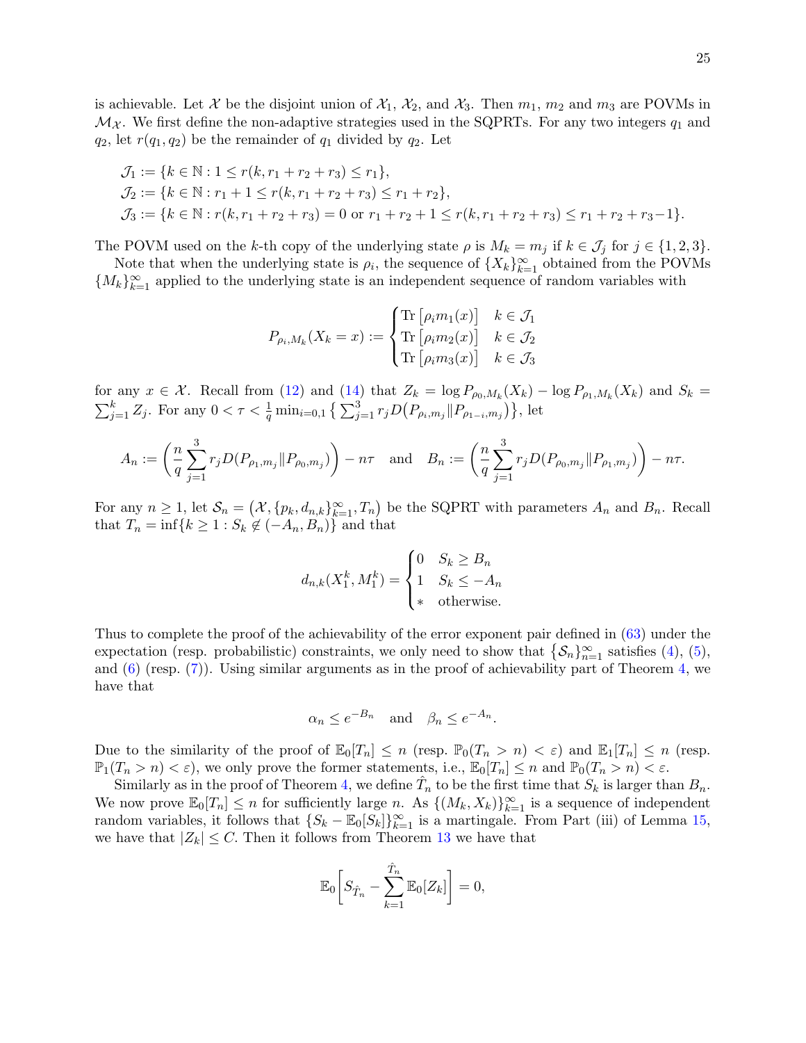is achievable. Let $\mathcal{X}$ be the disjoint union of $\mathcal{X}_1$, $\mathcal{X}_2$, and $\mathcal{X}_3$. Then $m_1$, $m_2$ and $m_3$ are POVMs in $\mathcal{M}_{\mathcal{X}}$. We first define the non-adaptive strategies used in the SQPRTs. For any two integers $q_1$ and $q_2$, let $r(q_1, q_2)$ be the remainder of $q_1$ divided by $q_2$. Let

$$
\begin{aligned}
&\mathcal{J}_1 := \{k \in \mathbb{N} : 1 \le r(k, r_1+r_2+r_3) \le r_1\},\\
&\mathcal{J}_2 := \{k \in \mathbb{N} : r_1+1 \le r(k, r_1+r_2+r_3) \le r_1+r_2\},\\
&\mathcal{J}_3 := \{k \in \mathbb{N} : r(k, r_1+r_2+r_3) = 0 \text{ or } r_1+r_2+1 \le r(k, r_1+r_2+r_3) \le r_1+r_2+r_3-1\}.
\end{aligned}
$$

The POVM used on the $k$-th copy of the underlying state $\rho$ is $M_k = m_j$ if $k \in \mathcal{J}_j$ for $j \in \{1,2,3\}$.

Note that when the underlying state is $\rho_i$, the sequence of $\{X_k\}_{k=1}^{\infty}$ obtained from the POVMs $\{M_k\}_{k=1}^{\infty}$ applied to the underlying state is an independent sequence of random variables with

$$
P_{\rho_i, M_k}(X_k = x) := \begin{cases} \operatorname{Tr}\left[\rho_i m_1(x)\right] & k \in \mathcal{J}_1 \\ \operatorname{Tr}\left[\rho_i m_2(x)\right] & k \in \mathcal{J}_2 \\ \operatorname{Tr}\left[\rho_i m_3(x)\right] & k \in \mathcal{J}_3 \end{cases}
$$

for any $x \in \mathcal{X}$. Recall from (12) and (14) that $Z_k = \log P_{\rho_0, M_k}(X_k) - \log P_{\rho_1, M_k}(X_k)$ and $S_k = \sum_{j=1}^{k} Z_j$. For any $0 < \tau < \frac{1}{q} \min_{i=0,1} \big\{ \sum_{j=1}^{3} r_j D\big(P_{\rho_i, m_j} \| P_{\rho_{1-i}, m_j}\big)\big\}$, let

$$
A_n := \left(\frac{n}{q} \sum_{j=1}^{3} r_j D(P_{\rho_1, m_j} \| P_{\rho_0, m_j})\right) - n\tau \quad \text{and} \quad B_n := \left(\frac{n}{q} \sum_{j=1}^{3} r_j D(P_{\rho_0, m_j} \| P_{\rho_1, m_j})\right) - n\tau.
$$

For any $n \ge 1$, let $\mathcal{S}_n = \big(\mathcal{X}, \{p_k, d_{n,k}\}_{k=1}^{\infty}, T_n\big)$ be the SQPRT with parameters $A_n$ and $B_n$. Recall that $T_n = \inf\{k \ge 1 : S_k \notin (-A_n, B_n)\}$ and that

$$
d_{n,k}(X_1^k, M_1^k) = \begin{cases} 0 & S_k \ge B_n \\ 1 & S_k \le -A_n \\ * & \text{otherwise.} \end{cases}
$$

Thus to complete the proof of the achievability of the error exponent pair defined in (63) under the expectation (resp. probabilistic) constraints, we only need to show that $\{\mathcal{S}_n\}_{n=1}^{\infty}$ satisfies (4), (5), and (6) (resp. (7)). Using similar arguments as in the proof of achievability part of Theorem 4, we have that

$$
\alpha_n \le e^{-B_n} \quad \text{and} \quad \beta_n \le e^{-A_n}.
$$

Due to the similarity of the proof of $\mathbb{E}_0[T_n] \le n$ (resp. $\mathbb{P}_0(T_n > n) < \varepsilon$) and $\mathbb{E}_1[T_n] \le n$ (resp. $\mathbb{P}_1(T_n > n) < \varepsilon$), we only prove the former statements, i.e., $\mathbb{E}_0[T_n] \le n$ and $\mathbb{P}_0(T_n > n) < \varepsilon$.

Similarly as in the proof of Theorem 4, we define $\hat{T}_n$ to be the first time that $S_k$ is larger than $B_n$. We now prove $\mathbb{E}_0[T_n] \le n$ for sufficiently large $n$. As $\{(M_k, X_k)\}_{k=1}^{\infty}$ is a sequence of independent random variables, it follows that $\{S_k - \mathbb{E}_0[S_k]\}_{k=1}^{\infty}$ is a martingale. From Part (iii) of Lemma 15, we have that $|Z_k| \le C$. Then it follows from Theorem 13 we have that

$$
\mathbb{E}_0\Bigg[S_{\hat{T}_n} - \sum_{k=1}^{\hat{T}_n} \mathbb{E}_0[Z_k]\Bigg] = 0,
$$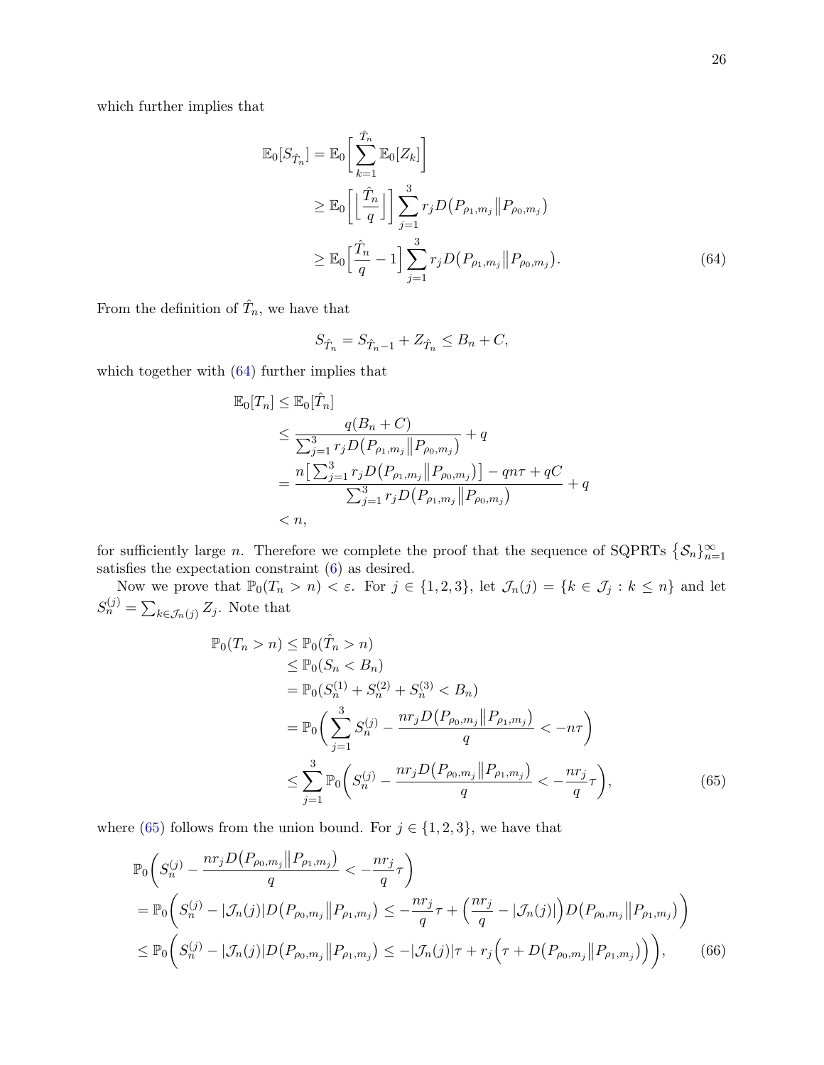which further implies that

$$
\begin{aligned}
\mathbb{E}_0[S_{\hat{T}_n}] &= \mathbb{E}_0\bigg[\sum_{k=1}^{\hat{T}_n} \mathbb{E}_0[Z_k]\bigg] \\
&\geq \mathbb{E}_0\bigg[\Big\lfloor \frac{\hat{T}_n}{q} \Big\rfloor\bigg] \sum_{j=1}^{3} r_j D\big(P_{\rho_1,m_j} \big\| P_{\rho_0,m_j}\big) \\
&\geq \mathbb{E}_0\Big[\frac{\hat{T}_n}{q} - 1\Big] \sum_{j=1}^{3} r_j D\big(P_{\rho_1,m_j} \big\| P_{\rho_0,m_j}\big). \qquad (64)
\end{aligned}
$$

From the definition of $\hat{T}_n$, we have that

$$
S_{\hat{T}_n} = S_{\hat{T}_n - 1} + Z_{\hat{T}_n} \leq B_n + C,
$$

which together with (64) further implies that

$$
\begin{aligned}
\mathbb{E}_0[T_n] &\leq \mathbb{E}_0[\hat{T}_n] \\
&\leq \frac{q(B_n + C)}{\sum_{j=1}^{3} r_j D\big(P_{\rho_1,m_j} \big\| P_{\rho_0,m_j}\big)} + q \\
&= \frac{n\big[\sum_{j=1}^{3} r_j D\big(P_{\rho_1,m_j} \big\| P_{\rho_0,m_j}\big)\big] - qn\tau + qC}{\sum_{j=1}^{3} r_j D\big(P_{\rho_1,m_j} \big\| P_{\rho_0,m_j}\big)} + q \\
&< n,
\end{aligned}
$$

for sufficiently large $n$. Therefore we complete the proof that the sequence of SQPRTs $\{\mathcal{S}_n\}_{n=1}^{\infty}$ satisfies the expectation constraint (6) as desired.

Now we prove that $\mathbb{P}_0(T_n > n) < \varepsilon$. For $j \in \{1,2,3\}$, let $\mathcal{J}_n(j) = \{k \in \mathcal{J}_j : k \leq n\}$ and let $S_n^{(j)} = \sum_{k \in \mathcal{J}_n(j)} Z_j$. Note that

$$
\begin{aligned}
\mathbb{P}_0(T_n > n) &\leq \mathbb{P}_0(\hat{T}_n > n) \\
&\leq \mathbb{P}_0(S_n < B_n) \\
&= \mathbb{P}_0(S_n^{(1)} + S_n^{(2)} + S_n^{(3)} < B_n) \\
&= \mathbb{P}_0\bigg(\sum_{j=1}^{3} S_n^{(j)} - \frac{n r_j D\big(P_{\rho_0,m_j} \big\| P_{\rho_1,m_j}\big)}{q} < -n\tau\bigg) \\
&\leq \sum_{j=1}^{3} \mathbb{P}_0\bigg(S_n^{(j)} - \frac{n r_j D\big(P_{\rho_0,m_j} \big\| P_{\rho_1,m_j}\big)}{q} < -\frac{n r_j}{q}\tau\bigg), \qquad (65)
\end{aligned}
$$

where (65) follows from the union bound. For $j \in \{1,2,3\}$, we have that

$$
\begin{aligned}
&\mathbb{P}_0\bigg(S_n^{(j)} - \frac{n r_j D\big(P_{\rho_0,m_j} \big\| P_{\rho_1,m_j}\big)}{q} < -\frac{n r_j}{q}\tau\bigg) \\
&= \mathbb{P}_0\bigg(S_n^{(j)} - |\mathcal{J}_n(j)| D\big(P_{\rho_0,m_j} \big\| P_{\rho_1,m_j}\big) \leq -\frac{n r_j}{q}\tau + \Big(\frac{n r_j}{q} - |\mathcal{J}_n(j)|\Big) D\big(P_{\rho_0,m_j} \big\| P_{\rho_1,m_j}\big)\bigg) \\
&\leq \mathbb{P}_0\bigg(S_n^{(j)} - |\mathcal{J}_n(j)| D\big(P_{\rho_0,m_j} \big\| P_{\rho_1,m_j}\big) \leq -|\mathcal{J}_n(j)|\tau + r_j\Big(\tau + D\big(P_{\rho_0,m_j} \big\| P_{\rho_1,m_j}\big)\Big)\bigg), \qquad (66)
\end{aligned}
$$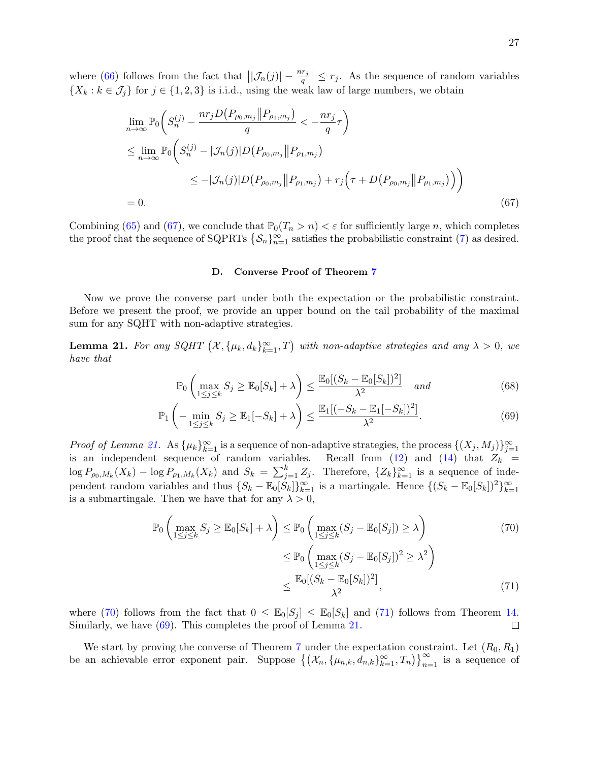where (66) follows from the fact that $\big||\mathcal{J}_n(j)| - \frac{nr_j}{q}\big| \le r_j$. As the sequence of random variables $\{X_k : k \in \mathcal{J}_j\}$ for $j \in \{1,2,3\}$ is i.i.d., using the weak law of large numbers, we obtain

$$
\begin{aligned}
&\lim_{n\to\infty} \mathbb{P}_0\bigg( S_n^{(j)} - \frac{nr_j D\big(P_{\rho_0,m_j}\big\|P_{\rho_1,m_j}\big)}{q} < -\frac{nr_j}{q}\tau \bigg) \\
&\le \lim_{n\to\infty} \mathbb{P}_0\bigg( S_n^{(j)} - |\mathcal{J}_n(j)| D\big(P_{\rho_0,m_j}\big\|P_{\rho_1,m_j}\big) \\
&\qquad\qquad \le -|\mathcal{J}_n(j)| D\big(P_{\rho_0,m_j}\big\|P_{\rho_1,m_j}\big) + r_j\Big(\tau + D\big(P_{\rho_0,m_j}\big\|P_{\rho_1,m_j}\big)\Big)\bigg) \\
&= 0. \qquad\qquad (67)
\end{aligned}
$$

Combining (65) and (67), we conclude that $\mathbb{P}_0(T_n > n) < \varepsilon$ for sufficiently large $n$, which completes the proof that the sequence of SQPRTs $\{\mathcal{S}_n\}_{n=1}^{\infty}$ satisfies the probabilistic constraint (7) as desired.

### D. Converse Proof of Theorem 7

Now we prove the converse part under both the expectation or the probabilistic constraint. Before we present the proof, we provide an upper bound on the tail probability of the maximal sum for any SQHT with non-adaptive strategies.

**Lemma 21.** *For any SQHT $\big(\mathcal{X}, \{\mu_k, d_k\}_{k=1}^{\infty}, T\big)$ with non-adaptive strategies and any $\lambda > 0$, we have that*

$$
\mathbb{P}_0\left(\max_{1\le j\le k} S_j \ge \mathbb{E}_0[S_k] + \lambda\right) \le \frac{\mathbb{E}_0[(S_k - \mathbb{E}_0[S_k])^2]}{\lambda^2} \quad \textit{and} \qquad (68)
$$

$$
\mathbb{P}_1\left(-\min_{1\le j\le k} S_j \ge \mathbb{E}_1[-S_k] + \lambda\right) \le \frac{\mathbb{E}_1[(-S_k - \mathbb{E}_1[-S_k])^2]}{\lambda^2}. \qquad (69)
$$

*Proof of Lemma 21.* As $\{\mu_k\}_{k=1}^{\infty}$ is a sequence of non-adaptive strategies, the process $\{(X_j, M_j)\}_{j=1}^{\infty}$ is an independent sequence of random variables. Recall from (12) and (14) that $Z_k = \log P_{\rho_0,M_k}(X_k) - \log P_{\rho_1,M_k}(X_k)$ and $S_k = \sum_{j=1}^{k} Z_j$. Therefore, $\{Z_k\}_{k=1}^{\infty}$ is a sequence of independent random variables and thus $\{S_k - \mathbb{E}_0[S_k]\}_{k=1}^{\infty}$ is a martingale. Hence $\{(S_k - \mathbb{E}_0[S_k])^2\}_{k=1}^{\infty}$ is a submartingale. Then we have that for any $\lambda > 0$,

$$
\begin{aligned}
\mathbb{P}_0\left(\max_{1\le j\le k} S_j \ge \mathbb{E}_0[S_k] + \lambda\right) &\le \mathbb{P}_0\left(\max_{1\le j\le k}(S_j - \mathbb{E}_0[S_j]) \ge \lambda\right) \qquad (70)\\
&\le \mathbb{P}_0\left(\max_{1\le j\le k}(S_j - \mathbb{E}_0[S_j])^2 \ge \lambda^2\right) \\
&\le \frac{\mathbb{E}_0[(S_k - \mathbb{E}_0[S_k])^2]}{\lambda^2}, \qquad (71)
\end{aligned}
$$

where (70) follows from the fact that $0 \le \mathbb{E}_0[S_j] \le \mathbb{E}_0[S_k]$ and (71) follows from Theorem 14. Similarly, we have (69). This completes the proof of Lemma 21. $\square$

We start by proving the converse of Theorem 7 under the expectation constraint. Let $(R_0, R_1)$ be an achievable error exponent pair. Suppose $\big\{\big(\mathcal{X}_n, \{\mu_{n,k}, d_{n,k}\}_{k=1}^{\infty}, T_n\big)\big\}_{n=1}^{\infty}$ is a sequence of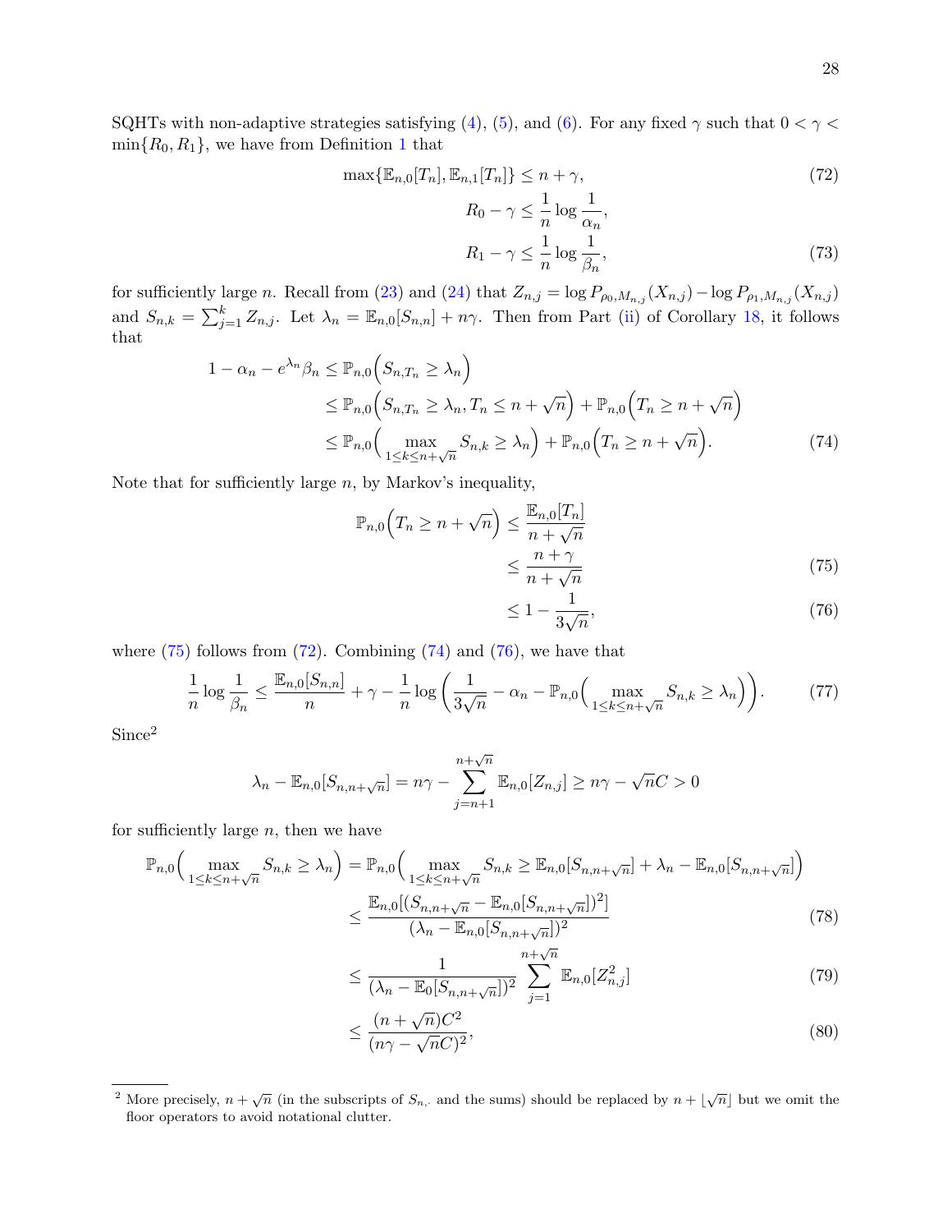SQHTs with non-adaptive strategies satisfying (4), (5), and (6). For any fixed $\gamma$ such that $0 < \gamma < \min\{R_0, R_1\}$, we have from Definition 1 that

$$
\max\{\mathbb{E}_{n,0}[T_n], \mathbb{E}_{n,1}[T_n]\} \le n + \gamma, \tag{72}
$$

$$
R_0 - \gamma \le \frac{1}{n} \log \frac{1}{\alpha_n},
$$

$$
R_1 - \gamma \le \frac{1}{n} \log \frac{1}{\beta_n}, \tag{73}
$$

for sufficiently large $n$. Recall from (23) and (24) that $Z_{n,j} = \log P_{\rho_0, M_{n,j}}(X_{n,j}) - \log P_{\rho_1, M_{n,j}}(X_{n,j})$ and $S_{n,k} = \sum_{j=1}^{k} Z_{n,j}$. Let $\lambda_n = \mathbb{E}_{n,0}[S_{n,n}] + n\gamma$. Then from Part (ii) of Corollary 18, it follows that

$$
\begin{aligned}
1 - \alpha_n - e^{\lambda_n}\beta_n &\le \mathbb{P}_{n,0}\Big(S_{n,T_n} \ge \lambda_n\Big) \\
&\le \mathbb{P}_{n,0}\Big(S_{n,T_n} \ge \lambda_n, T_n \le n + \sqrt{n}\Big) + \mathbb{P}_{n,0}\Big(T_n \ge n + \sqrt{n}\Big) \\
&\le \mathbb{P}_{n,0}\Big(\max_{1 \le k \le n+\sqrt{n}} S_{n,k} \ge \lambda_n\Big) + \mathbb{P}_{n,0}\Big(T_n \ge n + \sqrt{n}\Big).
\end{aligned} \tag{74}
$$

Note that for sufficiently large $n$, by Markov's inequality,

$$
\begin{aligned}
\mathbb{P}_{n,0}\Big(T_n \ge n + \sqrt{n}\Big) &\le \frac{\mathbb{E}_{n,0}[T_n]}{n + \sqrt{n}} \\
&\le \frac{n + \gamma}{n + \sqrt{n}} \qquad (75) \\
&\le 1 - \frac{1}{3\sqrt{n}}, \qquad (76)
\end{aligned}
$$

where (75) follows from (72). Combining (74) and (76), we have that

$$
\frac{1}{n} \log \frac{1}{\beta_n} \le \frac{\mathbb{E}_{n,0}[S_{n,n}]}{n} + \gamma - \frac{1}{n} \log \left( \frac{1}{3\sqrt{n}} - \alpha_n - \mathbb{P}_{n,0}\Big(\max_{1 \le k \le n+\sqrt{n}} S_{n,k} \ge \lambda_n\Big) \right). \tag{77}
$$

Since[2]

$$
\lambda_n - \mathbb{E}_{n,0}[S_{n,n+\sqrt{n}}] = n\gamma - \sum_{j=n+1}^{n+\sqrt{n}} \mathbb{E}_{n,0}[Z_{n,j}] \ge n\gamma - \sqrt{n}C > 0
$$

for sufficiently large $n$, then we have

$$
\begin{aligned}
\mathbb{P}_{n,0}\Big(\max_{1 \le k \le n+\sqrt{n}} S_{n,k} \ge \lambda_n\Big) &= \mathbb{P}_{n,0}\Big(\max_{1 \le k \le n+\sqrt{n}} S_{n,k} \ge \mathbb{E}_{n,0}[S_{n,n+\sqrt{n}}] + \lambda_n - \mathbb{E}_{n,0}[S_{n,n+\sqrt{n}}]\Big) \\
&\le \frac{\mathbb{E}_{n,0}[(S_{n,n+\sqrt{n}} - \mathbb{E}_{n,0}[S_{n,n+\sqrt{n}}])^2]}{(\lambda_n - \mathbb{E}_{n,0}[S_{n,n+\sqrt{n}}])^2} \qquad (78) \\
&\le \frac{1}{(\lambda_n - \mathbb{E}_0[S_{n,n+\sqrt{n}}])^2} \sum_{j=1}^{n+\sqrt{n}} \mathbb{E}_{n,0}[Z_{n,j}^2] \qquad (79) \\
&\le \frac{(n+\sqrt{n})C^2}{(n\gamma - \sqrt{n}C)^2}, \qquad (80)
\end{aligned}
$$

[2] More precisely, $n + \sqrt{n}$ (in the subscripts of $S_{n,\cdot}$ and the sums) should be replaced by $n + \lfloor \sqrt{n} \rfloor$ but we omit the floor operators to avoid notational clutter.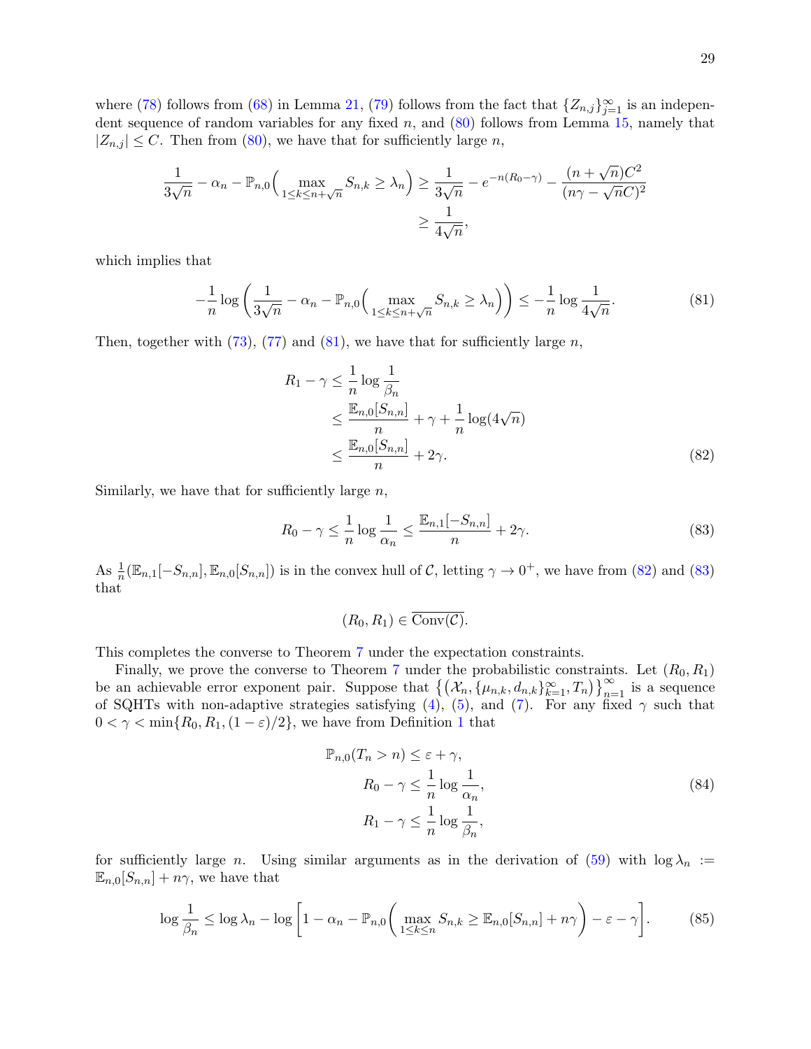where (78) follows from (68) in Lemma 21, (79) follows from the fact that $\{Z_{n,j}\}_{j=1}^{\infty}$ is an independent sequence of random variables for any fixed $n$, and (80) follows from Lemma 15, namely that $|Z_{n,j}| \leq C$. Then from (80), we have that for sufficiently large $n$,

$$
\begin{aligned}
\frac{1}{3\sqrt{n}} - \alpha_n - \mathbb{P}_{n,0}\Big(\max_{1\leq k\leq n+\sqrt{n}} S_{n,k} \geq \lambda_n\Big) &\geq \frac{1}{3\sqrt{n}} - e^{-n(R_0-\gamma)} - \frac{(n+\sqrt{n})C^2}{(n\gamma - \sqrt{n}C)^2} \\
&\geq \frac{1}{4\sqrt{n}},
\end{aligned}
$$

which implies that

$$
-\frac{1}{n}\log\left(\frac{1}{3\sqrt{n}} - \alpha_n - \mathbb{P}_{n,0}\Big(\max_{1\leq k\leq n+\sqrt{n}} S_{n,k} \geq \lambda_n\Big)\right) \leq -\frac{1}{n}\log\frac{1}{4\sqrt{n}}. \tag{81}
$$

Then, together with (73), (77) and (81), we have that for sufficiently large $n$,

$$
\begin{aligned}
R_1 - \gamma &\leq \frac{1}{n}\log\frac{1}{\beta_n} \\
&\leq \frac{\mathbb{E}_{n,0}[S_{n,n}]}{n} + \gamma + \frac{1}{n}\log(4\sqrt{n}) \\
&\leq \frac{\mathbb{E}_{n,0}[S_{n,n}]}{n} + 2\gamma. 
\end{aligned} \tag{82}
$$

Similarly, we have that for sufficiently large $n$,

$$
R_0 - \gamma \leq \frac{1}{n}\log\frac{1}{\alpha_n} \leq \frac{\mathbb{E}_{n,1}[-S_{n,n}]}{n} + 2\gamma. \tag{83}
$$

As $\frac{1}{n}(\mathbb{E}_{n,1}[-S_{n,n}], \mathbb{E}_{n,0}[S_{n,n}])$ is in the convex hull of $\mathcal{C}$, letting $\gamma \to 0^+$, we have from (82) and (83) that

$$
(R_0, R_1) \in \overline{\mathrm{Conv}(\mathcal{C})}.
$$

This completes the converse to Theorem 7 under the expectation constraints.

Finally, we prove the converse to Theorem 7 under the probabilistic constraints. Let $(R_0, R_1)$ be an achievable error exponent pair. Suppose that $\big\{\big(\mathcal{X}_n, \{\mu_{n,k}, d_{n,k}\}_{k=1}^{\infty}, T_n\big)\big\}_{n=1}^{\infty}$ is a sequence of SQHTs with non-adaptive strategies satisfying (4), (5), and (7). For any fixed $\gamma$ such that $0 < \gamma < \min\{R_0, R_1, (1-\varepsilon)/2\}$, we have from Definition 1 that

$$
\begin{aligned}
\mathbb{P}_{n,0}(T_n > n) &\leq \varepsilon + \gamma, \\
R_0 - \gamma &\leq \frac{1}{n}\log\frac{1}{\alpha_n}, \\
R_1 - \gamma &\leq \frac{1}{n}\log\frac{1}{\beta_n},
\end{aligned} \tag{84}
$$

for sufficiently large $n$. Using similar arguments as in the derivation of (59) with $\log\lambda_n := \mathbb{E}_{n,0}[S_{n,n}] + n\gamma$, we have that

$$
\log\frac{1}{\beta_n} \leq \log\lambda_n - \log\left[1 - \alpha_n - \mathbb{P}_{n,0}\left(\max_{1\leq k\leq n} S_{n,k} \geq \mathbb{E}_{n,0}[S_{n,n}] + n\gamma\right) - \varepsilon - \gamma\right]. \tag{85}
$$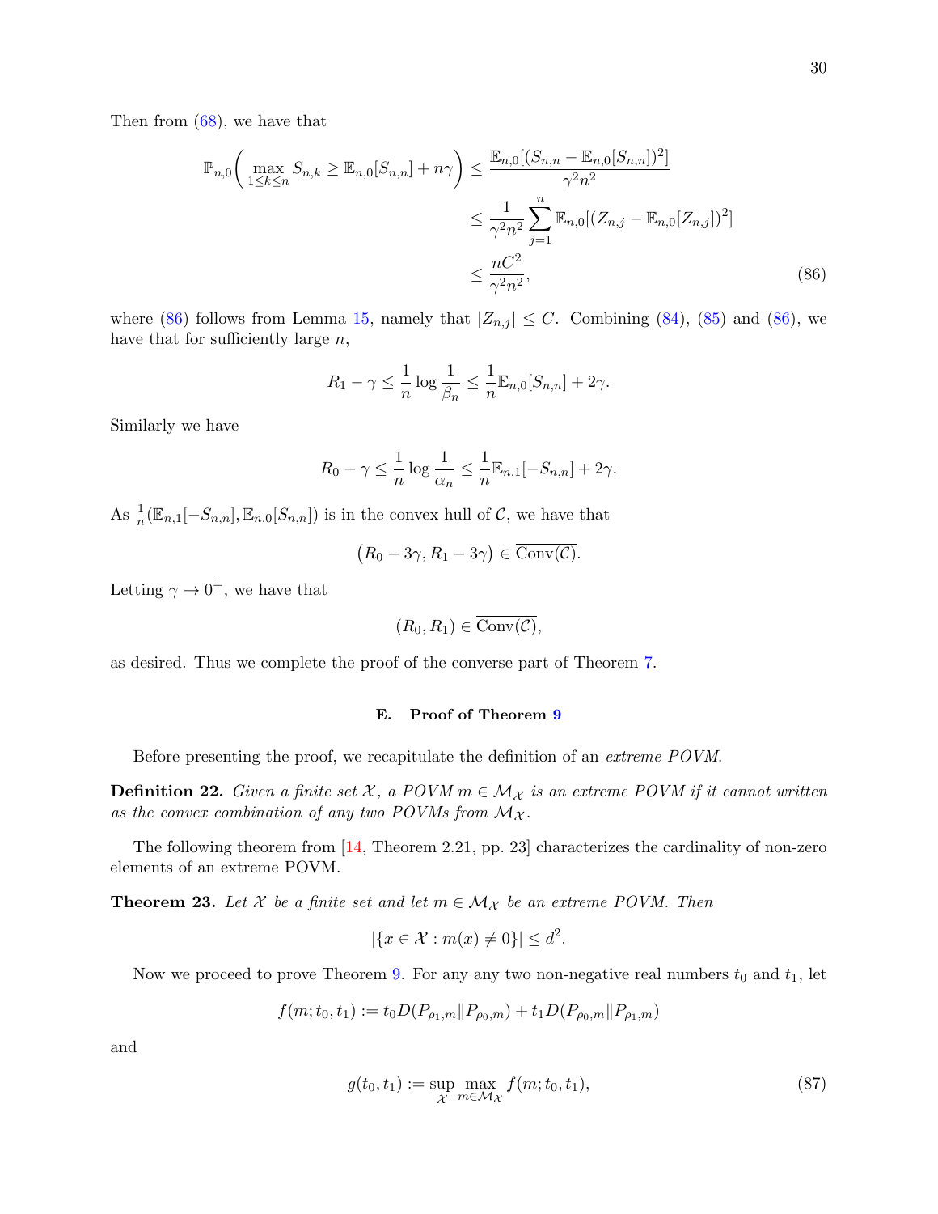Then from (68), we have that

$$
\begin{aligned}
\mathbb{P}_{n,0}\bigg( \max_{1 \le k \le n} S_{n,k} \ge \mathbb{E}_{n,0}[S_{n,n}] + n\gamma \bigg) &\le \frac{\mathbb{E}_{n,0}[(S_{n,n} - \mathbb{E}_{n,0}[S_{n,n}])^2]}{\gamma^2 n^2} \\
&\le \frac{1}{\gamma^2 n^2} \sum_{j=1}^{n} \mathbb{E}_{n,0}[(Z_{n,j} - \mathbb{E}_{n,0}[Z_{n,j}])^2] \\
&\le \frac{nC^2}{\gamma^2 n^2}, \qquad (86)
\end{aligned}
$$

where (86) follows from Lemma 15, namely that $|Z_{n,j}| \le C$. Combining (84), (85) and (86), we have that for sufficiently large $n$,

$$
R_1 - \gamma \le \frac{1}{n} \log \frac{1}{\beta_n} \le \frac{1}{n} \mathbb{E}_{n,0}[S_{n,n}] + 2\gamma.
$$

Similarly we have

$$
R_0 - \gamma \le \frac{1}{n} \log \frac{1}{\alpha_n} \le \frac{1}{n} \mathbb{E}_{n,1}[-S_{n,n}] + 2\gamma.
$$

As $\frac{1}{n}(\mathbb{E}_{n,1}[-S_{n,n}], \mathbb{E}_{n,0}[S_{n,n}])$ is in the convex hull of $\mathcal{C}$, we have that

$$
\big(R_0 - 3\gamma, R_1 - 3\gamma\big) \in \overline{\mathrm{Conv}(\mathcal{C})}.
$$

Letting $\gamma \to 0^+$, we have that

$$
(R_0, R_1) \in \overline{\mathrm{Conv}(\mathcal{C})},
$$

as desired. Thus we complete the proof of the converse part of Theorem 7.

### E. Proof of Theorem 9

Before presenting the proof, we recapitulate the definition of an *extreme POVM.*

**Definition 22.** *Given a finite set $\mathcal{X}$, a POVM $m \in \mathcal{M}_{\mathcal{X}}$ is an extreme POVM if it cannot written as the convex combination of any two POVMs from $\mathcal{M}_{\mathcal{X}}$.*

The following theorem from [14, Theorem 2.21, pp. 23] characterizes the cardinality of non-zero elements of an extreme POVM.

**Theorem 23.** *Let $\mathcal{X}$ be a finite set and let $m \in \mathcal{M}_{\mathcal{X}}$ be an extreme POVM. Then*

$$
|\{x \in \mathcal{X} : m(x) \neq 0\}| \le d^2.
$$

Now we proceed to prove Theorem 9. For any any two non-negative real numbers $t_0$ and $t_1$, let

$$
f(m; t_0, t_1) := t_0 D(P_{\rho_1,m} \| P_{\rho_0,m}) + t_1 D(P_{\rho_0,m} \| P_{\rho_1,m})
$$

and

$$
g(t_0, t_1) := \sup_{\mathcal{X}} \max_{m \in \mathcal{M}_{\mathcal{X}}} f(m; t_0, t_1), \qquad (87)
$$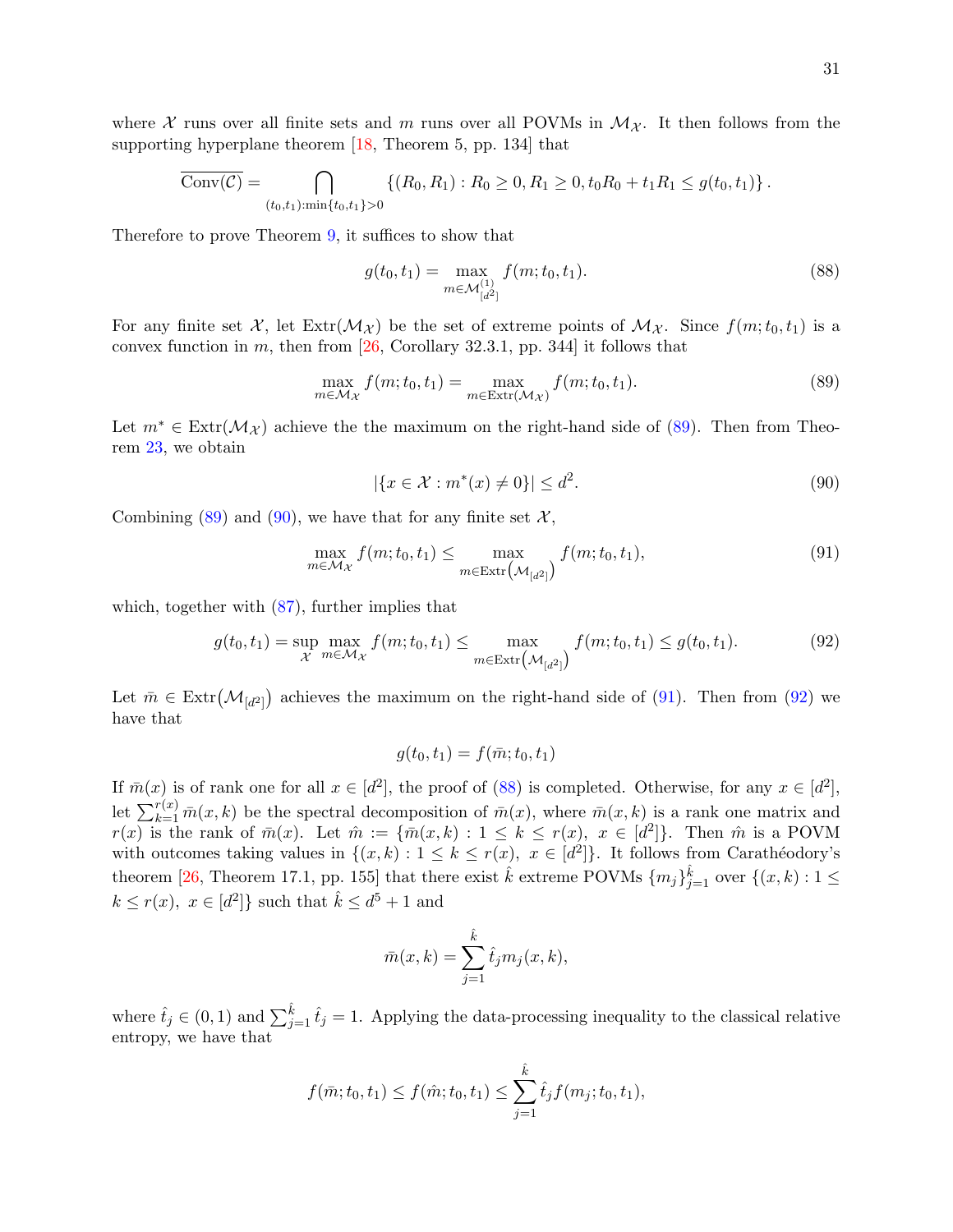where $\mathcal{X}$ runs over all finite sets and $m$ runs over all POVMs in $\mathcal{M}_{\mathcal{X}}$. It then follows from the supporting hyperplane theorem [18, Theorem 5, pp. 134] that

$$\overline{\text{Conv}(\mathcal{C})} = \bigcap_{(t_0,t_1):\min\{t_0,t_1\}>0} \{(R_0, R_1) : R_0 \geq 0, R_1 \geq 0, t_0 R_0 + t_1 R_1 \leq g(t_0, t_1)\}.$$

Therefore to prove Theorem 9, it suffices to show that

$$g(t_0, t_1) = \max_{m \in \mathcal{M}^{(1)}_{[d^2]}} f(m; t_0, t_1). \tag{88}$$

For any finite set $\mathcal{X}$, let $\text{Extr}(\mathcal{M}_{\mathcal{X}})$ be the set of extreme points of $\mathcal{M}_{\mathcal{X}}$. Since $f(m; t_0, t_1)$ is a convex function in $m$, then from [26, Corollary 32.3.1, pp. 344] it follows that

$$\max_{m \in \mathcal{M}_{\mathcal{X}}} f(m; t_0, t_1) = \max_{m \in \text{Extr}(\mathcal{M}_{\mathcal{X}})} f(m; t_0, t_1). \tag{89}$$

Let $m^* \in \text{Extr}(\mathcal{M}_{\mathcal{X}})$ achieve the the maximum on the right-hand side of (89). Then from Theorem 23, we obtain

$$|\{x \in \mathcal{X} : m^*(x) \neq 0\}| \leq d^2. \tag{90}$$

Combining (89) and (90), we have that for any finite set $\mathcal{X}$,

$$\max_{m \in \mathcal{M}_{\mathcal{X}}} f(m; t_0, t_1) \leq \max_{m \in \text{Extr}\left(\mathcal{M}_{[d^2]}\right)} f(m; t_0, t_1), \tag{91}$$

which, together with (87), further implies that

$$g(t_0, t_1) = \sup_{\mathcal{X}} \max_{m \in \mathcal{M}_{\mathcal{X}}} f(m; t_0, t_1) \leq \max_{m \in \text{Extr}\left(\mathcal{M}_{[d^2]}\right)} f(m; t_0, t_1) \leq g(t_0, t_1). \tag{92}$$

Let $\bar{m} \in \text{Extr}\big(\mathcal{M}_{[d^2]}\big)$ achieves the maximum on the right-hand side of (91). Then from (92) we have that

$$g(t_0, t_1) = f(\bar{m}; t_0, t_1)$$

If $\bar{m}(x)$ is of rank one for all $x \in [d^2]$, the proof of (88) is completed. Otherwise, for any $x \in [d^2]$, let $\sum_{k=1}^{r(x)} \bar{m}(x, k)$ be the spectral decomposition of $\bar{m}(x)$, where $\bar{m}(x, k)$ is a rank one matrix and $r(x)$ is the rank of $\bar{m}(x)$. Let $\hat{m} := \{\bar{m}(x, k) : 1 \leq k \leq r(x),\ x \in [d^2]\}$. Then $\hat{m}$ is a POVM with outcomes taking values in $\{(x, k) : 1 \leq k \leq r(x),\ x \in [d^2]\}$. It follows from Carathéodory's theorem [26, Theorem 17.1, pp. 155] that there exist $\hat{k}$ extreme POVMs $\{m_j\}_{j=1}^{\hat{k}}$ over $\{(x, k) : 1 \leq k \leq r(x),\ x \in [d^2]\}$ such that $\hat{k} \leq d^5 + 1$ and

$$\bar{m}(x, k) = \sum_{j=1}^{\hat{k}} \hat{t}_j m_j(x, k),$$

where $\hat{t}_j \in (0, 1)$ and $\sum_{j=1}^{\hat{k}} \hat{t}_j = 1$. Applying the data-processing inequality to the classical relative entropy, we have that

$$f(\bar{m}; t_0, t_1) \leq f(\hat{m}; t_0, t_1) \leq \sum_{j=1}^{\hat{k}} \hat{t}_j f(m_j; t_0, t_1),$$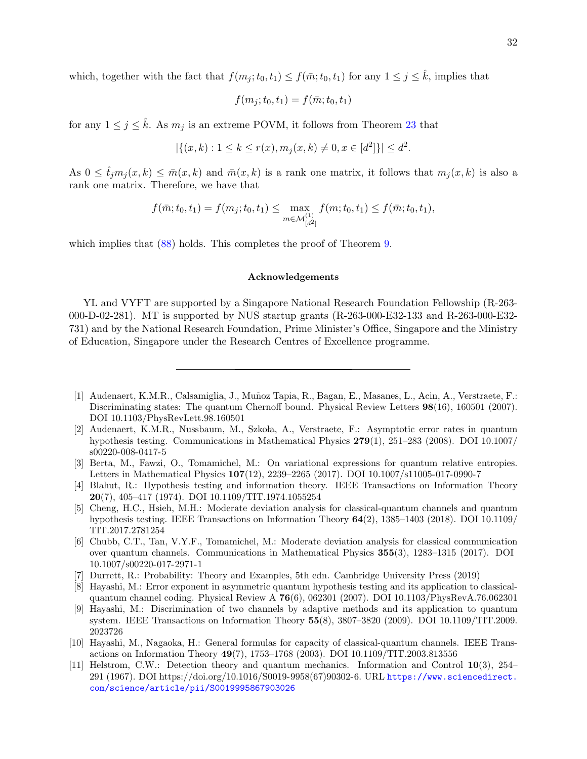which, together with the fact that $f(m_j; t_0, t_1) \leq f(\bar{m}; t_0, t_1)$ for any $1 \leq j \leq \hat{k}$, implies that

$$f(m_j; t_0, t_1) = f(\bar{m}; t_0, t_1)$$

for any $1 \leq j \leq \hat{k}$. As $m_j$ is an extreme POVM, it follows from Theorem 23 that

$$|\{(x, k) : 1 \leq k \leq r(x), m_j(x, k) \neq 0, x \in [d^2]\}| \leq d^2.$$

As $0 \leq \hat{t}_j m_j(x, k) \leq \bar{m}(x, k)$ and $\bar{m}(x, k)$ is a rank one matrix, it follows that $m_j(x, k)$ is also a rank one matrix. Therefore, we have that

$$f(\bar{m}; t_0, t_1) = f(m_j; t_0, t_1) \leq \max_{m \in \mathcal{M}^{(1)}_{[d^2]}} f(m; t_0, t_1) \leq f(\bar{m}; t_0, t_1),$$

which implies that (88) holds. This completes the proof of Theorem 9.

## Acknowledgements

YL and VYFT are supported by a Singapore National Research Foundation Fellowship (R-263-000-D-02-281). MT is supported by NUS startup grants (R-263-000-E32-133 and R-263-000-E32-731) and by the National Research Foundation, Prime Minister's Office, Singapore and the Ministry of Education, Singapore under the Research Centres of Excellence programme.

---

[1] Audenaert, K.M.R., Calsamiglia, J., Muñoz Tapia, R., Bagan, E., Masanes, L., Acin, A., Verstraete, F.: Discriminating states: The quantum Chernoff bound. Physical Review Letters **98**(16), 160501 (2007). DOI 10.1103/PhysRevLett.98.160501

[2] Audenaert, K.M.R., Nussbaum, M., Szkoła, A., Verstraete, F.: Asymptotic error rates in quantum hypothesis testing. Communications in Mathematical Physics **279**(1), 251–283 (2008). DOI 10.1007/s00220-008-0417-5

[3] Berta, M., Fawzi, O., Tomamichel, M.: On variational expressions for quantum relative entropies. Letters in Mathematical Physics **107**(12), 2239–2265 (2017). DOI 10.1007/s11005-017-0990-7

[4] Blahut, R.: Hypothesis testing and information theory. IEEE Transactions on Information Theory **20**(7), 405–417 (1974). DOI 10.1109/TIT.1974.1055254

[5] Cheng, H.C., Hsieh, M.H.: Moderate deviation analysis for classical-quantum channels and quantum hypothesis testing. IEEE Transactions on Information Theory **64**(2), 1385–1403 (2018). DOI 10.1109/TIT.2017.2781254

[6] Chubb, C.T., Tan, V.Y.F., Tomamichel, M.: Moderate deviation analysis for classical communication over quantum channels. Communications in Mathematical Physics **355**(3), 1283–1315 (2017). DOI 10.1007/s00220-017-2971-1

[7] Durrett, R.: Probability: Theory and Examples, 5th edn. Cambridge University Press (2019)

[8] Hayashi, M.: Error exponent in asymmetric quantum hypothesis testing and its application to classical-quantum channel coding. Physical Review A **76**(6), 062301 (2007). DOI 10.1103/PhysRevA.76.062301

[9] Hayashi, M.: Discrimination of two channels by adaptive methods and its application to quantum system. IEEE Transactions on Information Theory **55**(8), 3807–3820 (2009). DOI 10.1109/TIT.2009.2023726

[10] Hayashi, M., Nagaoka, H.: General formulas for capacity of classical-quantum channels. IEEE Transactions on Information Theory **49**(7), 1753–1768 (2003). DOI 10.1109/TIT.2003.813556

[11] Helstrom, C.W.: Detection theory and quantum mechanics. Information and Control **10**(3), 254–291 (1967). DOI https://doi.org/10.1016/S0019-9958(67)90302-6. URL https://www.sciencedirect.com/science/article/pii/S0019995867903026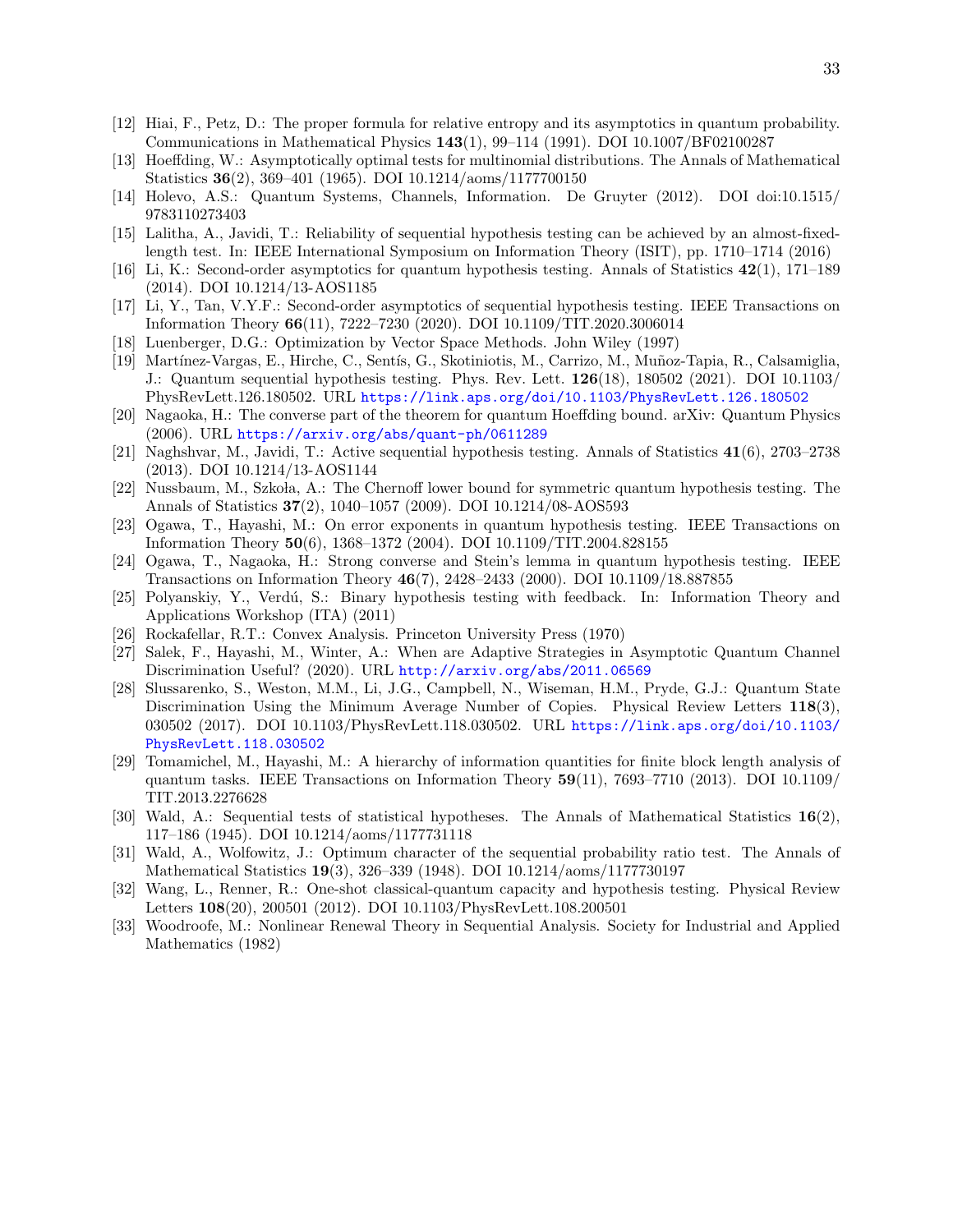[12] Hiai, F., Petz, D.: The proper formula for relative entropy and its asymptotics in quantum probability. Communications in Mathematical Physics **143**(1), 99–114 (1991). DOI 10.1007/BF02100287

[13] Hoeffding, W.: Asymptotically optimal tests for multinomial distributions. The Annals of Mathematical Statistics **36**(2), 369–401 (1965). DOI 10.1214/aoms/1177700150

[14] Holevo, A.S.: Quantum Systems, Channels, Information. De Gruyter (2012). DOI doi:10.1515/9783110273403

[15] Lalitha, A., Javidi, T.: Reliability of sequential hypothesis testing can be achieved by an almost-fixed-length test. In: IEEE International Symposium on Information Theory (ISIT), pp. 1710–1714 (2016)

[16] Li, K.: Second-order asymptotics for quantum hypothesis testing. Annals of Statistics **42**(1), 171–189 (2014). DOI 10.1214/13-AOS1185

[17] Li, Y., Tan, V.Y.F.: Second-order asymptotics of sequential hypothesis testing. IEEE Transactions on Information Theory **66**(11), 7222–7230 (2020). DOI 10.1109/TIT.2020.3006014

[18] Luenberger, D.G.: Optimization by Vector Space Methods. John Wiley (1997)

[19] Martínez-Vargas, E., Hirche, C., Sentís, G., Skotiniotis, M., Carrizo, M., Muñoz-Tapia, R., Calsamiglia, J.: Quantum sequential hypothesis testing. Phys. Rev. Lett. **126**(18), 180502 (2021). DOI 10.1103/PhysRevLett.126.180502. URL https://link.aps.org/doi/10.1103/PhysRevLett.126.180502

[20] Nagaoka, H.: The converse part of the theorem for quantum Hoeffding bound. arXiv: Quantum Physics (2006). URL https://arxiv.org/abs/quant-ph/0611289

[21] Naghshvar, M., Javidi, T.: Active sequential hypothesis testing. Annals of Statistics **41**(6), 2703–2738 (2013). DOI 10.1214/13-AOS1144

[22] Nussbaum, M., Szkoła, A.: The Chernoff lower bound for symmetric quantum hypothesis testing. The Annals of Statistics **37**(2), 1040–1057 (2009). DOI 10.1214/08-AOS593

[23] Ogawa, T., Hayashi, M.: On error exponents in quantum hypothesis testing. IEEE Transactions on Information Theory **50**(6), 1368–1372 (2004). DOI 10.1109/TIT.2004.828155

[24] Ogawa, T., Nagaoka, H.: Strong converse and Stein's lemma in quantum hypothesis testing. IEEE Transactions on Information Theory **46**(7), 2428–2433 (2000). DOI 10.1109/18.887855

[25] Polyanskiy, Y., Verdú, S.: Binary hypothesis testing with feedback. In: Information Theory and Applications Workshop (ITA) (2011)

[26] Rockafellar, R.T.: Convex Analysis. Princeton University Press (1970)

[27] Salek, F., Hayashi, M., Winter, A.: When are Adaptive Strategies in Asymptotic Quantum Channel Discrimination Useful? (2020). URL http://arxiv.org/abs/2011.06569

[28] Slussarenko, S., Weston, M.M., Li, J.G., Campbell, N., Wiseman, H.M., Pryde, G.J.: Quantum State Discrimination Using the Minimum Average Number of Copies. Physical Review Letters **118**(3), 030502 (2017). DOI 10.1103/PhysRevLett.118.030502. URL https://link.aps.org/doi/10.1103/PhysRevLett.118.030502

[29] Tomamichel, M., Hayashi, M.: A hierarchy of information quantities for finite block length analysis of quantum tasks. IEEE Transactions on Information Theory **59**(11), 7693–7710 (2013). DOI 10.1109/TIT.2013.2276628

[30] Wald, A.: Sequential tests of statistical hypotheses. The Annals of Mathematical Statistics **16**(2), 117–186 (1945). DOI 10.1214/aoms/1177731118

[31] Wald, A., Wolfowitz, J.: Optimum character of the sequential probability ratio test. The Annals of Mathematical Statistics **19**(3), 326–339 (1948). DOI 10.1214/aoms/1177730197

[32] Wang, L., Renner, R.: One-shot classical-quantum capacity and hypothesis testing. Physical Review Letters **108**(20), 200501 (2012). DOI 10.1103/PhysRevLett.108.200501

[33] Woodroofe, M.: Nonlinear Renewal Theory in Sequential Analysis. Society for Industrial and Applied Mathematics (1982)